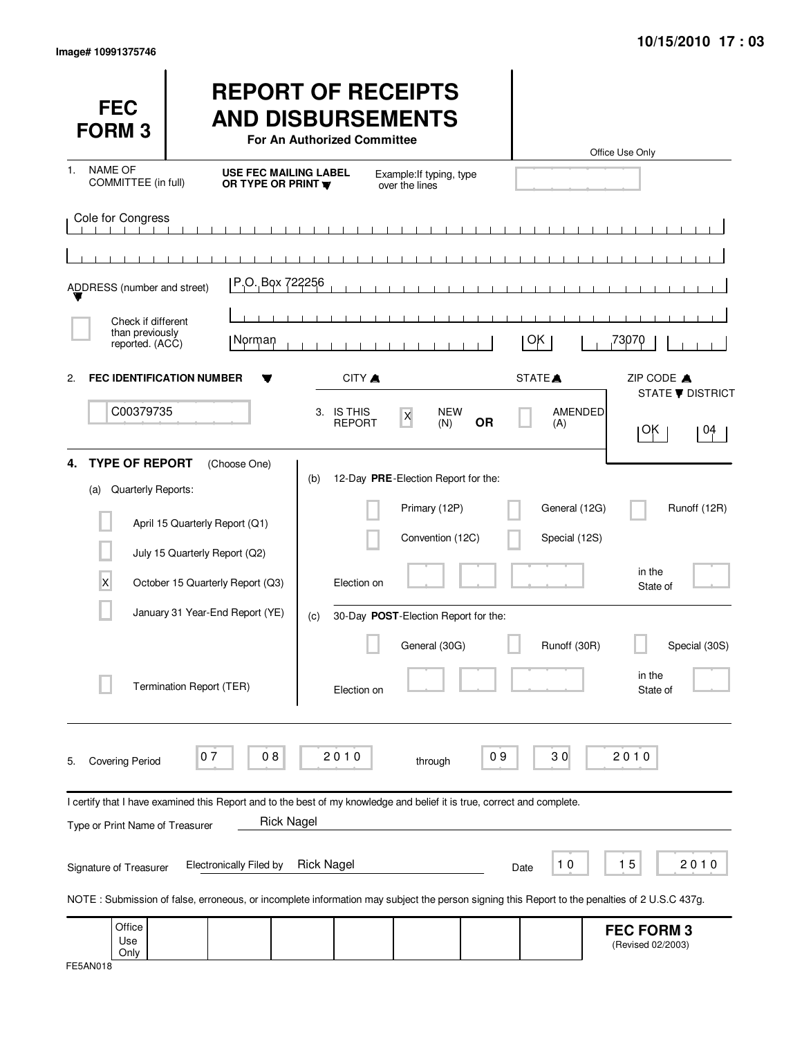Image# 10991375746

10/15/2010 17 : 03

# FEC FORM 3

# REPORT OF RECEIPTS AND DISBURSEMENTS

**For An Authorized Committee**

Office Use Only

1. NAME OF COMMITTEE (in full) — **USE FEC MAILING LABEL OR TYPE OR PRINT** — Example: If typing, type over the lines

Cole for Congress

ADDRESS (number and street): P.O. Box 722256

☐ Check if different than previously reported. (ACC)

| CITY | STATE | ZIP CODE |
|---|---|---|
| Norman | OK | 73070 |

2. **FEC IDENTIFICATION NUMBER**: C00379735

3. IS THIS REPORT: [X] NEW (N) **OR** [ ] AMENDED (A)

| STATE | DISTRICT |
|---|---|
| OK | 04 |

4. **TYPE OF REPORT** (Choose One)

(a) Quarterly Reports:

- [ ] April 15 Quarterly Report (Q1)
- [ ] July 15 Quarterly Report (Q2)
- [X] October 15 Quarterly Report (Q3)
- [ ] January 31 Year-End Report (YE)
- [ ] Termination Report (TER)

(b) 12-Day **PRE**-Election Report for the:

- [ ] Primary (12P)
- [ ] General (12G)
- [ ] Runoff (12R)
- [ ] Convention (12C)
- [ ] Special (12S)

Election on ________ in the State of ____

(c) 30-Day **POST**-Election Report for the:

- [ ] General (30G)
- [ ] Runoff (30R)
- [ ] Special (30S)

Election on ________ in the State of ____

5. Covering Period 07 08 2010 through 09 30 2010

I certify that I have examined this Report and to the best of my knowledge and belief it is true, correct and complete.

Type or Print Name of Treasurer: Rick Nagel

Signature of Treasurer: Electronically Filed by Rick Nagel — Date 10 15 2010

NOTE : Submission of false, erroneous, or incomplete information may subject the person signing this Report to the penalties of 2 U.S.C 437g.

Office Use Only

**FEC FORM 3** (Revised 02/2003)

FE5AN018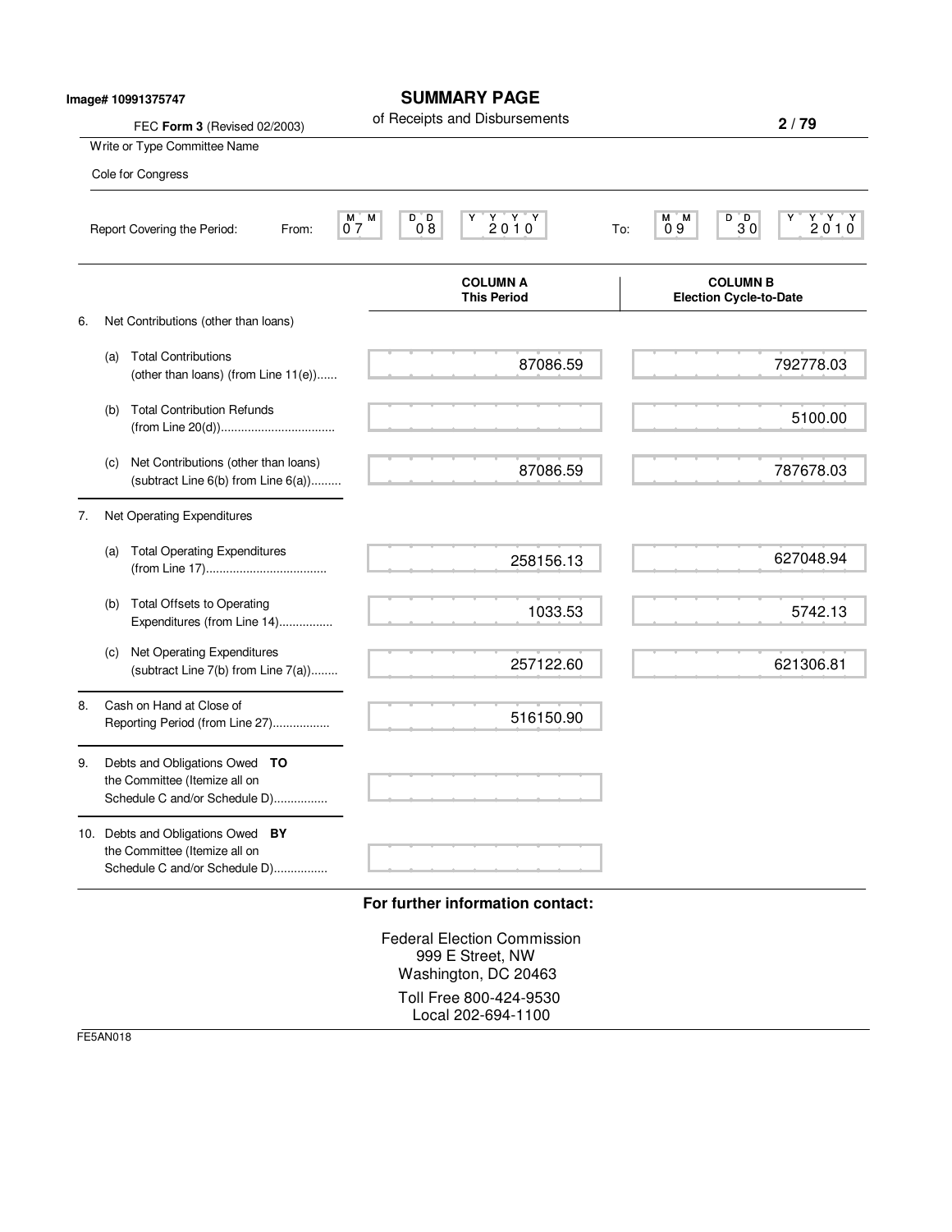Image# 10991375747

# SUMMARY PAGE

of Receipts and Disbursements

FEC **Form 3** (Revised 02/2003)

Write or Type Committee Name

Cole for Congress

Report Covering the Period: From: 07 08 2010 To: 09 30 2010

| | COLUMN A This Period | COLUMN B Election Cycle-to-Date |
|---|---|---|
| 6. Net Contributions (other than loans) | | |
| (a) Total Contributions (other than loans) (from Line 11(e)) | 87086.59 | 792778.03 |
| (b) Total Contribution Refunds (from Line 20(d)) | | 5100.00 |
| (c) Net Contributions (other than loans) (subtract Line 6(b) from Line 6(a)) | 87086.59 | 787678.03 |
| 7. Net Operating Expenditures | | |
| (a) Total Operating Expenditures (from Line 17) | 258156.13 | 627048.94 |
| (b) Total Offsets to Operating Expenditures (from Line 14) | 1033.53 | 5742.13 |
| (c) Net Operating Expenditures (subtract Line 7(b) from Line 7(a)) | 257122.60 | 621306.81 |
| 8. Cash on Hand at Close of Reporting Period (from Line 27) | 516150.90 | |
| 9. Debts and Obligations Owed **TO** the Committee (Itemize all on Schedule C and/or Schedule D) | | |
| 10. Debts and Obligations Owed **BY** the Committee (Itemize all on Schedule C and/or Schedule D) | | |

**For further information contact:**

Federal Election Commission
999 E Street, NW
Washington, DC 20463

Toll Free 800-424-9530
Local 202-694-1100

FE5AN018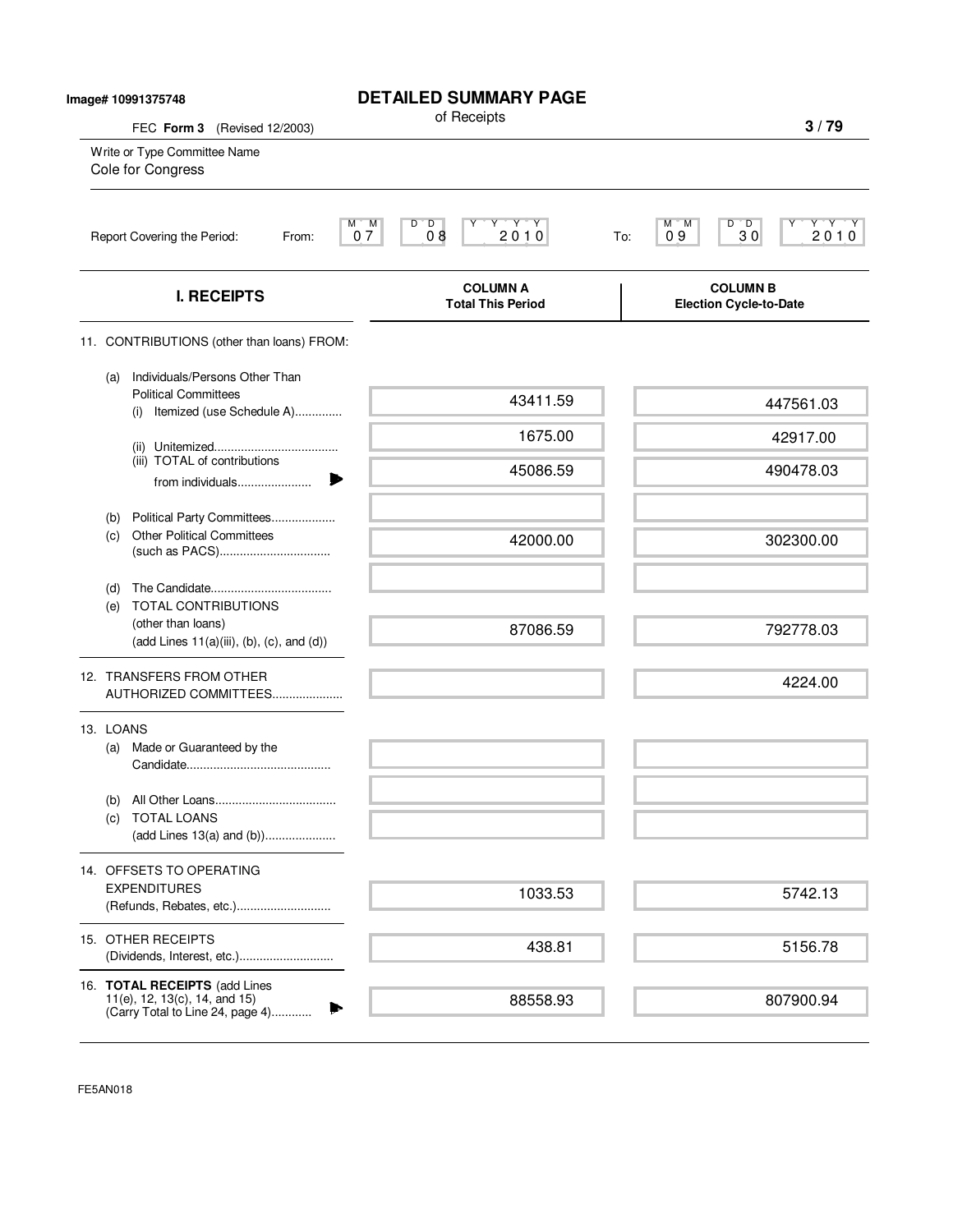Image# 10991375748

# DETAILED SUMMARY PAGE

of Receipts

FEC **Form 3** (Revised 12/2003)

Write or Type Committee Name

Cole for Congress

Report Covering the Period: From: 07 08 2010 To: 09 30 2010

| I. RECEIPTS | COLUMN A Total This Period | COLUMN B Election Cycle-to-Date |
|---|---|---|
| 11. CONTRIBUTIONS (other than loans) FROM: | | |
| (a) Individuals/Persons Other Than Political Committees (i) Itemized (use Schedule A) | 43411.59 | 447561.03 |
| (ii) Unitemized | 1675.00 | 42917.00 |
| (iii) TOTAL of contributions from individuals | 45086.59 | 490478.03 |
| (b) Political Party Committees | | |
| (c) Other Political Committees (such as PACS) | 42000.00 | 302300.00 |
| (d) The Candidate | | |
| (e) TOTAL CONTRIBUTIONS (other than loans) (add Lines 11(a)(iii), (b), (c), and (d)) | 87086.59 | 792778.03 |
| 12. TRANSFERS FROM OTHER AUTHORIZED COMMITTEES | | 4224.00 |
| 13. LOANS | | |
| (a) Made or Guaranteed by the Candidate | | |
| (b) All Other Loans | | |
| (c) TOTAL LOANS (add Lines 13(a) and (b)) | | |
| 14. OFFSETS TO OPERATING EXPENDITURES (Refunds, Rebates, etc.) | 1033.53 | 5742.13 |
| 15. OTHER RECEIPTS (Dividends, Interest, etc.) | 438.81 | 5156.78 |
| 16. **TOTAL RECEIPTS** (add Lines 11(e), 12, 13(c), 14, and 15) (Carry Total to Line 24, page 4) | 88558.93 | 807900.94 |

FE5AN018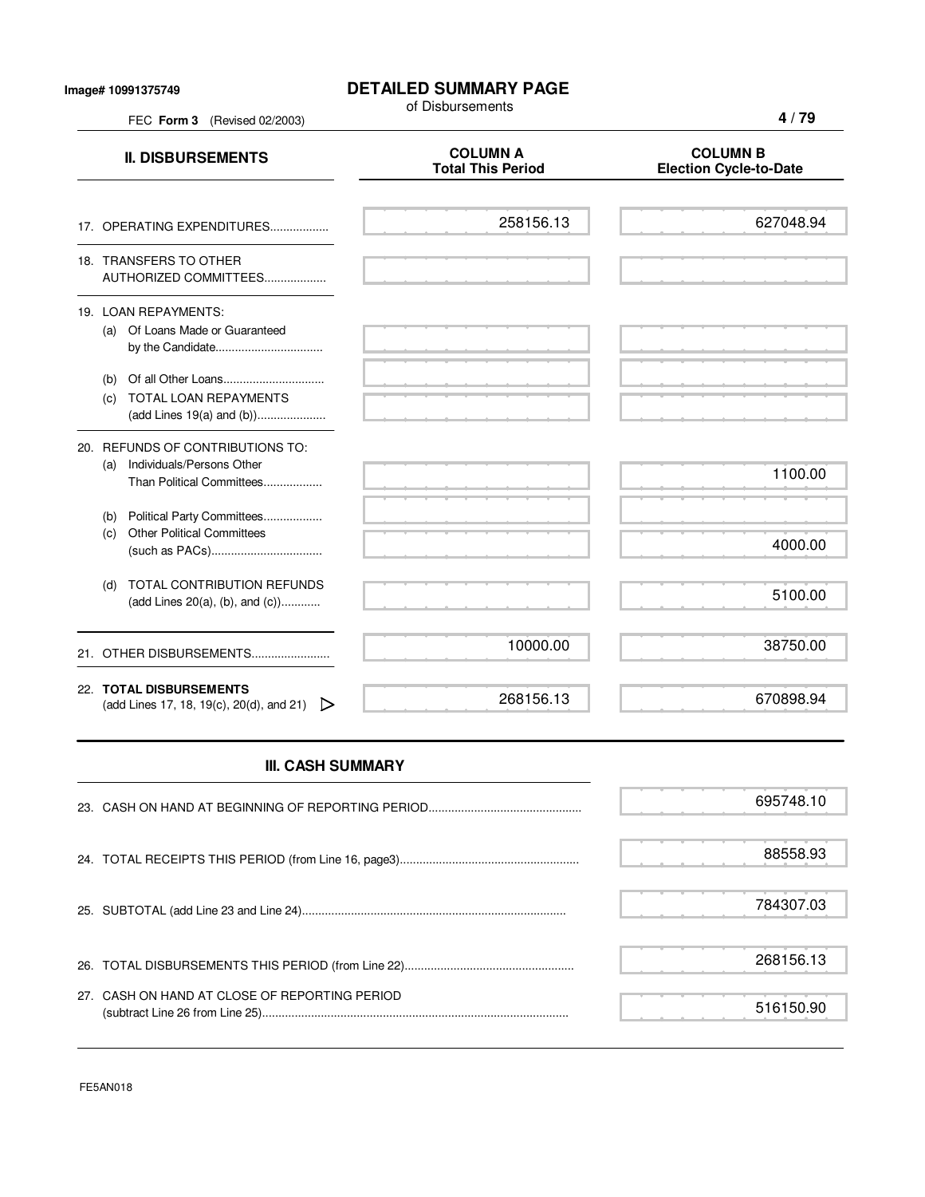Image# 10991375749

# DETAILED SUMMARY PAGE

of Disbursements

FEC **Form 3** (Revised 02/2003)

| **II. DISBURSEMENTS** | **COLUMN A Total This Period** | **COLUMN B Election Cycle-to-Date** |
|---|---|---|
| 17. OPERATING EXPENDITURES.................. | 258156.13 | 627048.94 |
| 18. TRANSFERS TO OTHER AUTHORIZED COMMITTEES................... | | |
| 19. LOAN REPAYMENTS: | | |
| (a) Of Loans Made or Guaranteed by the Candidate................................. | | |
| (b) Of all Other Loans............................... | | |
| (c) TOTAL LOAN REPAYMENTS (add Lines 19(a) and (b))..................... | | |
| 20. REFUNDS OF CONTRIBUTIONS TO: | | |
| (a) Individuals/Persons Other Than Political Committees.................. | | 1100.00 |
| (b) Political Party Committees.................. | | |
| (c) Other Political Committees (such as PACs).................................. | | 4000.00 |
| (d) TOTAL CONTRIBUTION REFUNDS (add Lines 20(a), (b), and (c))........... | | 5100.00 |
| 21. OTHER DISBURSEMENTS........................ | 10000.00 | 38750.00 |
| 22. **TOTAL DISBURSEMENTS** (add Lines 17, 18, 19(c), 20(d), and 21) | 268156.13 | 670898.94 |

## III. CASH SUMMARY

| | |
|---|---|
| 23. CASH ON HAND AT BEGINNING OF REPORTING PERIOD............................................... | 695748.10 |
| 24. TOTAL RECEIPTS THIS PERIOD (from Line 16, page3)...................................................... | 88558.93 |
| 25. SUBTOTAL (add Line 23 and Line 24)................................................................................ | 784307.03 |
| 26. TOTAL DISBURSEMENTS THIS PERIOD (from Line 22)................................................... | 268156.13 |
| 27. CASH ON HAND AT CLOSE OF REPORTING PERIOD (subtract Line 26 from Line 25)............................................................................................ | 516150.90 |

FE5AN018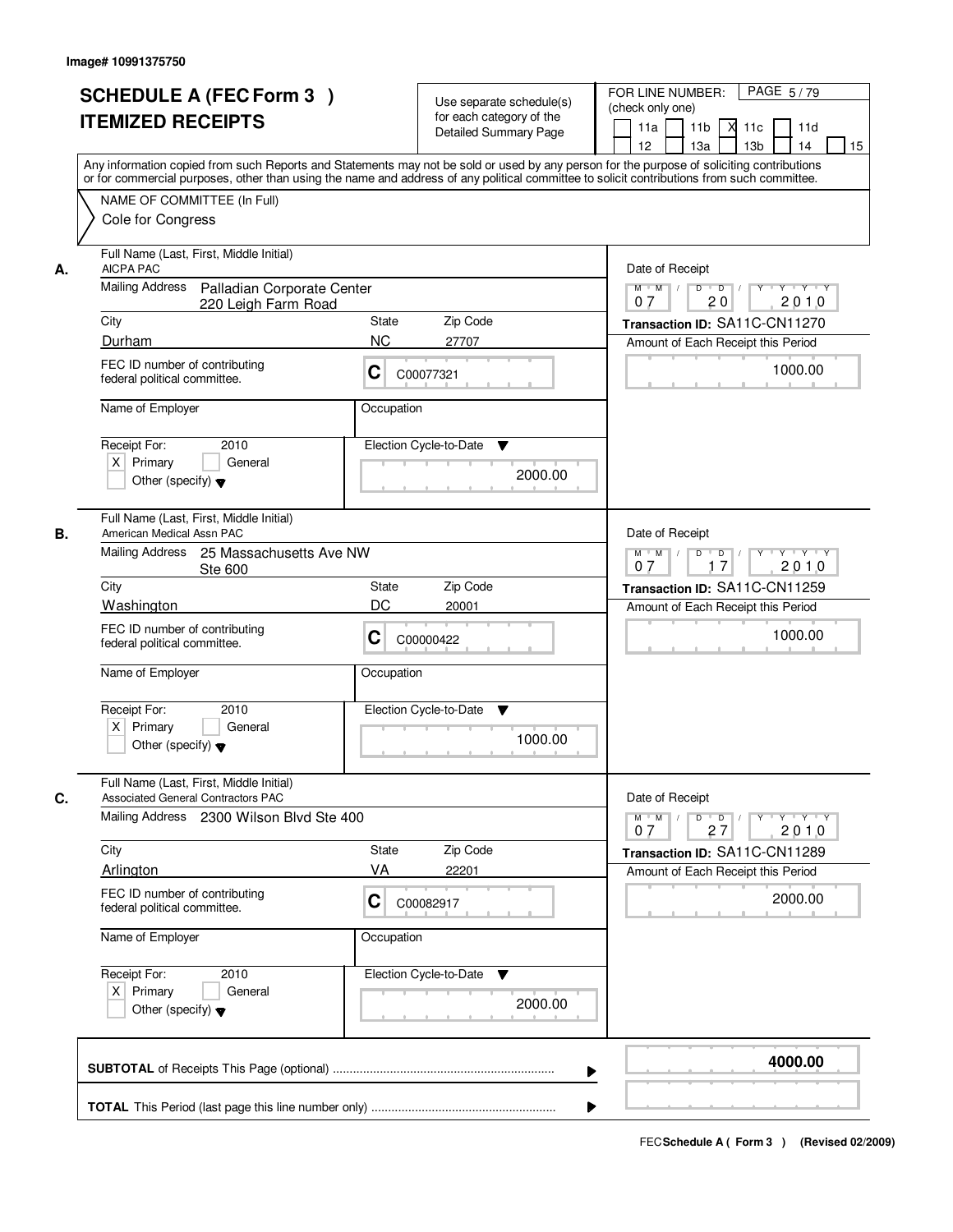Image# 10991375750

# SCHEDULE A (FEC Form 3 )
## ITEMIZED RECEIPTS

Use separate schedule(s) for each category of the Detailed Summary Page

FOR LINE NUMBER: (check only one)

11a | 11b | X 11c | 11d | 12 | 13a | 13b | 14 | 15

PAGE 5 / 79

Any information copied from such Reports and Statements may not be sold or used by any person for the purpose of soliciting contributions or for commercial purposes, other than using the name and address of any political committee to solicit contributions from such committee.

NAME OF COMMITTEE (In Full)

Cole for Congress

---

**A.** Full Name (Last, First, Middle Initial): AICPA PAC

Mailing Address: Palladian Corporate Center, 220 Leigh Farm Road

City: Durham | State: NC | Zip Code: 27707

FEC ID number of contributing federal political committee: C C00077321

Name of Employer: | Occupation:

Receipt For: 2010 — X Primary | General | Other (specify)

Election Cycle-to-Date: 2000.00

Date of Receipt: 07 / 20 / 2010

Transaction ID: SA11C-CN11270

Amount of Each Receipt this Period: 1000.00

---

**B.** Full Name (Last, First, Middle Initial): American Medical Assn PAC

Mailing Address: 25 Massachusetts Ave NW, Ste 600

City: Washington | State: DC | Zip Code: 20001

FEC ID number of contributing federal political committee: C C00000422

Name of Employer: | Occupation:

Receipt For: 2010 — X Primary | General | Other (specify)

Election Cycle-to-Date: 1000.00

Date of Receipt: 07 / 17 / 2010

Transaction ID: SA11C-CN11259

Amount of Each Receipt this Period: 1000.00

---

**C.** Full Name (Last, First, Middle Initial): Associated General Contractors PAC

Mailing Address: 2300 Wilson Blvd Ste 400

City: Arlington | State: VA | Zip Code: 22201

FEC ID number of contributing federal political committee: C C00082917

Name of Employer: | Occupation:

Receipt For: 2010 — X Primary | General | Other (specify)

Election Cycle-to-Date: 2000.00

Date of Receipt: 07 / 27 / 2010

Transaction ID: SA11C-CN11289

Amount of Each Receipt this Period: 2000.00

---

**SUBTOTAL** of Receipts This Page (optional): **4000.00**

**TOTAL** This Period (last page this line number only):

FEC **Schedule A ( Form 3 )** (Revised 02/2009)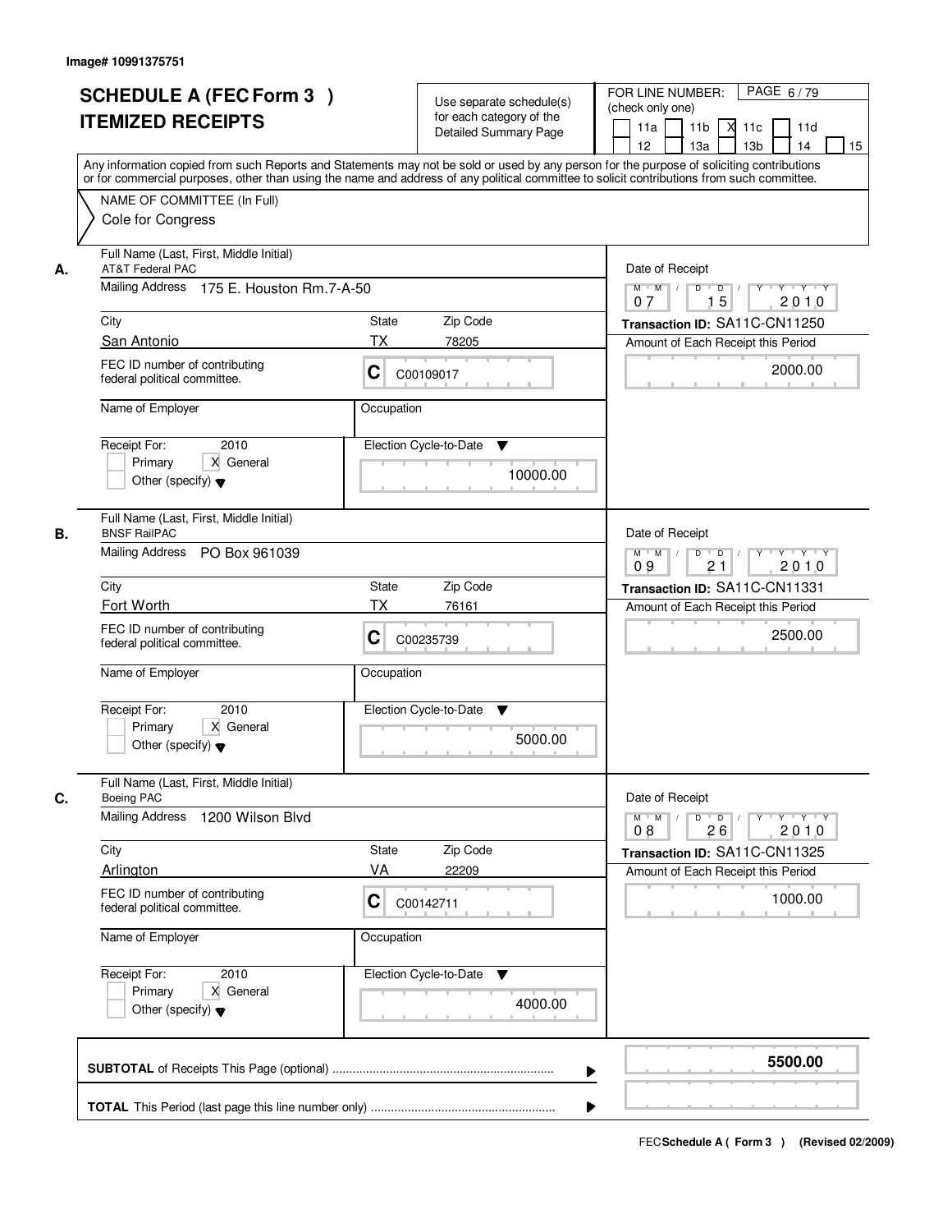Image# 10991375751

# SCHEDULE A (FEC Form 3 )
# ITEMIZED RECEIPTS

Use separate schedule(s) for each category of the Detailed Summary Page

FOR LINE NUMBER: (check only one)

11a | 11b | [X] 11c | 11d | 12 | 13a | 13b | 14 | 15

PAGE 6 / 79

Any information copied from such Reports and Statements may not be sold or used by any person for the purpose of soliciting contributions or for commercial purposes, other than using the name and address of any political committee to solicit contributions from such committee.

NAME OF COMMITTEE (In Full)
Cole for Congress

---

**A.** Full Name (Last, First, Middle Initial): AT&T Federal PAC

Mailing Address: 175 E. Houston Rm.7-A-50

City: San Antonio | State: TX | Zip Code: 78205

FEC ID number of contributing federal political committee: C C00109017

Name of Employer: | Occupation:

Receipt For: 2010 — [ ] Primary [X] General [ ] Other (specify)

Election Cycle-to-Date: 10000.00

Date of Receipt: 07 / 15 / 2010

Transaction ID: SA11C-CN11250

Amount of Each Receipt this Period: 2000.00

---

**B.** Full Name (Last, First, Middle Initial): BNSF RailPAC

Mailing Address: PO Box 961039

City: Fort Worth | State: TX | Zip Code: 76161

FEC ID number of contributing federal political committee: C C00235739

Name of Employer: | Occupation:

Receipt For: 2010 — [ ] Primary [X] General [ ] Other (specify)

Election Cycle-to-Date: 5000.00

Date of Receipt: 09 / 21 / 2010

Transaction ID: SA11C-CN11331

Amount of Each Receipt this Period: 2500.00

---

**C.** Full Name (Last, First, Middle Initial): Boeing PAC

Mailing Address: 1200 Wilson Blvd

City: Arlington | State: VA | Zip Code: 22209

FEC ID number of contributing federal political committee: C C00142711

Name of Employer: | Occupation:

Receipt For: 2010 — [ ] Primary [X] General [ ] Other (specify)

Election Cycle-to-Date: 4000.00

Date of Receipt: 08 / 26 / 2010

Transaction ID: SA11C-CN11325

Amount of Each Receipt this Period: 1000.00

---

**SUBTOTAL** of Receipts This Page (optional) ........ **5500.00**

**TOTAL** This Period (last page this line number only) ........

FEC Schedule A ( Form 3 ) (Revised 02/2009)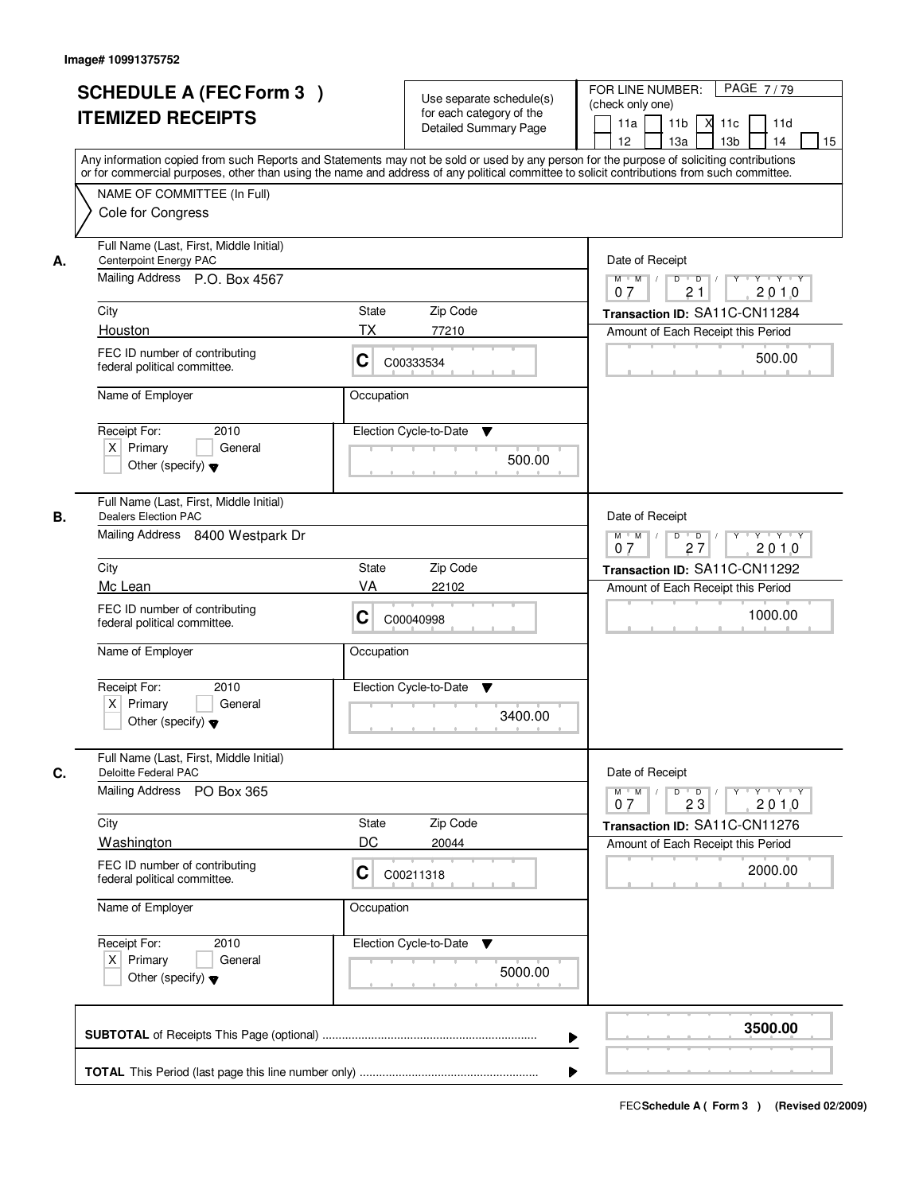Image# 10991375752

# SCHEDULE A (FEC Form 3 )
# ITEMIZED RECEIPTS

Use separate schedule(s) for each category of the Detailed Summary Page

FOR LINE NUMBER: (check only one)

11a | 11b | X 11c | 11d | 12 | 13a | 13b | 14 | 15

PAGE 7 / 79

Any information copied from such Reports and Statements may not be sold or used by any person for the purpose of soliciting contributions or for commercial purposes, other than using the name and address of any political committee to solicit contributions from such committee.

NAME OF COMMITTEE (In Full)
Cole for Congress

---

**A.** Full Name (Last, First, Middle Initial): Centerpoint Energy PAC

Mailing Address: P.O. Box 4567

City: Houston | State: TX | Zip Code: 77210

FEC ID number of contributing federal political committee: C C00333534

Name of Employer: | Occupation:

Receipt For: 2010 — X Primary | General | Other (specify)

Election Cycle-to-Date: 500.00

Date of Receipt: 07 / 21 / 2010

Transaction ID: SA11C-CN11284

Amount of Each Receipt this Period: 500.00

---

**B.** Full Name (Last, First, Middle Initial): Dealers Election PAC

Mailing Address: 8400 Westpark Dr

City: Mc Lean | State: VA | Zip Code: 22102

FEC ID number of contributing federal political committee: C C00040998

Name of Employer: | Occupation:

Receipt For: 2010 — X Primary | General | Other (specify)

Election Cycle-to-Date: 3400.00

Date of Receipt: 07 / 27 / 2010

Transaction ID: SA11C-CN11292

Amount of Each Receipt this Period: 1000.00

---

**C.** Full Name (Last, First, Middle Initial): Deloitte Federal PAC

Mailing Address: PO Box 365

City: Washington | State: DC | Zip Code: 20044

FEC ID number of contributing federal political committee: C C00211318

Name of Employer: | Occupation:

Receipt For: 2010 — X Primary | General | Other (specify)

Election Cycle-to-Date: 5000.00

Date of Receipt: 07 / 23 / 2010

Transaction ID: SA11C-CN11276

Amount of Each Receipt this Period: 2000.00

---

**SUBTOTAL** of Receipts This Page (optional): **3500.00**

**TOTAL** This Period (last page this line number only):

FEC **Schedule A ( Form 3 )** (Revised 02/2009)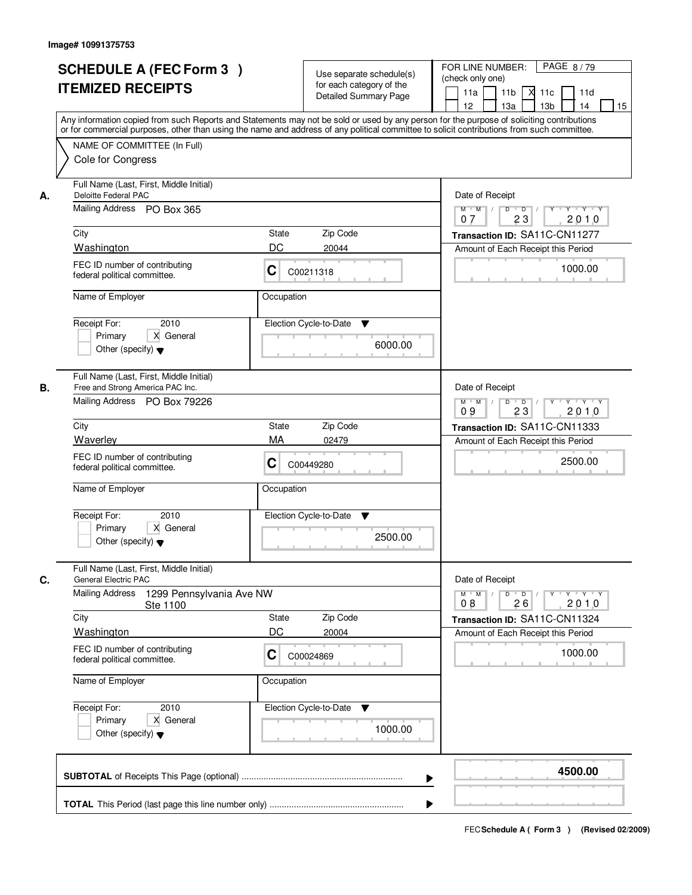Image# 10991375753

# SCHEDULE A (FEC Form 3 ) ITEMIZED RECEIPTS

Use separate schedule(s) for each category of the Detailed Summary Page

FOR LINE NUMBER: (check only one)

11a | 11b | X 11c | 11d | 12 | 13a | 13b | 14 | 15

PAGE 8 / 79

Any information copied from such Reports and Statements may not be sold or used by any person for the purpose of soliciting contributions or for commercial purposes, other than using the name and address of any political committee to solicit contributions from such committee.

NAME OF COMMITTEE (In Full)
Cole for Congress

---

**A.** Full Name (Last, First, Middle Initial): Deloitte Federal PAC

Mailing Address: PO Box 365

City: Washington | State: DC | Zip Code: 20044

FEC ID number of contributing federal political committee: C C00211318

Name of Employer:

Occupation:

Receipt For: 2010 — Primary [ ] General [X] Other (specify)

Election Cycle-to-Date: 6000.00

Date of Receipt: 07 / 23 / 2010

Transaction ID: SA11C-CN11277

Amount of Each Receipt this Period: 1000.00

---

**B.** Full Name (Last, First, Middle Initial): Free and Strong America PAC Inc.

Mailing Address: PO Box 79226

City: Waverley | State: MA | Zip Code: 02479

FEC ID number of contributing federal political committee: C C00449280

Name of Employer:

Occupation:

Receipt For: 2010 — Primary [ ] General [X] Other (specify)

Election Cycle-to-Date: 2500.00

Date of Receipt: 09 / 23 / 2010

Transaction ID: SA11C-CN11333

Amount of Each Receipt this Period: 2500.00

---

**C.** Full Name (Last, First, Middle Initial): General Electric PAC

Mailing Address: 1299 Pennsylvania Ave NW Ste 1100

City: Washington | State: DC | Zip Code: 20004

FEC ID number of contributing federal political committee: C C00024869

Name of Employer:

Occupation:

Receipt For: 2010 — Primary [ ] General [X] Other (specify)

Election Cycle-to-Date: 1000.00

Date of Receipt: 08 / 26 / 2010

Transaction ID: SA11C-CN11324

Amount of Each Receipt this Period: 1000.00

---

**SUBTOTAL** of Receipts This Page (optional): **4500.00**

**TOTAL** This Period (last page this line number only):

FEC Schedule A ( Form 3 ) (Revised 02/2009)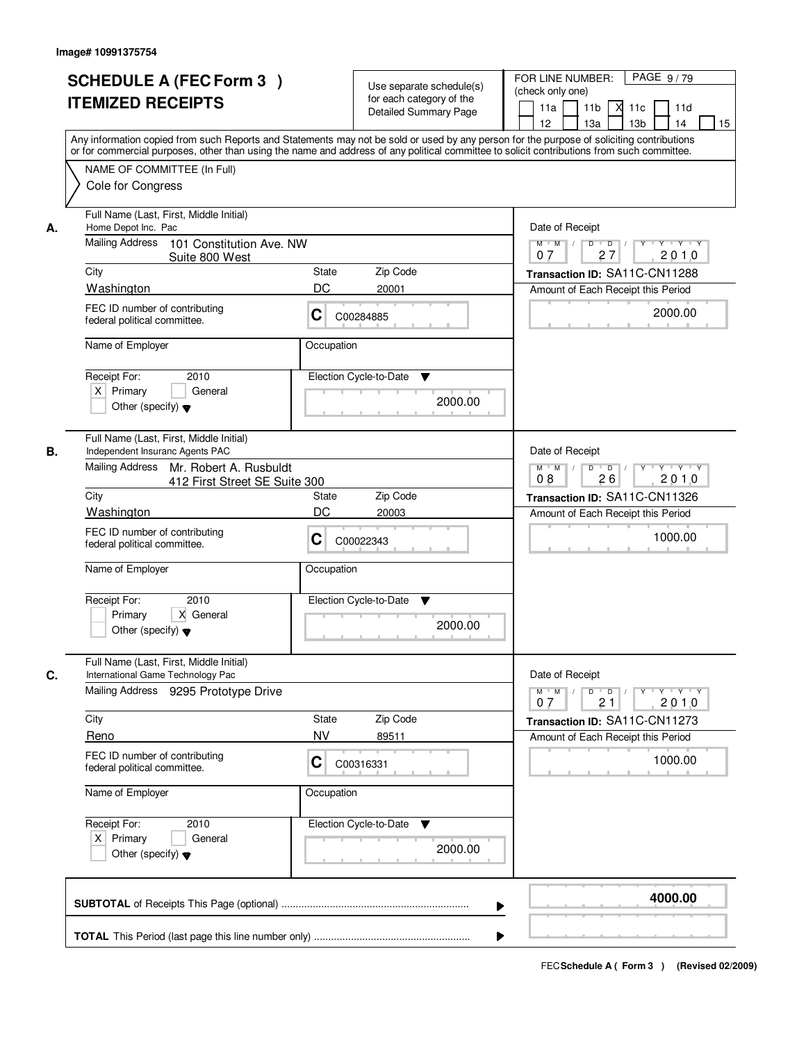Image# 10991375754

# SCHEDULE A (FEC Form 3 )
# ITEMIZED RECEIPTS

Use separate schedule(s) for each category of the Detailed Summary Page

FOR LINE NUMBER: (check only one)
[ ] 11a [ ] 11b [X] 11c [ ] 11d [ ] 12 [ ] 13a [ ] 13b [ ] 14 [ ] 15

Any information copied from such Reports and Statements may not be sold or used by any person for the purpose of soliciting contributions or for commercial purposes, other than using the name and address of any political committee to solicit contributions from such committee.

NAME OF COMMITTEE (In Full)
Cole for Congress

---

**A.** Full Name (Last, First, Middle Initial): Home Depot Inc. Pac

Mailing Address: 101 Constitution Ave. NW, Suite 800 West

City: Washington | State: DC | Zip Code: 20001

FEC ID number of contributing federal political committee: C C00284885

Name of Employer: | Occupation:

Receipt For: 2010 — [X] Primary [ ] General [ ] Other (specify)

Election Cycle-to-Date: 2000.00

Date of Receipt: 07 27 2010

Transaction ID: SA11C-CN11288

Amount of Each Receipt this Period: 2000.00

---

**B.** Full Name (Last, First, Middle Initial): Independent Insuranc Agents PAC

Mailing Address: Mr. Robert A. Rusbuldt, 412 First Street SE Suite 300

City: Washington | State: DC | Zip Code: 20003

FEC ID number of contributing federal political committee: C C00022343

Name of Employer: | Occupation:

Receipt For: 2010 — [ ] Primary [X] General [ ] Other (specify)

Election Cycle-to-Date: 2000.00

Date of Receipt: 08 26 2010

Transaction ID: SA11C-CN11326

Amount of Each Receipt this Period: 1000.00

---

**C.** Full Name (Last, First, Middle Initial): International Game Technology Pac

Mailing Address: 9295 Prototype Drive

City: Reno | State: NV | Zip Code: 89511

FEC ID number of contributing federal political committee: C C00316331

Name of Employer: | Occupation:

Receipt For: 2010 — [X] Primary [ ] General [ ] Other (specify)

Election Cycle-to-Date: 2000.00

Date of Receipt: 07 21 2010

Transaction ID: SA11C-CN11273

Amount of Each Receipt this Period: 1000.00

---

**SUBTOTAL** of Receipts This Page (optional): **4000.00**

**TOTAL** This Period (last page this line number only):

FEC Schedule A ( Form 3 ) (Revised 02/2009)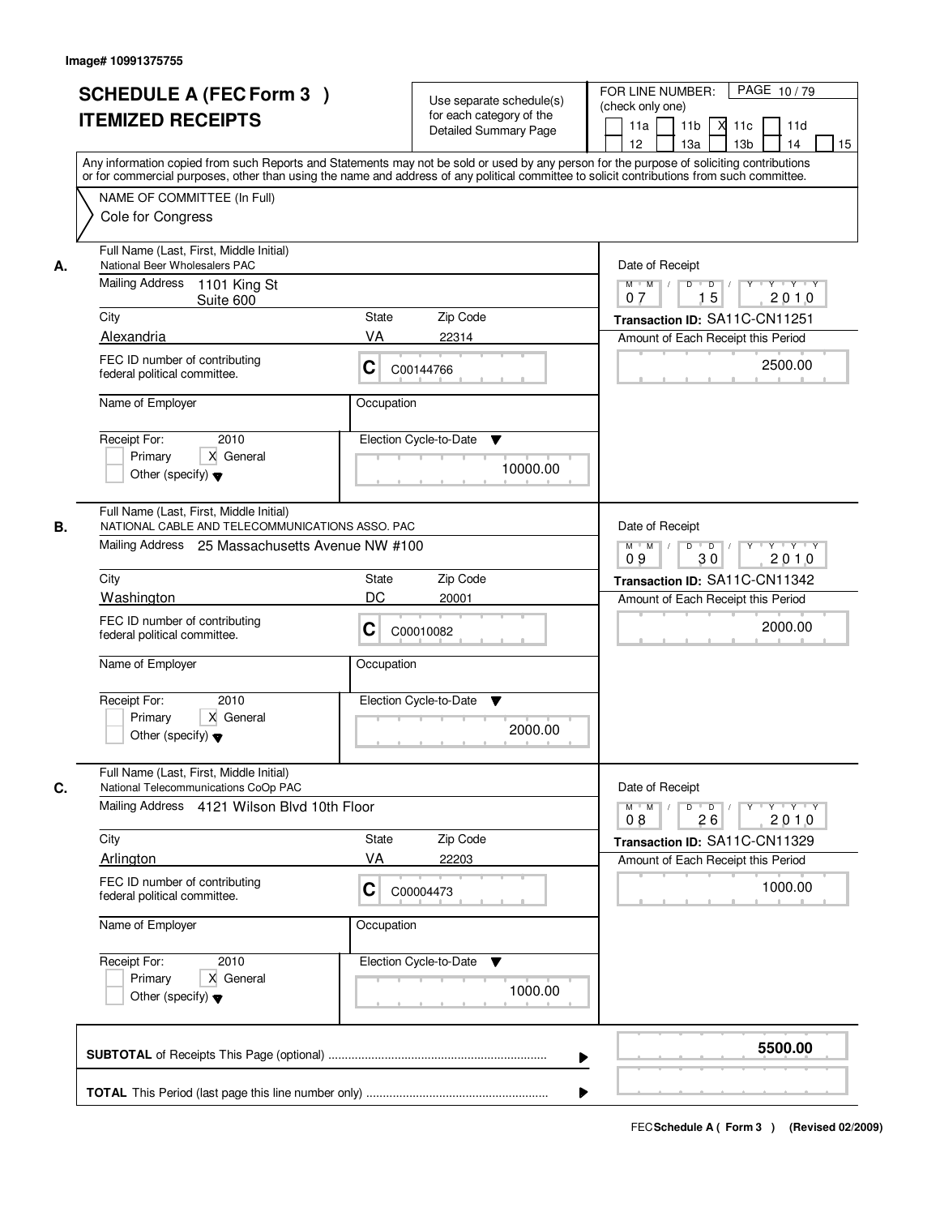Image# 10991375755

# SCHEDULE A (FEC Form 3 )
# ITEMIZED RECEIPTS

Use separate schedule(s) for each category of the Detailed Summary Page

FOR LINE NUMBER: (check only one)
11a | 11b | X 11c | 11d | 12 | 13a | 13b | 14 | 15

PAGE 10 / 79

Any information copied from such Reports and Statements may not be sold or used by any person for the purpose of soliciting contributions or for commercial purposes, other than using the name and address of any political committee to solicit contributions from such committee.

NAME OF COMMITTEE (In Full)
Cole for Congress

---

**A.**

Full Name (Last, First, Middle Initial): National Beer Wholesalers PAC

Mailing Address: 1101 King St Suite 600

City: Alexandria | State: VA | Zip Code: 22314

FEC ID number of contributing federal political committee: C C00144766

Name of Employer: | Occupation:

Receipt For: 2010 — Primary | X General | Other (specify)

Election Cycle-to-Date: 10000.00

Date of Receipt: 07 / 15 / 2010

Transaction ID: SA11C-CN11251

Amount of Each Receipt this Period: 2500.00

---

**B.**

Full Name (Last, First, Middle Initial): NATIONAL CABLE AND TELECOMMUNICATIONS ASSO. PAC

Mailing Address: 25 Massachusetts Avenue NW #100

City: Washington | State: DC | Zip Code: 20001

FEC ID number of contributing federal political committee: C C00010082

Name of Employer: | Occupation:

Receipt For: 2010 — Primary | X General | Other (specify)

Election Cycle-to-Date: 2000.00

Date of Receipt: 09 / 30 / 2010

Transaction ID: SA11C-CN11342

Amount of Each Receipt this Period: 2000.00

---

**C.**

Full Name (Last, First, Middle Initial): National Telecommunications CoOp PAC

Mailing Address: 4121 Wilson Blvd 10th Floor

City: Arlington | State: VA | Zip Code: 22203

FEC ID number of contributing federal political committee: C C00004473

Name of Employer: | Occupation:

Receipt For: 2010 — Primary | X General | Other (specify)

Election Cycle-to-Date: 1000.00

Date of Receipt: 08 / 26 / 2010

Transaction ID: SA11C-CN11329

Amount of Each Receipt this Period: 1000.00

---

**SUBTOTAL** of Receipts This Page (optional): **5500.00**

**TOTAL** This Period (last page this line number only):

FEC **Schedule A ( Form 3 )** (Revised 02/2009)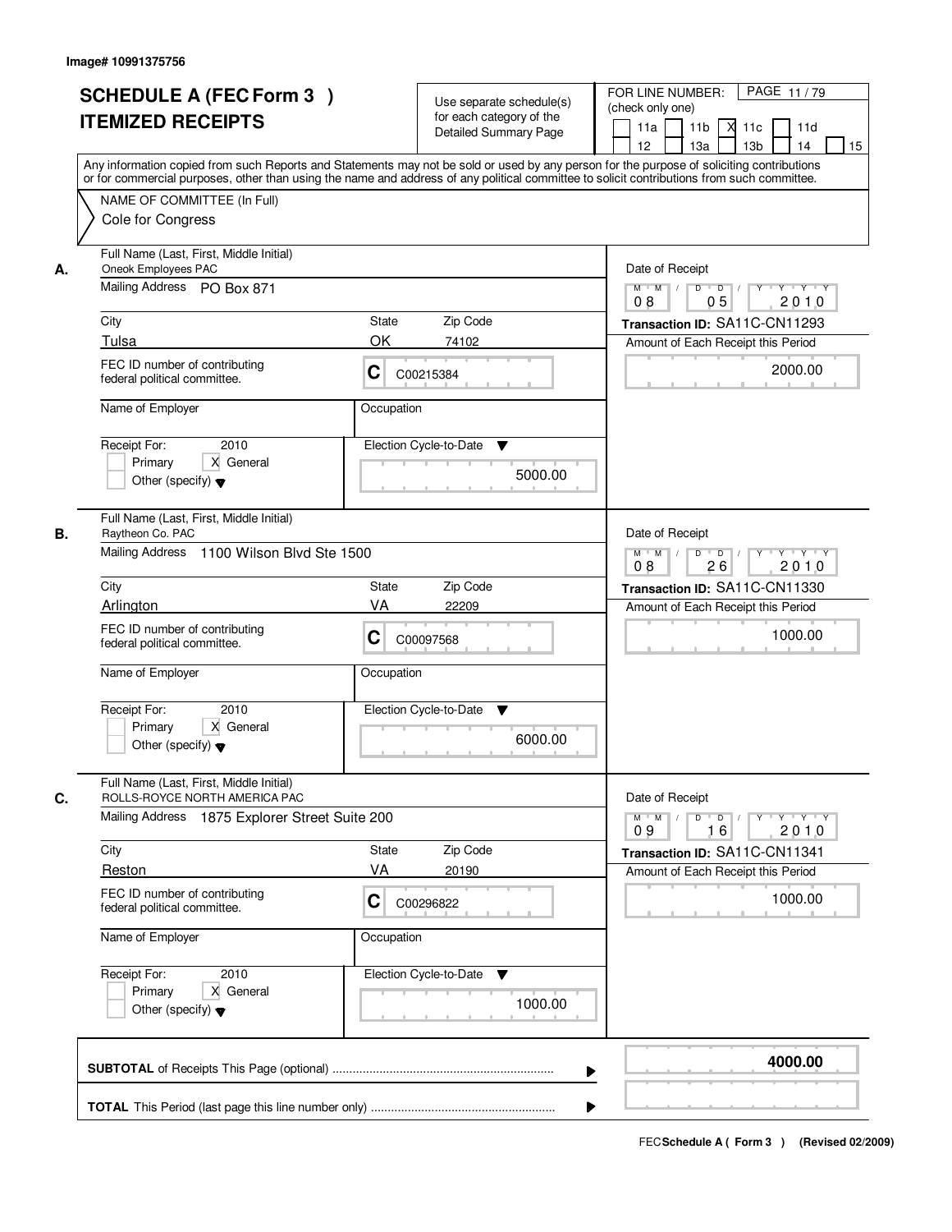Image# 10991375756

# SCHEDULE A (FEC Form 3 )
# ITEMIZED RECEIPTS

Use separate schedule(s) for each category of the Detailed Summary Page

FOR LINE NUMBER: (check only one)

11a | 11b | X 11c | 11d | 12 | 13a | 13b | 14 | 15

Any information copied from such Reports and Statements may not be sold or used by any person for the purpose of soliciting contributions or for commercial purposes, other than using the name and address of any political committee to solicit contributions from such committee.

NAME OF COMMITTEE (In Full)
Cole for Congress

---

**A.** Full Name (Last, First, Middle Initial): Oneok Employees PAC

Mailing Address: PO Box 871

City: Tulsa | State: OK | Zip Code: 74102

FEC ID number of contributing federal political committee: C C00215384

Name of Employer: | Occupation:

Receipt For: 2010 — [ ] Primary [X] General [ ] Other (specify)

Election Cycle-to-Date: 5000.00

Date of Receipt: 08 / 05 / 2010

Transaction ID: SA11C-CN11293

Amount of Each Receipt this Period: 2000.00

---

**B.** Full Name (Last, First, Middle Initial): Raytheon Co. PAC

Mailing Address: 1100 Wilson Blvd Ste 1500

City: Arlington | State: VA | Zip Code: 22209

FEC ID number of contributing federal political committee: C C00097568

Name of Employer: | Occupation:

Receipt For: 2010 — [ ] Primary [X] General [ ] Other (specify)

Election Cycle-to-Date: 6000.00

Date of Receipt: 08 / 26 / 2010

Transaction ID: SA11C-CN11330

Amount of Each Receipt this Period: 1000.00

---

**C.** Full Name (Last, First, Middle Initial): ROLLS-ROYCE NORTH AMERICA PAC

Mailing Address: 1875 Explorer Street Suite 200

City: Reston | State: VA | Zip Code: 20190

FEC ID number of contributing federal political committee: C C00296822

Name of Employer: | Occupation:

Receipt For: 2010 — [ ] Primary [X] General [ ] Other (specify)

Election Cycle-to-Date: 1000.00

Date of Receipt: 09 / 16 / 2010

Transaction ID: SA11C-CN11341

Amount of Each Receipt this Period: 1000.00

---

**SUBTOTAL** of Receipts This Page (optional) ............ **4000.00**

**TOTAL** This Period (last page this line number only) ............

FEC **Schedule A ( Form 3 )** (Revised 02/2009)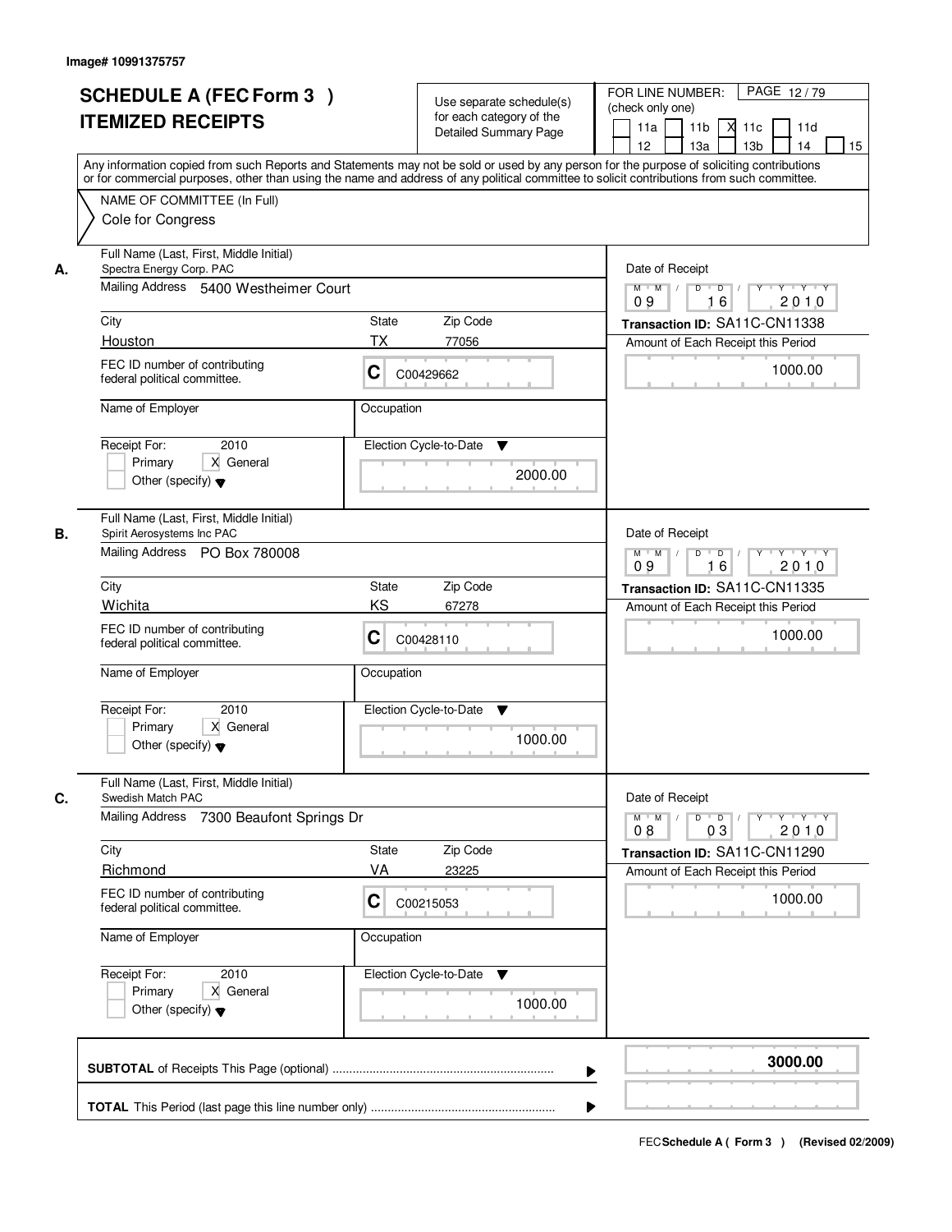Image# 10991375757

# SCHEDULE A (FEC Form 3 ) ITEMIZED RECEIPTS

Use separate schedule(s) for each category of the Detailed Summary Page

FOR LINE NUMBER: (check only one)
11a | 11b | X 11c | 11d | 12 | 13a | 13b | 14 | 15

PAGE 12 / 79

Any information copied from such Reports and Statements may not be sold or used by any person for the purpose of soliciting contributions or for commercial purposes, other than using the name and address of any political committee to solicit contributions from such committee.

NAME OF COMMITTEE (In Full)
Cole for Congress

---

**A.** Full Name (Last, First, Middle Initial)
Spectra Energy Corp. PAC

Mailing Address: 5400 Westheimer Court

City: Houston | State: TX | Zip Code: 77056

FEC ID number of contributing federal political committee: C C00429662

Name of Employer: | Occupation:

Receipt For: 2010 — Primary | X General | Other (specify)

Election Cycle-to-Date: 2000.00

Date of Receipt: 09 16 2010

Transaction ID: SA11C-CN11338

Amount of Each Receipt this Period: 1000.00

---

**B.** Full Name (Last, First, Middle Initial)
Spirit Aerosystems Inc PAC

Mailing Address: PO Box 780008

City: Wichita | State: KS | Zip Code: 67278

FEC ID number of contributing federal political committee: C C00428110

Name of Employer: | Occupation:

Receipt For: 2010 — Primary | X General | Other (specify)

Election Cycle-to-Date: 1000.00

Date of Receipt: 09 16 2010

Transaction ID: SA11C-CN11335

Amount of Each Receipt this Period: 1000.00

---

**C.** Full Name (Last, First, Middle Initial)
Swedish Match PAC

Mailing Address: 7300 Beaufont Springs Dr

City: Richmond | State: VA | Zip Code: 23225

FEC ID number of contributing federal political committee: C C00215053

Name of Employer: | Occupation:

Receipt For: 2010 — Primary | X General | Other (specify)

Election Cycle-to-Date: 1000.00

Date of Receipt: 08 03 2010

Transaction ID: SA11C-CN11290

Amount of Each Receipt this Period: 1000.00

---

**SUBTOTAL** of Receipts This Page (optional): **3000.00**

**TOTAL** This Period (last page this line number only):

FEC Schedule A ( Form 3 ) (Revised 02/2009)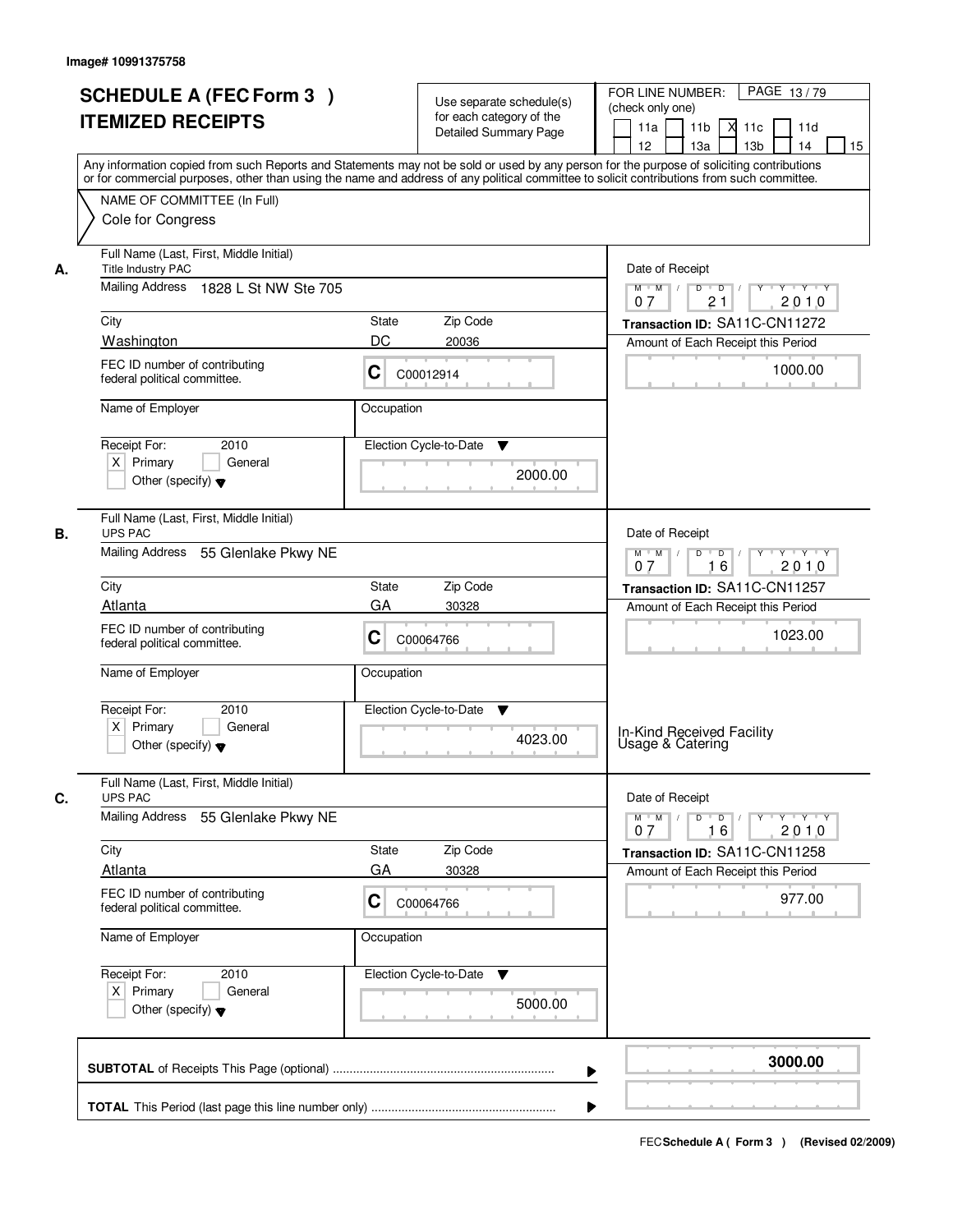Image# 10991375758

# SCHEDULE A (FEC Form 3 )
# ITEMIZED RECEIPTS

Use separate schedule(s) for each category of the Detailed Summary Page

FOR LINE NUMBER: (check only one)

11a 11b [X] 11c 11d
12 13a 13b 14 15

PAGE 13 / 79

Any information copied from such Reports and Statements may not be sold or used by any person for the purpose of soliciting contributions or for commercial purposes, other than using the name and address of any political committee to solicit contributions from such committee.

NAME OF COMMITTEE (In Full)
Cole for Congress

---

**A.**

Full Name (Last, First, Middle Initial): Title Industry PAC

Mailing Address: 1828 L St NW Ste 705

City: Washington | State: DC | Zip Code: 20036

FEC ID number of contributing federal political committee: C C00012914

Name of Employer:

Occupation:

Receipt For: 2010 — [X] Primary [ ] General [ ] Other (specify)

Election Cycle-to-Date: 2000.00

Date of Receipt: 07 / 21 / 2010

Transaction ID: SA11C-CN11272

Amount of Each Receipt this Period: 1000.00

---

**B.**

Full Name (Last, First, Middle Initial): UPS PAC

Mailing Address: 55 Glenlake Pkwy NE

City: Atlanta | State: GA | Zip Code: 30328

FEC ID number of contributing federal political committee: C C00064766

Name of Employer:

Occupation:

Receipt For: 2010 — [X] Primary [ ] General [ ] Other (specify)

Election Cycle-to-Date: 4023.00

Date of Receipt: 07 / 16 / 2010

Transaction ID: SA11C-CN11257

Amount of Each Receipt this Period: 1023.00

In-Kind Received Facility Usage & Catering

---

**C.**

Full Name (Last, First, Middle Initial): UPS PAC

Mailing Address: 55 Glenlake Pkwy NE

City: Atlanta | State: GA | Zip Code: 30328

FEC ID number of contributing federal political committee: C C00064766

Name of Employer:

Occupation:

Receipt For: 2010 — [X] Primary [ ] General [ ] Other (specify)

Election Cycle-to-Date: 5000.00

Date of Receipt: 07 / 16 / 2010

Transaction ID: SA11C-CN11258

Amount of Each Receipt this Period: 977.00

---

**SUBTOTAL** of Receipts This Page (optional): **3000.00**

**TOTAL** This Period (last page this line number only):

FEC **Schedule A ( Form 3 )** (Revised 02/2009)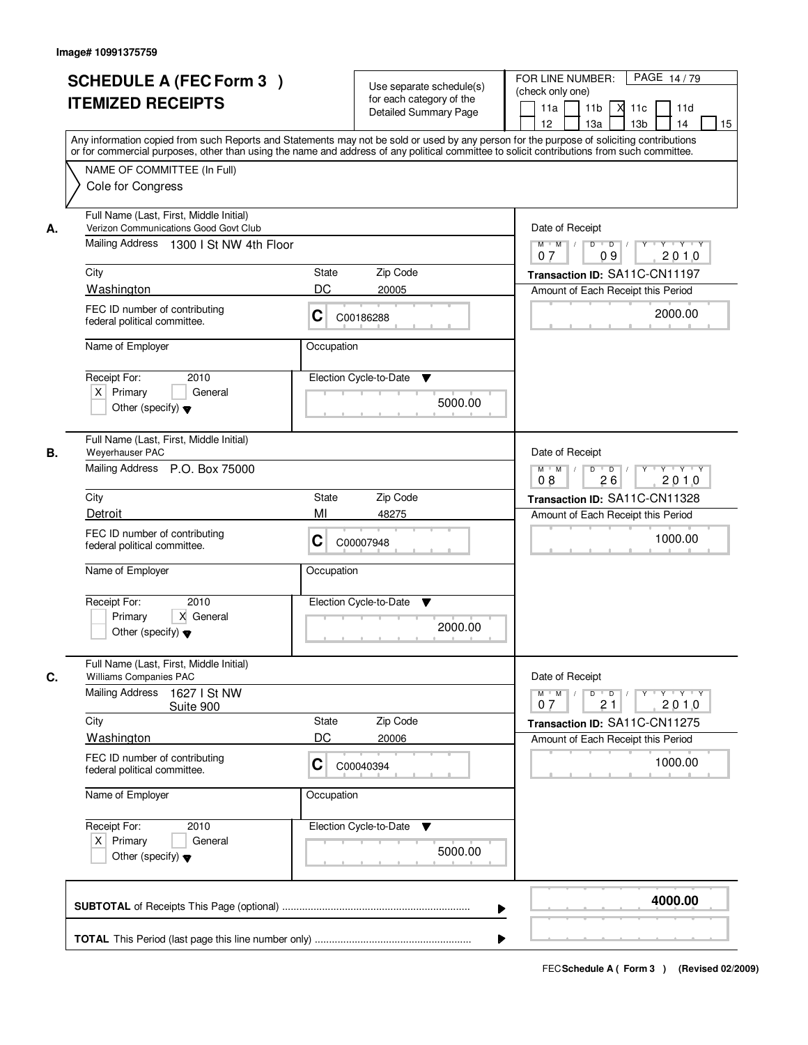Image# 10991375759

# SCHEDULE A (FEC Form 3 ) ITEMIZED RECEIPTS

Use separate schedule(s) for each category of the Detailed Summary Page

FOR LINE NUMBER: (check only one) PAGE 14 / 79

11a | 11b | X 11c | 11d | 12 | 13a | 13b | 14 | 15

Any information copied from such Reports and Statements may not be sold or used by any person for the purpose of soliciting contributions or for commercial purposes, other than using the name and address of any political committee to solicit contributions from such committee.

NAME OF COMMITTEE (In Full)
Cole for Congress

---

**A.** Full Name (Last, First, Middle Initial): Verizon Communications Good Govt Club

Mailing Address: 1300 I St NW 4th Floor

City: Washington | State: DC | Zip Code: 20005

FEC ID number of contributing federal political committee: C C00186288

Name of Employer: | Occupation:

Receipt For: 2010 — X Primary | General | Other (specify)

Election Cycle-to-Date: 5000.00

Date of Receipt: 07 / 09 / 2010

Transaction ID: SA11C-CN11197

Amount of Each Receipt this Period: 2000.00

---

**B.** Full Name (Last, First, Middle Initial): Weyerhauser PAC

Mailing Address: P.O. Box 75000

City: Detroit | State: MI | Zip Code: 48275

FEC ID number of contributing federal political committee: C C00007948

Name of Employer: | Occupation:

Receipt For: 2010 — Primary | X General | Other (specify)

Election Cycle-to-Date: 2000.00

Date of Receipt: 08 / 26 / 2010

Transaction ID: SA11C-CN11328

Amount of Each Receipt this Period: 1000.00

---

**C.** Full Name (Last, First, Middle Initial): Williams Companies PAC

Mailing Address: 1627 I St NW, Suite 900

City: Washington | State: DC | Zip Code: 20006

FEC ID number of contributing federal political committee: C C00040394

Name of Employer: | Occupation:

Receipt For: 2010 — X Primary | General | Other (specify)

Election Cycle-to-Date: 5000.00

Date of Receipt: 07 / 21 / 2010

Transaction ID: SA11C-CN11275

Amount of Each Receipt this Period: 1000.00

---

**SUBTOTAL** of Receipts This Page (optional): **4000.00**

**TOTAL** This Period (last page this line number only):

FEC **Schedule A ( Form 3 )** (Revised 02/2009)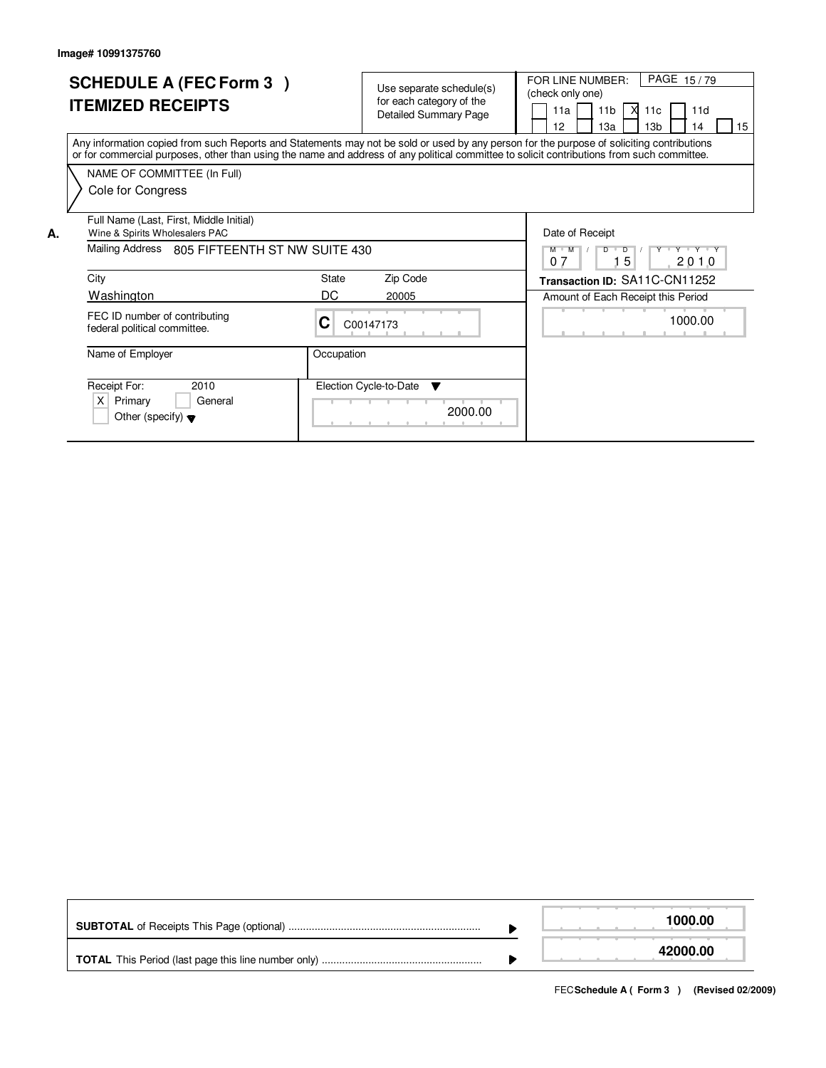Image# 10991375760

# SCHEDULE A (FEC Form 3 )
# ITEMIZED RECEIPTS

Use separate schedule(s) for each category of the Detailed Summary Page

FOR LINE NUMBER: (check only one)

[ ] 11a [ ] 11b [X] 11c [ ] 11d [ ] 12 [ ] 13a [ ] 13b [ ] 14 [ ] 15

Any information copied from such Reports and Statements may not be sold or used by any person for the purpose of soliciting contributions or for commercial purposes, other than using the name and address of any political committee to solicit contributions from such committee.

NAME OF COMMITTEE (In Full)

Cole for Congress

**A.**

Full Name (Last, First, Middle Initial): Wine & Spirits Wholesalers PAC

Mailing Address: 805 FIFTEENTH ST NW SUITE 430

City: Washington | State: DC | Zip Code: 20005

FEC ID number of contributing federal political committee.: C C00147173

Name of Employer:

Occupation:

Receipt For: 2010 [X] Primary [ ] General [ ] Other (specify)

Election Cycle-to-Date: 2000.00

Date of Receipt: 07 / 15 / 2010

**Transaction ID:** SA11C-CN11252

Amount of Each Receipt this Period: 1000.00

| | |
|---|---|
| **SUBTOTAL** of Receipts This Page (optional) | **1000.00** |
| **TOTAL** This Period (last page this line number only) | **42000.00** |

FEC **Schedule A ( Form 3 )** (Revised 02/2009)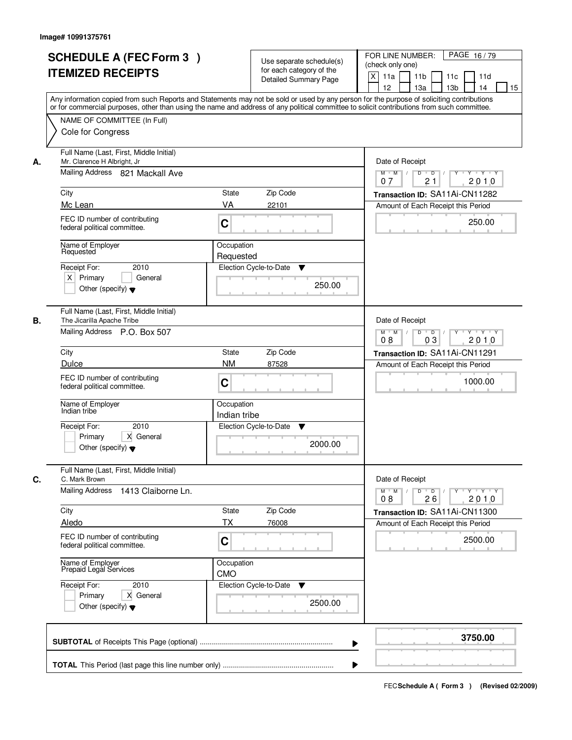Image# 10991375761

# SCHEDULE A (FEC Form 3 )
# ITEMIZED RECEIPTS

Use separate schedule(s) for each category of the Detailed Summary Page

FOR LINE NUMBER: (check only one)
X 11a  11b  11c  11d  12  13a  13b  14  15

PAGE 16 / 79

Any information copied from such Reports and Statements may not be sold or used by any person for the purpose of soliciting contributions or for commercial purposes, other than using the name and address of any political committee to solicit contributions from such committee.

NAME OF COMMITTEE (In Full)
Cole for Congress

**A.**
Full Name (Last, First, Middle Initial): Mr. Clarence H Albright, Jr
Mailing Address: 821 Mackall Ave
City: Mc Lean | State: VA | Zip Code: 22101
FEC ID number of contributing federal political committee: C
Name of Employer: Requested
Occupation: Requested
Receipt For: 2010 — X Primary | General | Other (specify)
Election Cycle-to-Date: 250.00
Date of Receipt: 07 / 21 / 2010
Transaction ID: SA11Ai-CN11282
Amount of Each Receipt this Period: 250.00

**B.**
Full Name (Last, First, Middle Initial): The Jicarilla Apache Tribe
Mailing Address: P.O. Box 507
City: Dulce | State: NM | Zip Code: 87528
FEC ID number of contributing federal political committee: C
Name of Employer: Indian tribe
Occupation: Indian tribe
Receipt For: 2010 — Primary | X General | Other (specify)
Election Cycle-to-Date: 2000.00
Date of Receipt: 08 / 03 / 2010
Transaction ID: SA11Ai-CN11291
Amount of Each Receipt this Period: 1000.00

**C.**
Full Name (Last, First, Middle Initial): C. Mark Brown
Mailing Address: 1413 Claiborne Ln.
City: Aledo | State: TX | Zip Code: 76008
FEC ID number of contributing federal political committee: C
Name of Employer: Prepaid Legal Services
Occupation: CMO
Receipt For: 2010 — Primary | X General | Other (specify)
Election Cycle-to-Date: 2500.00
Date of Receipt: 08 / 26 / 2010
Transaction ID: SA11Ai-CN11300
Amount of Each Receipt this Period: 2500.00

**SUBTOTAL** of Receipts This Page (optional): 3750.00

**TOTAL** This Period (last page this line number only):

FEC **Schedule A ( Form 3 )** (Revised 02/2009)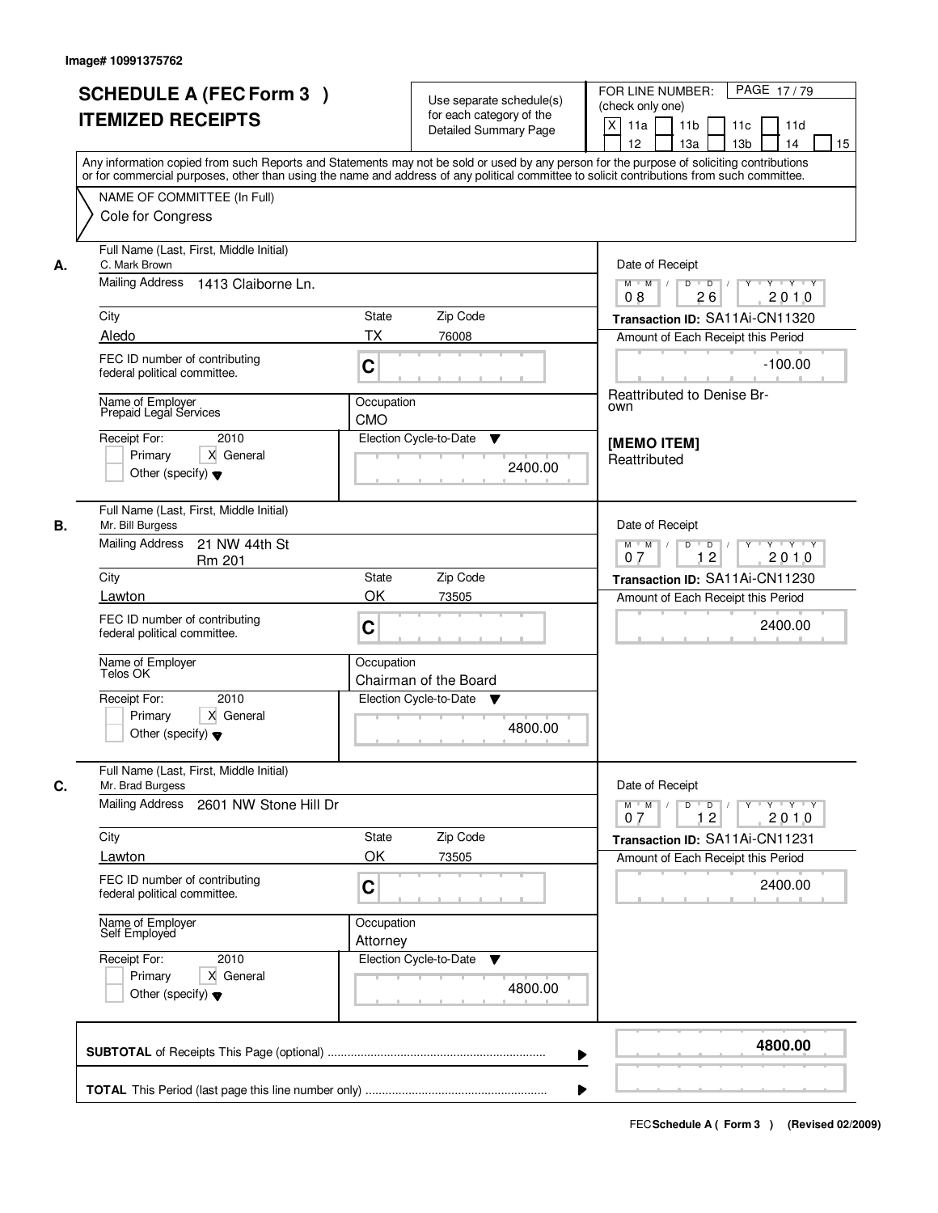Image# 10991375762

# SCHEDULE A (FEC Form 3 )
# ITEMIZED RECEIPTS

Use separate schedule(s) for each category of the Detailed Summary Page

FOR LINE NUMBER: (check only one)
[X] 11a [ ] 11b [ ] 11c [ ] 11d [ ] 12 [ ] 13a [ ] 13b [ ] 14 [ ] 15

PAGE 17 / 79

Any information copied from such Reports and Statements may not be sold or used by any person for the purpose of soliciting contributions or for commercial purposes, other than using the name and address of any political committee to solicit contributions from such committee.

NAME OF COMMITTEE (In Full)
Cole for Congress

---

**A.** Full Name (Last, First, Middle Initial): C. Mark Brown

Mailing Address: 1413 Claiborne Ln.

City: Aledo | State: TX | Zip Code: 76008

FEC ID number of contributing federal political committee: C

Name of Employer: Prepaid Legal Services

Occupation: CMO

Receipt For: 2010 — [ ] Primary [X] General [ ] Other (specify)

Election Cycle-to-Date: 2400.00

Date of Receipt: 08 / 26 / 2010

Transaction ID: SA11Ai-CN11320

Amount of Each Receipt this Period: -100.00

Reattributed to Denise Brown

[MEMO ITEM]
Reattributed

---

**B.** Full Name (Last, First, Middle Initial): Mr. Bill Burgess

Mailing Address: 21 NW 44th St Rm 201

City: Lawton | State: OK | Zip Code: 73505

FEC ID number of contributing federal political committee: C

Name of Employer: Telos OK

Occupation: Chairman of the Board

Receipt For: 2010 — [ ] Primary [X] General [ ] Other (specify)

Election Cycle-to-Date: 4800.00

Date of Receipt: 07 / 12 / 2010

Transaction ID: SA11Ai-CN11230

Amount of Each Receipt this Period: 2400.00

---

**C.** Full Name (Last, First, Middle Initial): Mr. Brad Burgess

Mailing Address: 2601 NW Stone Hill Dr

City: Lawton | State: OK | Zip Code: 73505

FEC ID number of contributing federal political committee: C

Name of Employer: Self Employed

Occupation: Attorney

Receipt For: 2010 — [ ] Primary [X] General [ ] Other (specify)

Election Cycle-to-Date: 4800.00

Date of Receipt: 07 / 12 / 2010

Transaction ID: SA11Ai-CN11231

Amount of Each Receipt this Period: 2400.00

---

**SUBTOTAL** of Receipts This Page (optional): **4800.00**

**TOTAL** This Period (last page this line number only):

FEC Schedule A ( Form 3 ) (Revised 02/2009)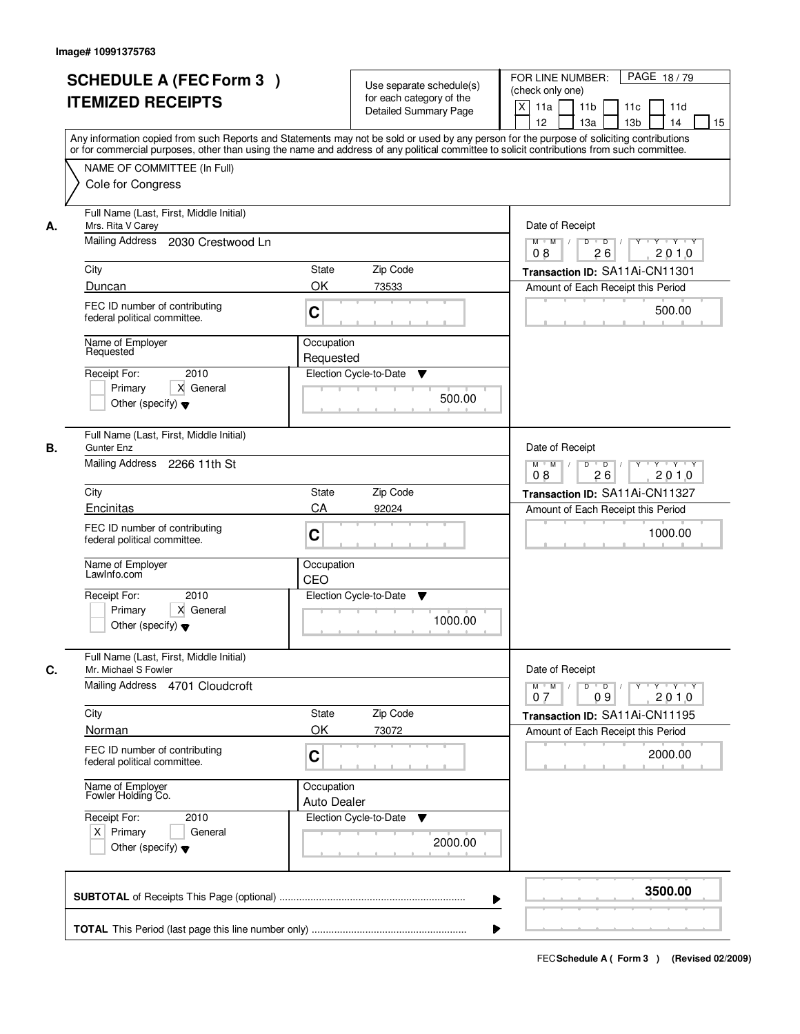Image# 10991375763

# SCHEDULE A (FEC Form 3 )
# ITEMIZED RECEIPTS

Use separate schedule(s) for each category of the Detailed Summary Page

FOR LINE NUMBER: (check only one)

[X] 11a [ ] 11b [ ] 11c [ ] 11d [ ] 12 [ ] 13a [ ] 13b [ ] 14 [ ] 15

PAGE 18 / 79

Any information copied from such Reports and Statements may not be sold or used by any person for the purpose of soliciting contributions or for commercial purposes, other than using the name and address of any political committee to solicit contributions from such committee.

NAME OF COMMITTEE (In Full)

Cole for Congress

---

**A.** Full Name (Last, First, Middle Initial): Mrs. Rita V Carey

Mailing Address: 2030 Crestwood Ln

City: Duncan | State: OK | Zip Code: 73533

FEC ID number of contributing federal political committee: C

Name of Employer: Requested

Occupation: Requested

Receipt For: 2010 — [ ] Primary [X] General [ ] Other (specify)

Election Cycle-to-Date: 500.00

Date of Receipt: 08 / 26 / 2010

Transaction ID: SA11Ai-CN11301

Amount of Each Receipt this Period: 500.00

---

**B.** Full Name (Last, First, Middle Initial): Gunter Enz

Mailing Address: 2266 11th St

City: Encinitas | State: CA | Zip Code: 92024

FEC ID number of contributing federal political committee: C

Name of Employer: LawInfo.com

Occupation: CEO

Receipt For: 2010 — [ ] Primary [X] General [ ] Other (specify)

Election Cycle-to-Date: 1000.00

Date of Receipt: 08 / 26 / 2010

Transaction ID: SA11Ai-CN11327

Amount of Each Receipt this Period: 1000.00

---

**C.** Full Name (Last, First, Middle Initial): Mr. Michael S Fowler

Mailing Address: 4701 Cloudcroft

City: Norman | State: OK | Zip Code: 73072

FEC ID number of contributing federal political committee: C

Name of Employer: Fowler Holding Co.

Occupation: Auto Dealer

Receipt For: 2010 — [X] Primary [ ] General [ ] Other (specify)

Election Cycle-to-Date: 2000.00

Date of Receipt: 07 / 09 / 2010

Transaction ID: SA11Ai-CN11195

Amount of Each Receipt this Period: 2000.00

---

**SUBTOTAL** of Receipts This Page (optional): **3500.00**

**TOTAL** This Period (last page this line number only):

FEC **Schedule A ( Form 3 )** (Revised 02/2009)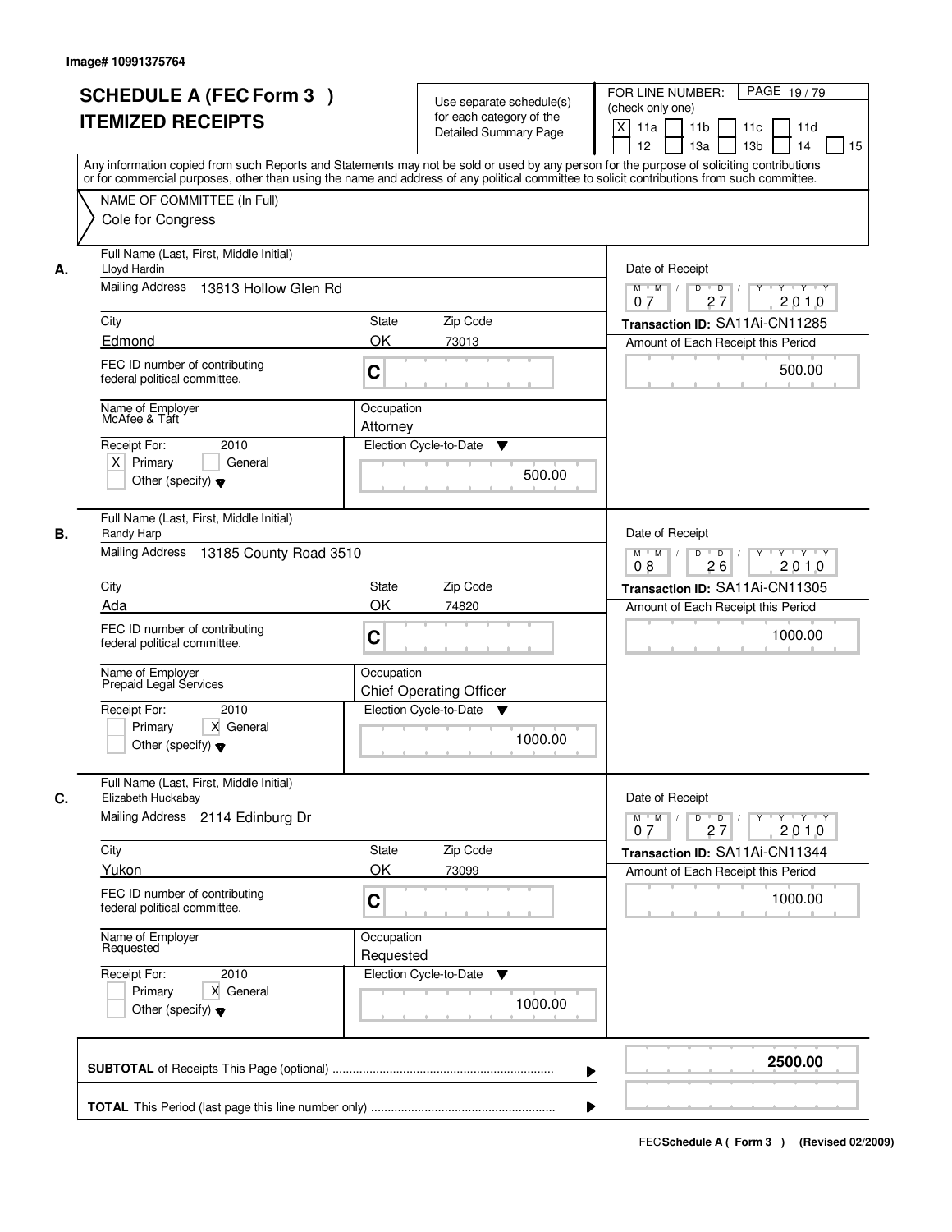Image# 10991375764

# SCHEDULE A (FEC Form 3 )
## ITEMIZED RECEIPTS

Use separate schedule(s) for each category of the Detailed Summary Page

FOR LINE NUMBER: (check only one)

- [X] 11a
- [ ] 11b
- [ ] 11c
- [ ] 11d
- [ ] 12
- [ ] 13a
- [ ] 13b
- [ ] 14
- [ ] 15

Any information copied from such Reports and Statements may not be sold or used by any person for the purpose of soliciting contributions or for commercial purposes, other than using the name and address of any political committee to solicit contributions from such committee.

NAME OF COMMITTEE (In Full)
Cole for Congress

---

**A.**

| Field | Value |
|---|---|
| Full Name (Last, First, Middle Initial) | Lloyd Hardin |
| Mailing Address | 13813 Hollow Glen Rd |
| City | Edmond |
| State | OK |
| Zip Code | 73013 |
| FEC ID number of contributing federal political committee. | C |
| Name of Employer | McAfee & Taft |
| Occupation | Attorney |
| Receipt For: 2010 | [X] Primary [ ] General [ ] Other (specify) |
| Election Cycle-to-Date | 500.00 |
| Date of Receipt | 07 27 2010 |
| Transaction ID | SA11Ai-CN11285 |
| Amount of Each Receipt this Period | 500.00 |

---

**B.**

| Field | Value |
|---|---|
| Full Name (Last, First, Middle Initial) | Randy Harp |
| Mailing Address | 13185 County Road 3510 |
| City | Ada |
| State | OK |
| Zip Code | 74820 |
| FEC ID number of contributing federal political committee. | C |
| Name of Employer | Prepaid Legal Services |
| Occupation | Chief Operating Officer |
| Receipt For: 2010 | [ ] Primary [X] General [ ] Other (specify) |
| Election Cycle-to-Date | 1000.00 |
| Date of Receipt | 08 26 2010 |
| Transaction ID | SA11Ai-CN11305 |
| Amount of Each Receipt this Period | 1000.00 |

---

**C.**

| Field | Value |
|---|---|
| Full Name (Last, First, Middle Initial) | Elizabeth Huckabay |
| Mailing Address | 2114 Edinburg Dr |
| City | Yukon |
| State | OK |
| Zip Code | 73099 |
| FEC ID number of contributing federal political committee. | C |
| Name of Employer | Requested |
| Occupation | Requested |
| Receipt For: 2010 | [ ] Primary [X] General [ ] Other (specify) |
| Election Cycle-to-Date | 1000.00 |
| Date of Receipt | 07 27 2010 |
| Transaction ID | SA11Ai-CN11344 |
| Amount of Each Receipt this Period | 1000.00 |

---

**SUBTOTAL** of Receipts This Page (optional) ............ **2500.00**

**TOTAL** This Period (last page this line number only) ............

FEC **Schedule A ( Form 3 )** (Revised 02/2009)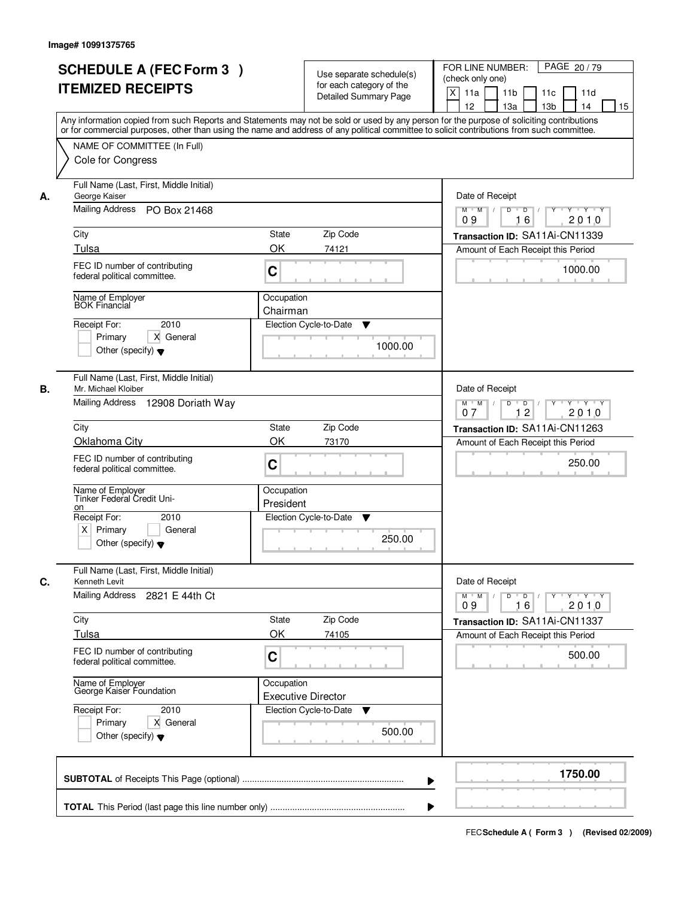Image# 10991375765

# SCHEDULE A (FEC Form 3 ) ITEMIZED RECEIPTS

Use separate schedule(s) for each category of the Detailed Summary Page

FOR LINE NUMBER: (check only one)

[X] 11a [ ] 11b [ ] 11c [ ] 11d [ ] 12 [ ] 13a [ ] 13b [ ] 14 [ ] 15

Any information copied from such Reports and Statements may not be sold or used by any person for the purpose of soliciting contributions or for commercial purposes, other than using the name and address of any political committee to solicit contributions from such committee.

NAME OF COMMITTEE (In Full)

Cole for Congress

---

**A.** Full Name (Last, First, Middle Initial): George Kaiser

Mailing Address: PO Box 21468

City: Tulsa | State: OK | Zip Code: 74121

FEC ID number of contributing federal political committee: C

Name of Employer: BOK Financial

Occupation: Chairman

Receipt For: 2010 — [ ] Primary [X] General [ ] Other (specify)

Election Cycle-to-Date: 1000.00

Date of Receipt: 09/16/2010

Transaction ID: SA11Ai-CN11339

Amount of Each Receipt this Period: 1000.00

---

**B.** Full Name (Last, First, Middle Initial): Mr. Michael Kloiber

Mailing Address: 12908 Doriath Way

City: Oklahoma City | State: OK | Zip Code: 73170

FEC ID number of contributing federal political committee: C

Name of Employer: Tinker Federal Credit Union

Occupation: President

Receipt For: 2010 — [X] Primary [ ] General [ ] Other (specify)

Election Cycle-to-Date: 250.00

Date of Receipt: 07/12/2010

Transaction ID: SA11Ai-CN11263

Amount of Each Receipt this Period: 250.00

---

**C.** Full Name (Last, First, Middle Initial): Kenneth Levit

Mailing Address: 2821 E 44th Ct

City: Tulsa | State: OK | Zip Code: 74105

FEC ID number of contributing federal political committee: C

Name of Employer: George Kaiser Foundation

Occupation: Executive Director

Receipt For: 2010 — [ ] Primary [X] General [ ] Other (specify)

Election Cycle-to-Date: 500.00

Date of Receipt: 09/16/2010

Transaction ID: SA11Ai-CN11337

Amount of Each Receipt this Period: 500.00

---

**SUBTOTAL** of Receipts This Page (optional): **1750.00**

**TOTAL** This Period (last page this line number only):

FEC Schedule A ( Form 3 ) (Revised 02/2009)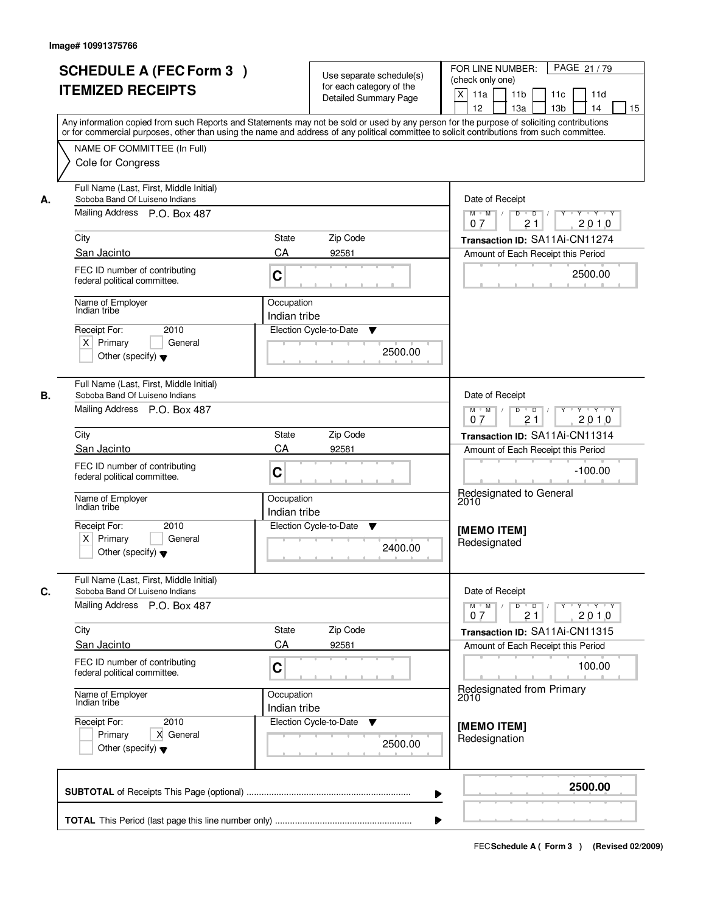Image# 10991375766

# SCHEDULE A (FEC Form 3 )
## ITEMIZED RECEIPTS

Use separate schedule(s) for each category of the Detailed Summary Page

FOR LINE NUMBER: (check only one)

X 11a | 11b | 11c | 11d | 12 | 13a | 13b | 14 | 15

PAGE 21 / 79

Any information copied from such Reports and Statements may not be sold or used by any person for the purpose of soliciting contributions or for commercial purposes, other than using the name and address of any political committee to solicit contributions from such committee.

NAME OF COMMITTEE (In Full)
Cole for Congress

---

**A.**

Full Name (Last, First, Middle Initial): Soboba Band Of Luiseno Indians

Mailing Address: P.O. Box 487

City: San Jacinto | State: CA | Zip Code: 92581

FEC ID number of contributing federal political committee: C

Name of Employer: Indian tribe

Occupation: Indian tribe

Receipt For: 2010 — X Primary | General | Other (specify)

Election Cycle-to-Date: 2500.00

Date of Receipt: 07 / 21 / 2010

Transaction ID: SA11Ai-CN11274

Amount of Each Receipt this Period: 2500.00

---

**B.**

Full Name (Last, First, Middle Initial): Soboba Band Of Luiseno Indians

Mailing Address: P.O. Box 487

City: San Jacinto | State: CA | Zip Code: 92581

FEC ID number of contributing federal political committee: C

Name of Employer: Indian tribe

Occupation: Indian tribe

Receipt For: 2010 — X Primary | General | Other (specify)

Election Cycle-to-Date: 2400.00

Date of Receipt: 07 / 21 / 2010

Transaction ID: SA11Ai-CN11314

Amount of Each Receipt this Period: -100.00

Redesignated to General 2010

**[MEMO ITEM]**
Redesignated

---

**C.**

Full Name (Last, First, Middle Initial): Soboba Band Of Luiseno Indians

Mailing Address: P.O. Box 487

City: San Jacinto | State: CA | Zip Code: 92581

FEC ID number of contributing federal political committee: C

Name of Employer: Indian tribe

Occupation: Indian tribe

Receipt For: 2010 — Primary | X General | Other (specify)

Election Cycle-to-Date: 2500.00

Date of Receipt: 07 / 21 / 2010

Transaction ID: SA11Ai-CN11315

Amount of Each Receipt this Period: 100.00

Redesignated from Primary 2010

**[MEMO ITEM]**
Redesignation

---

**SUBTOTAL** of Receipts This Page (optional): **2500.00**

**TOTAL** This Period (last page this line number only):

FEC **Schedule A ( Form 3 )** (Revised 02/2009)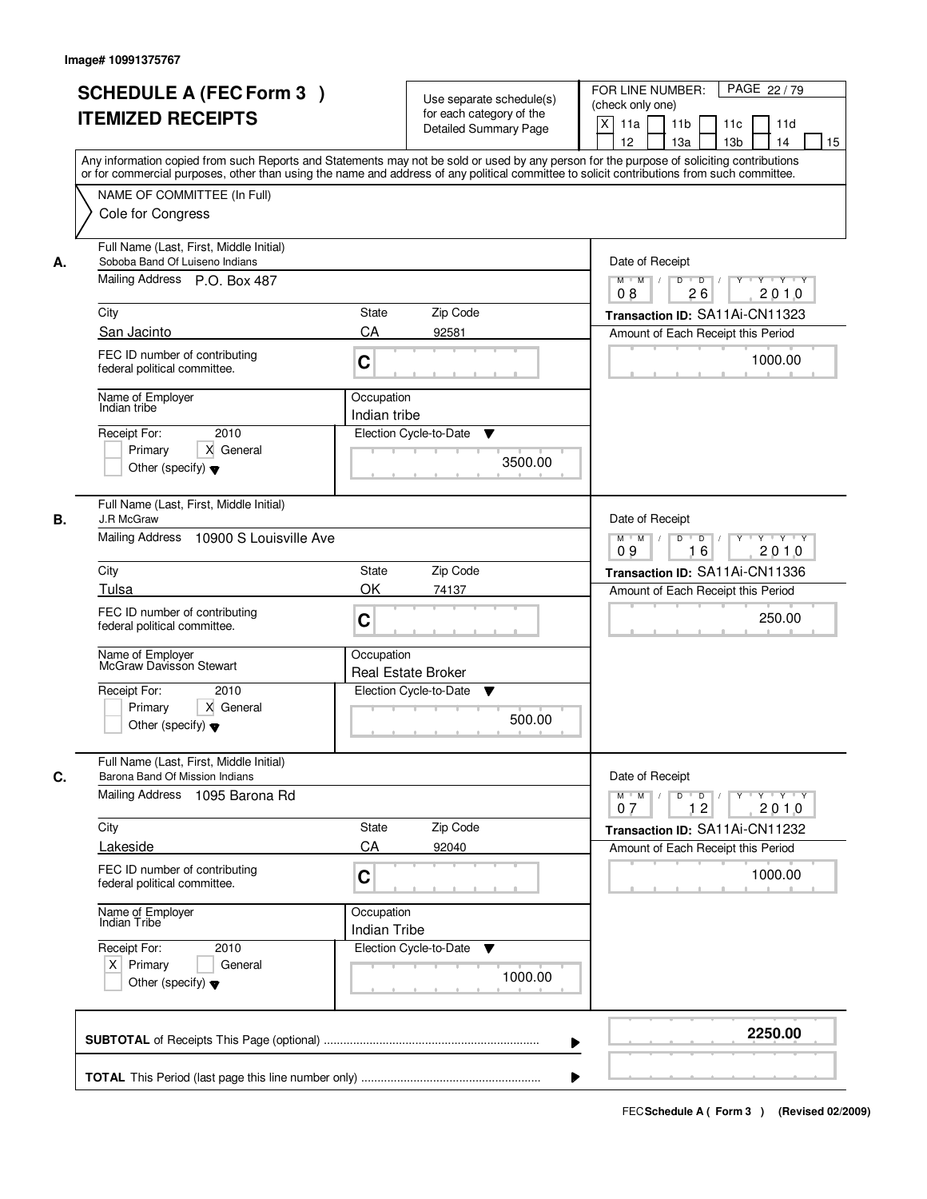Image# 10991375767

# SCHEDULE A (FEC Form 3 ) ITEMIZED RECEIPTS

Use separate schedule(s) for each category of the Detailed Summary Page

FOR LINE NUMBER: (check only one)

[X] 11a [ ] 11b [ ] 11c [ ] 11d [ ] 12 [ ] 13a [ ] 13b [ ] 14 [ ] 15

Any information copied from such Reports and Statements may not be sold or used by any person for the purpose of soliciting contributions or for commercial purposes, other than using the name and address of any political committee to solicit contributions from such committee.

NAME OF COMMITTEE (In Full)
Cole for Congress

---

**A.**

Full Name (Last, First, Middle Initial): Soboba Band Of Luiseno Indians

Mailing Address: P.O. Box 487

City: San Jacinto | State: CA | Zip Code: 92581

FEC ID number of contributing federal political committee: C

Name of Employer: Indian tribe

Occupation: Indian tribe

Receipt For: 2010 — [ ] Primary [X] General [ ] Other (specify)

Election Cycle-to-Date: 3500.00

Date of Receipt: 08 / 26 / 2010

Transaction ID: SA11Ai-CN11323

Amount of Each Receipt this Period: 1000.00

---

**B.**

Full Name (Last, First, Middle Initial): J.R McGraw

Mailing Address: 10900 S Louisville Ave

City: Tulsa | State: OK | Zip Code: 74137

FEC ID number of contributing federal political committee: C

Name of Employer: McGraw Davisson Stewart

Occupation: Real Estate Broker

Receipt For: 2010 — [ ] Primary [X] General [ ] Other (specify)

Election Cycle-to-Date: 500.00

Date of Receipt: 09 / 16 / 2010

Transaction ID: SA11Ai-CN11336

Amount of Each Receipt this Period: 250.00

---

**C.**

Full Name (Last, First, Middle Initial): Barona Band Of Mission Indians

Mailing Address: 1095 Barona Rd

City: Lakeside | State: CA | Zip Code: 92040

FEC ID number of contributing federal political committee: C

Name of Employer: Indian Tribe

Occupation: Indian Tribe

Receipt For: 2010 — [X] Primary [ ] General [ ] Other (specify)

Election Cycle-to-Date: 1000.00

Date of Receipt: 07 / 12 / 2010

Transaction ID: SA11Ai-CN11232

Amount of Each Receipt this Period: 1000.00

---

**SUBTOTAL** of Receipts This Page (optional): **2250.00**

**TOTAL** This Period (last page this line number only):

FEC Schedule A ( Form 3 ) (Revised 02/2009)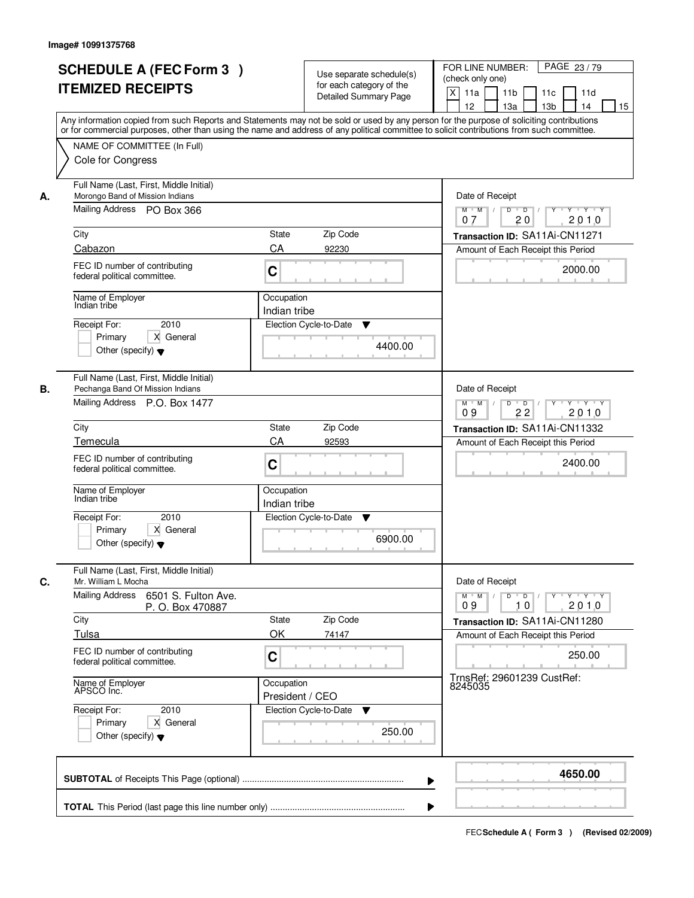Image# 10991375768

# SCHEDULE A (FEC Form 3 )
# ITEMIZED RECEIPTS

Use separate schedule(s) for each category of the Detailed Summary Page

FOR LINE NUMBER: (check only one)

PAGE 23 / 79

[X] 11a [ ] 11b [ ] 11c [ ] 11d [ ] 12 [ ] 13a [ ] 13b [ ] 14 [ ] 15

Any information copied from such Reports and Statements may not be sold or used by any person for the purpose of soliciting contributions or for commercial purposes, other than using the name and address of any political committee to solicit contributions from such committee.

NAME OF COMMITTEE (In Full)
Cole for Congress

---

**A.** Full Name (Last, First, Middle Initial)
Morongo Band of Mission Indians

Mailing Address: PO Box 366

City: Cabazon | State: CA | Zip Code: 92230

FEC ID number of contributing federal political committee: C

Name of Employer: Indian tribe

Occupation: Indian tribe

Receipt For: 2010 — [ ] Primary [X] General [ ] Other (specify)

Election Cycle-to-Date: 4400.00

Date of Receipt: 07 / 20 / 2010

Transaction ID: SA11Ai-CN11271

Amount of Each Receipt this Period: 2000.00

---

**B.** Full Name (Last, First, Middle Initial)
Pechanga Band Of Mission Indians

Mailing Address: P.O. Box 1477

City: Temecula | State: CA | Zip Code: 92593

FEC ID number of contributing federal political committee: C

Name of Employer: Indian tribe

Occupation: Indian tribe

Receipt For: 2010 — [ ] Primary [X] General [ ] Other (specify)

Election Cycle-to-Date: 6900.00

Date of Receipt: 09 / 22 / 2010

Transaction ID: SA11Ai-CN11332

Amount of Each Receipt this Period: 2400.00

---

**C.** Full Name (Last, First, Middle Initial)
Mr. William L Mocha

Mailing Address: 6501 S. Fulton Ave.
P. O. Box 470887

City: Tulsa | State: OK | Zip Code: 74147

FEC ID number of contributing federal political committee: C

Name of Employer: APSCO Inc.

Occupation: President / CEO

Receipt For: 2010 — [ ] Primary [X] General [ ] Other (specify)

Election Cycle-to-Date: 250.00

Date of Receipt: 09 / 10 / 2010

Transaction ID: SA11Ai-CN11280

Amount of Each Receipt this Period: 250.00

TrnsRef: 29601239 CustRef: 8245035

---

**SUBTOTAL** of Receipts This Page (optional): **4650.00**

**TOTAL** This Period (last page this line number only):

FEC Schedule A ( Form 3 ) (Revised 02/2009)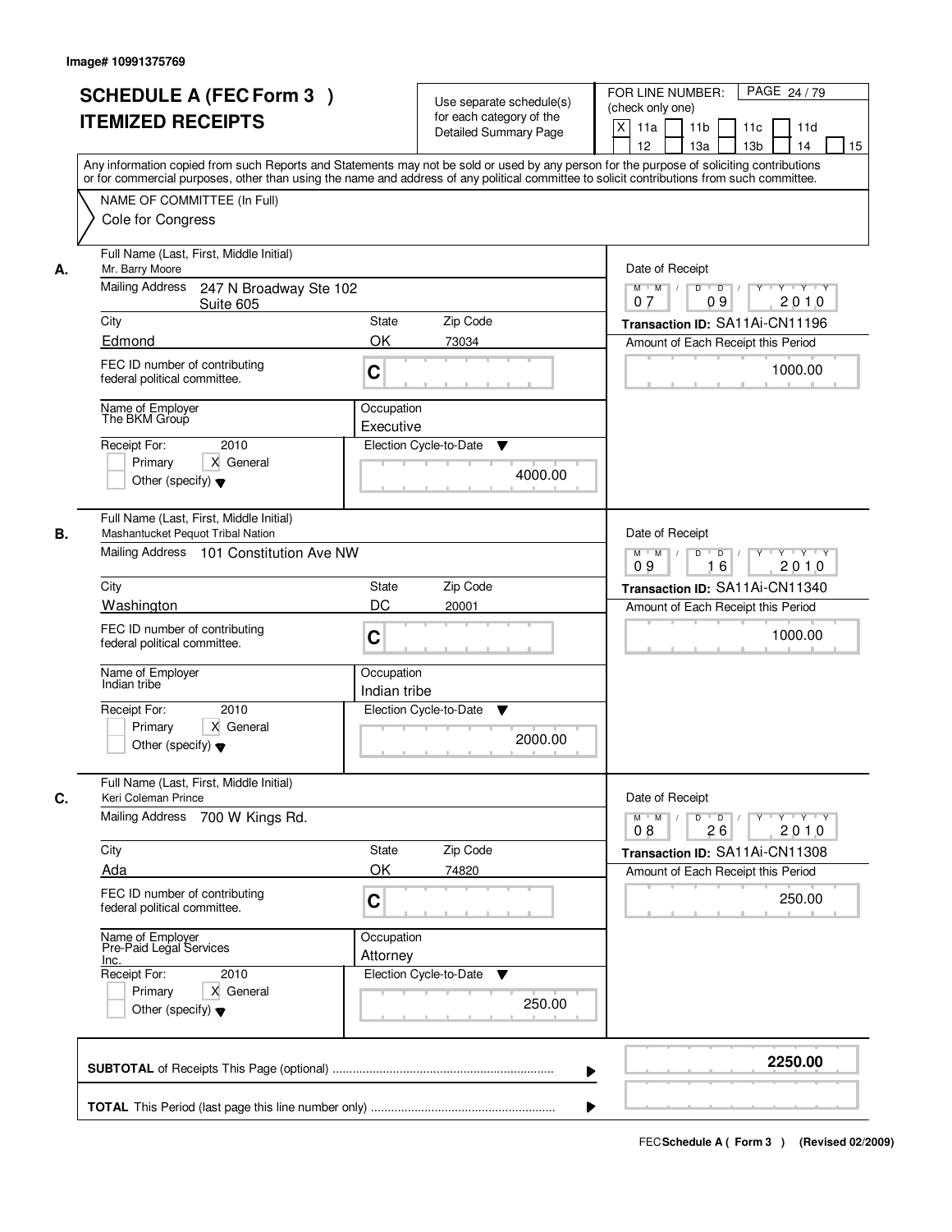Image# 10991375769

# SCHEDULE A (FEC Form 3 )
## ITEMIZED RECEIPTS

Use separate schedule(s) for each category of the Detailed Summary Page

FOR LINE NUMBER: (check only one)

[X] 11a [ ] 11b [ ] 11c [ ] 11d [ ] 12 [ ] 13a [ ] 13b [ ] 14 [ ] 15

PAGE 24 / 79

Any information copied from such Reports and Statements may not be sold or used by any person for the purpose of soliciting contributions or for commercial purposes, other than using the name and address of any political committee to solicit contributions from such committee.

NAME OF COMMITTEE (In Full)
Cole for Congress

---

**A.** Full Name (Last, First, Middle Initial): Mr. Barry Moore

Mailing Address: 247 N Broadway Ste 102 Suite 605

City: Edmond | State: OK | Zip Code: 73034

FEC ID number of contributing federal political committee: C

Name of Employer: The BKM Group

Occupation: Executive

Receipt For: 2010 [ ] Primary [X] General [ ] Other (specify)

Election Cycle-to-Date: 4000.00

Date of Receipt: 07 / 09 / 2010

Transaction ID: SA11Ai-CN11196

Amount of Each Receipt this Period: 1000.00

---

**B.** Full Name (Last, First, Middle Initial): Mashantucket Pequot Tribal Nation

Mailing Address: 101 Constitution Ave NW

City: Washington | State: DC | Zip Code: 20001

FEC ID number of contributing federal political committee: C

Name of Employer: Indian tribe

Occupation: Indian tribe

Receipt For: 2010 [ ] Primary [X] General [ ] Other (specify)

Election Cycle-to-Date: 2000.00

Date of Receipt: 09 / 16 / 2010

Transaction ID: SA11Ai-CN11340

Amount of Each Receipt this Period: 1000.00

---

**C.** Full Name (Last, First, Middle Initial): Keri Coleman Prince

Mailing Address: 700 W Kings Rd.

City: Ada | State: OK | Zip Code: 74820

FEC ID number of contributing federal political committee: C

Name of Employer: Pre-Paid Legal Services Inc.

Occupation: Attorney

Receipt For: 2010 [ ] Primary [X] General [ ] Other (specify)

Election Cycle-to-Date: 250.00

Date of Receipt: 08 / 26 / 2010

Transaction ID: SA11Ai-CN11308

Amount of Each Receipt this Period: 250.00

---

**SUBTOTAL** of Receipts This Page (optional): **2250.00**

**TOTAL** This Period (last page this line number only):

FEC **Schedule A ( Form 3 )** (Revised 02/2009)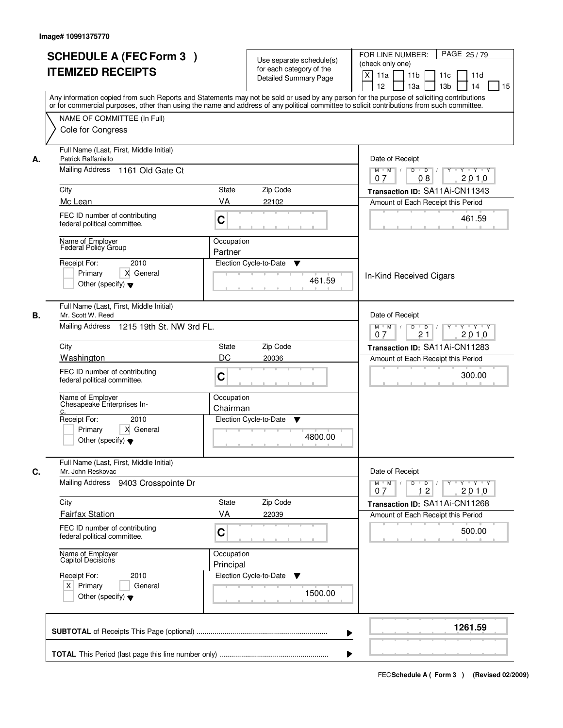Image# 10991375770

# SCHEDULE A (FEC Form 3 )
# ITEMIZED RECEIPTS

Use separate schedule(s) for each category of the Detailed Summary Page

FOR LINE NUMBER: (check only one)

[X] 11a [ ] 11b [ ] 11c [ ] 11d [ ] 12 [ ] 13a [ ] 13b [ ] 14 [ ] 15

Any information copied from such Reports and Statements may not be sold or used by any person for the purpose of soliciting contributions or for commercial purposes, other than using the name and address of any political committee to solicit contributions from such committee.

NAME OF COMMITTEE (In Full)

Cole for Congress

---

**A.**

Full Name (Last, First, Middle Initial): Patrick Raffaniello

Mailing Address: 1161 Old Gate Ct

City: Mc Lean | State: VA | Zip Code: 22102

FEC ID number of contributing federal political committee: C

Name of Employer: Federal Policy Group

Occupation: Partner

Receipt For: 2010 — [ ] Primary [X] General [ ] Other (specify)

Election Cycle-to-Date: 461.59

Date of Receipt: 07 08 2010

Transaction ID: SA11Ai-CN11343

Amount of Each Receipt this Period: 461.59

In-Kind Received Cigars

---

**B.**

Full Name (Last, First, Middle Initial): Mr. Scott W. Reed

Mailing Address: 1215 19th St. NW 3rd FL.

City: Washington | State: DC | Zip Code: 20036

FEC ID number of contributing federal political committee: C

Name of Employer: Chesapeake Enterprises Inc.

Occupation: Chairman

Receipt For: 2010 — [ ] Primary [X] General [ ] Other (specify)

Election Cycle-to-Date: 4800.00

Date of Receipt: 07 21 2010

Transaction ID: SA11Ai-CN11283

Amount of Each Receipt this Period: 300.00

---

**C.**

Full Name (Last, First, Middle Initial): Mr. John Reskovac

Mailing Address: 9403 Crosspointe Dr

City: Fairfax Station | State: VA | Zip Code: 22039

FEC ID number of contributing federal political committee: C

Name of Employer: Capitol Decisions

Occupation: Principal

Receipt For: 2010 — [X] Primary [ ] General [ ] Other (specify)

Election Cycle-to-Date: 1500.00

Date of Receipt: 07 12 2010

Transaction ID: SA11Ai-CN11268

Amount of Each Receipt this Period: 500.00

---

**SUBTOTAL** of Receipts This Page (optional): 1261.59

**TOTAL** This Period (last page this line number only):

FEC **Schedule A ( Form 3 )** (Revised 02/2009)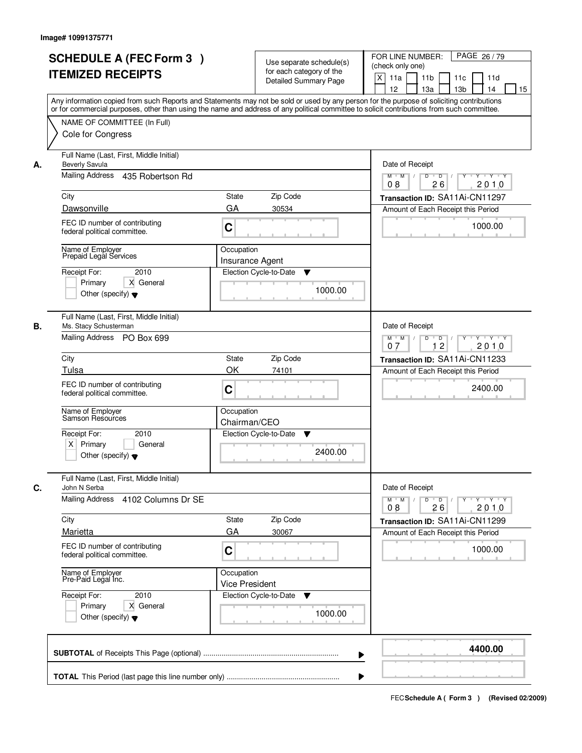Image# 10991375771

# SCHEDULE A (FEC Form 3 ) ITEMIZED RECEIPTS

Use separate schedule(s) for each category of the Detailed Summary Page

FOR LINE NUMBER: (check only one)

- [X] 11a
- [ ] 11b
- [ ] 11c
- [ ] 11d
- [ ] 12
- [ ] 13a
- [ ] 13b
- [ ] 14
- [ ] 15

Any information copied from such Reports and Statements may not be sold or used by any person for the purpose of soliciting contributions or for commercial purposes, other than using the name and address of any political committee to solicit contributions from such committee.

NAME OF COMMITTEE (In Full)
Cole for Congress

---

**A.** Full Name (Last, First, Middle Initial): Beverly Savula

Mailing Address: 435 Robertson Rd

City: Dawsonville | State: GA | Zip Code: 30534

FEC ID number of contributing federal political committee: C

Name of Employer: Prepaid Legal Services

Occupation: Insurance Agent

Receipt For: 2010 — [ ] Primary [X] General [ ] Other (specify)

Election Cycle-to-Date: 1000.00

Date of Receipt: 08 / 26 / 2010

Transaction ID: SA11Ai-CN11297

Amount of Each Receipt this Period: 1000.00

---

**B.** Full Name (Last, First, Middle Initial): Ms. Stacy Schusterman

Mailing Address: PO Box 699

City: Tulsa | State: OK | Zip Code: 74101

FEC ID number of contributing federal political committee: C

Name of Employer: Samson Resources

Occupation: Chairman/CEO

Receipt For: 2010 — [X] Primary [ ] General [ ] Other (specify)

Election Cycle-to-Date: 2400.00

Date of Receipt: 07 / 12 / 2010

Transaction ID: SA11Ai-CN11233

Amount of Each Receipt this Period: 2400.00

---

**C.** Full Name (Last, First, Middle Initial): John N Serba

Mailing Address: 4102 Columns Dr SE

City: Marietta | State: GA | Zip Code: 30067

FEC ID number of contributing federal political committee: C

Name of Employer: Pre-Paid Legal Inc.

Occupation: Vice President

Receipt For: 2010 — [ ] Primary [X] General [ ] Other (specify)

Election Cycle-to-Date: 1000.00

Date of Receipt: 08 / 26 / 2010

Transaction ID: SA11Ai-CN11299

Amount of Each Receipt this Period: 1000.00

---

**SUBTOTAL** of Receipts This Page (optional): **4400.00**

**TOTAL** This Period (last page this line number only):

FEC Schedule A ( Form 3 ) (Revised 02/2009)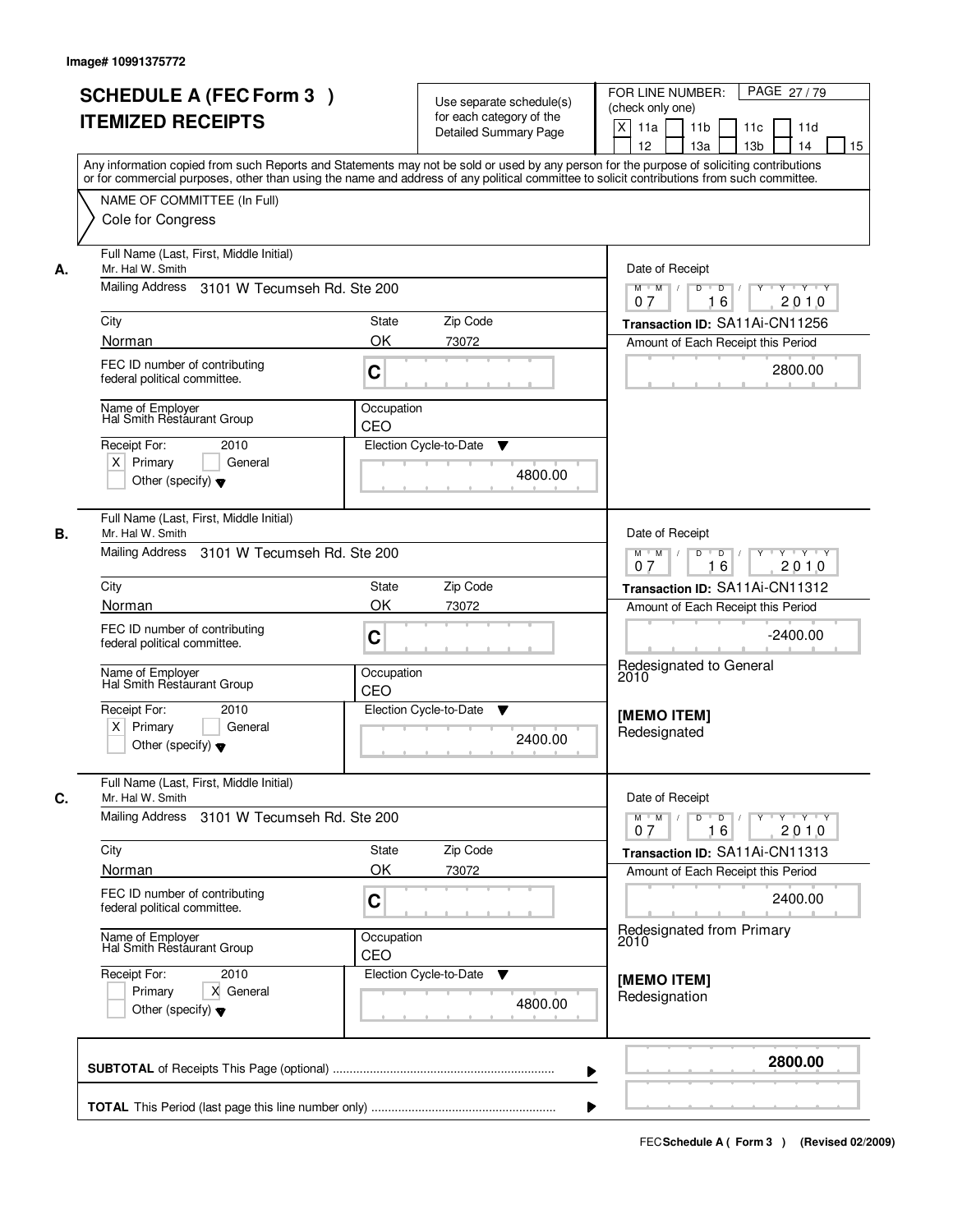Image# 10991375772

# SCHEDULE A (FEC Form 3 )
# ITEMIZED RECEIPTS

Use separate schedule(s) for each category of the Detailed Summary Page

FOR LINE NUMBER: (check only one)
[X] 11a [ ] 11b [ ] 11c [ ] 11d [ ] 12 [ ] 13a [ ] 13b [ ] 14 [ ] 15

PAGE 27 / 79

Any information copied from such Reports and Statements may not be sold or used by any person for the purpose of soliciting contributions or for commercial purposes, other than using the name and address of any political committee to solicit contributions from such committee.

NAME OF COMMITTEE (In Full)
Cole for Congress

## A.

Full Name (Last, First, Middle Initial): Mr. Hal W. Smith
Mailing Address: 3101 W Tecumseh Rd. Ste 200
City: Norman | State: OK | Zip Code: 73072
FEC ID number of contributing federal political committee: C
Name of Employer: Hal Smith Restaurant Group
Occupation: CEO
Receipt For: 2010 — [X] Primary [ ] General [ ] Other (specify)
Election Cycle-to-Date: 4800.00

Date of Receipt: 07 / 16 / 2010
Transaction ID: SA11Ai-CN11256
Amount of Each Receipt this Period: 2800.00

## B.

Full Name (Last, First, Middle Initial): Mr. Hal W. Smith
Mailing Address: 3101 W Tecumseh Rd. Ste 200
City: Norman | State: OK | Zip Code: 73072
FEC ID number of contributing federal political committee: C
Name of Employer: Hal Smith Restaurant Group
Occupation: CEO
Receipt For: 2010 — [X] Primary [ ] General [ ] Other (specify)
Election Cycle-to-Date: 2400.00

Date of Receipt: 07 / 16 / 2010
Transaction ID: SA11Ai-CN11312
Amount of Each Receipt this Period: -2400.00

Redesignated to General 2010

**[MEMO ITEM]**
Redesignated

## C.

Full Name (Last, First, Middle Initial): Mr. Hal W. Smith
Mailing Address: 3101 W Tecumseh Rd. Ste 200
City: Norman | State: OK | Zip Code: 73072
FEC ID number of contributing federal political committee: C
Name of Employer: Hal Smith Restaurant Group
Occupation: CEO
Receipt For: 2010 — [ ] Primary [X] General [ ] Other (specify)
Election Cycle-to-Date: 4800.00

Date of Receipt: 07 / 16 / 2010
Transaction ID: SA11Ai-CN11313
Amount of Each Receipt this Period: 2400.00

Redesignated from Primary 2010

**[MEMO ITEM]**
Redesignation

**SUBTOTAL** of Receipts This Page (optional): **2800.00**

**TOTAL** This Period (last page this line number only):

FEC **Schedule A ( Form 3 )** (Revised 02/2009)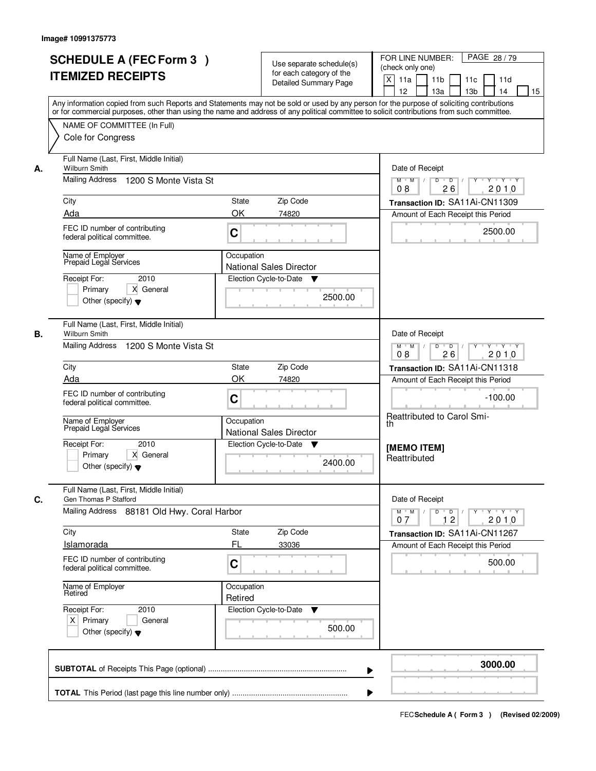Image# 10991375773

# SCHEDULE A (FEC Form 3 )
# ITEMIZED RECEIPTS

Use separate schedule(s) for each category of the Detailed Summary Page

FOR LINE NUMBER: (check only one)

- [X] 11a
- [ ] 11b
- [ ] 11c
- [ ] 11d
- [ ] 12
- [ ] 13a
- [ ] 13b
- [ ] 14
- [ ] 15

PAGE 28 / 79

Any information copied from such Reports and Statements may not be sold or used by any person for the purpose of soliciting contributions or for commercial purposes, other than using the name and address of any political committee to solicit contributions from such committee.

NAME OF COMMITTEE (In Full)
Cole for Congress

---

**A.**

Full Name (Last, First, Middle Initial): Wilburn Smith

Mailing Address: 1200 S Monte Vista St

City: Ada | State: OK | Zip Code: 74820

FEC ID number of contributing federal political committee: C

Name of Employer: Prepaid Legal Services

Occupation: National Sales Director

Receipt For: 2010
- [ ] Primary
- [X] General
- [ ] Other (specify)

Election Cycle-to-Date: 2500.00

Date of Receipt: 08 / 26 / 2010

Transaction ID: SA11Ai-CN11309

Amount of Each Receipt this Period: 2500.00

---

**B.**

Full Name (Last, First, Middle Initial): Wilburn Smith

Mailing Address: 1200 S Monte Vista St

City: Ada | State: OK | Zip Code: 74820

FEC ID number of contributing federal political committee: C

Name of Employer: Prepaid Legal Services

Occupation: National Sales Director

Receipt For: 2010
- [ ] Primary
- [X] General
- [ ] Other (specify)

Election Cycle-to-Date: 2400.00

Date of Receipt: 08 / 26 / 2010

Transaction ID: SA11Ai-CN11318

Amount of Each Receipt this Period: -100.00

Reattributed to Carol Smi-th

**[MEMO ITEM]**
Reattributed

---

**C.**

Full Name (Last, First, Middle Initial): Gen Thomas P Stafford

Mailing Address: 88181 Old Hwy. Coral Harbor

City: Islamorada | State: FL | Zip Code: 33036

FEC ID number of contributing federal political committee: C

Name of Employer: Retired

Occupation: Retired

Receipt For: 2010
- [X] Primary
- [ ] General
- [ ] Other (specify)

Election Cycle-to-Date: 500.00

Date of Receipt: 07 / 12 / 2010

Transaction ID: SA11Ai-CN11267

Amount of Each Receipt this Period: 500.00

---

**SUBTOTAL** of Receipts This Page (optional): **3000.00**

**TOTAL** This Period (last page this line number only):

FEC **Schedule A ( Form 3 )** (Revised 02/2009)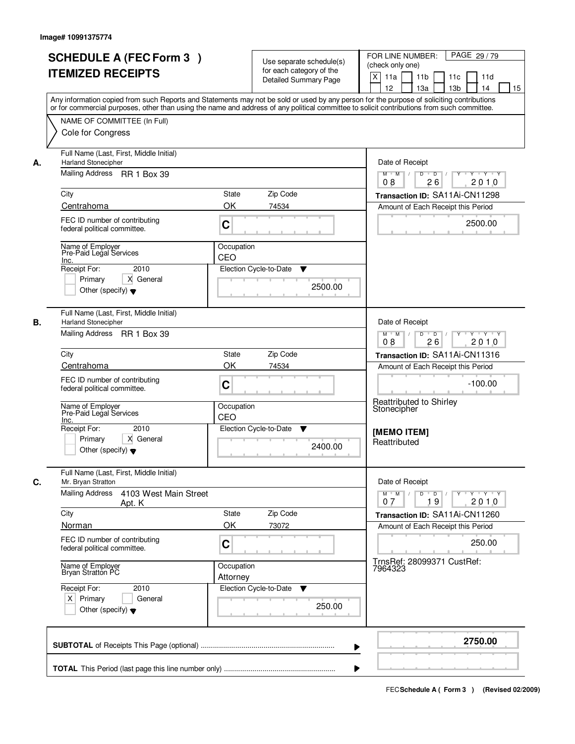Image# 10991375774

# SCHEDULE A (FEC Form 3 )
# ITEMIZED RECEIPTS

Use separate schedule(s) for each category of the Detailed Summary Page

FOR LINE NUMBER: (check only one)
[X] 11a [ ] 11b [ ] 11c [ ] 11d [ ] 12 [ ] 13a [ ] 13b [ ] 14 [ ] 15

PAGE 29 / 79

Any information copied from such Reports and Statements may not be sold or used by any person for the purpose of soliciting contributions or for commercial purposes, other than using the name and address of any political committee to solicit contributions from such committee.

NAME OF COMMITTEE (In Full)
Cole for Congress

---

**A.** Full Name (Last, First, Middle Initial)
Harland Stonecipher

Mailing Address: RR 1 Box 39

City: Centrahoma | State: OK | Zip Code: 74534

FEC ID number of contributing federal political committee: C

Name of Employer: Pre-Paid Legal Services Inc.
Occupation: CEO

Receipt For: 2010
[ ] Primary [X] General
Other (specify)

Election Cycle-to-Date: 2500.00

Date of Receipt: 08 / 26 / 2010
Transaction ID: SA11Ai-CN11298
Amount of Each Receipt this Period: 2500.00

---

**B.** Full Name (Last, First, Middle Initial)
Harland Stonecipher

Mailing Address: RR 1 Box 39

City: Centrahoma | State: OK | Zip Code: 74534

FEC ID number of contributing federal political committee: C

Name of Employer: Pre-Paid Legal Services Inc.
Occupation: CEO

Receipt For: 2010
[ ] Primary [X] General
Other (specify)

Election Cycle-to-Date: 2400.00

Date of Receipt: 08 / 26 / 2010
Transaction ID: SA11Ai-CN11316
Amount of Each Receipt this Period: -100.00

Reattributed to Shirley Stonecipher

[MEMO ITEM]
Reattributed

---

**C.** Full Name (Last, First, Middle Initial)
Mr. Bryan Stratton

Mailing Address: 4103 West Main Street Apt. K

City: Norman | State: OK | Zip Code: 73072

FEC ID number of contributing federal political committee: C

Name of Employer: Bryan Stratton PC
Occupation: Attorney

Receipt For: 2010
[X] Primary [ ] General
Other (specify)

Election Cycle-to-Date: 250.00

Date of Receipt: 07 / 19 / 2010
Transaction ID: SA11Ai-CN11260
Amount of Each Receipt this Period: 250.00

TrnsRef: 28099371 CustRef: 7964323

---

**SUBTOTAL** of Receipts This Page (optional): **2750.00**

**TOTAL** This Period (last page this line number only):

FEC Schedule A ( Form 3 ) (Revised 02/2009)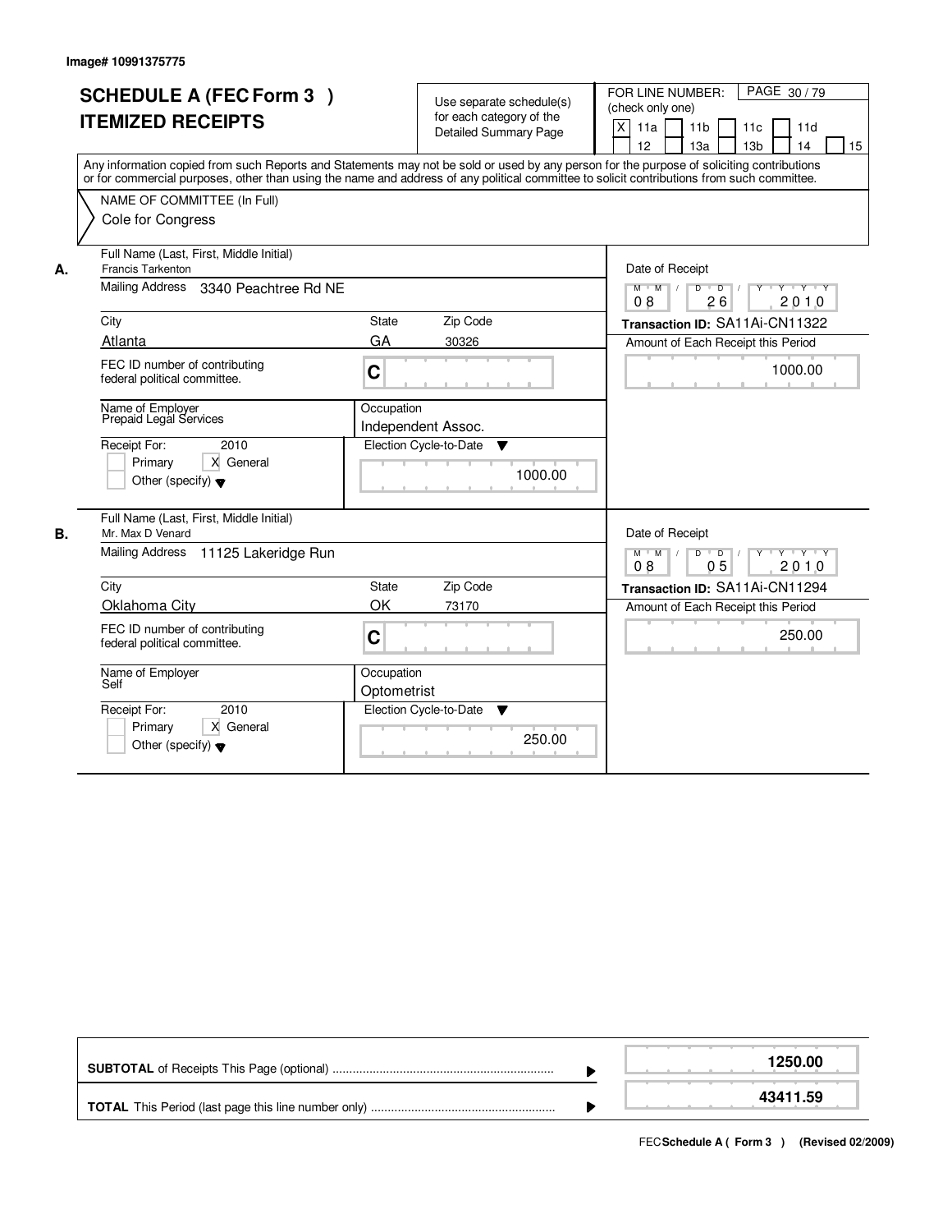Image# 10991375775

## SCHEDULE A (FEC Form 3 )
## ITEMIZED RECEIPTS

Use separate schedule(s) for each category of the Detailed Summary Page

FOR LINE NUMBER: (check only one)

[X] 11a [ ] 11b [ ] 11c [ ] 11d [ ] 12 [ ] 13a [ ] 13b [ ] 14 [ ] 15

Any information copied from such Reports and Statements may not be sold or used by any person for the purpose of soliciting contributions or for commercial purposes, other than using the name and address of any political committee to solicit contributions from such committee.

NAME OF COMMITTEE (In Full)

Cole for Congress

**A.**

Full Name (Last, First, Middle Initial): Francis Tarkenton

Mailing Address: 3340 Peachtree Rd NE

City: Atlanta | State: GA | Zip Code: 30326

FEC ID number of contributing federal political committee: C

Name of Employer: Prepaid Legal Services

Occupation: Independent Assoc.

Receipt For: 2010 — [ ] Primary [X] General [ ] Other (specify)

Election Cycle-to-Date: 1000.00

Date of Receipt: 08 / 26 / 2010

Transaction ID: SA11Ai-CN11322

Amount of Each Receipt this Period: 1000.00

**B.**

Full Name (Last, First, Middle Initial): Mr. Max D Venard

Mailing Address: 11125 Lakeridge Run

City: Oklahoma City | State: OK | Zip Code: 73170

FEC ID number of contributing federal political committee: C

Name of Employer: Self

Occupation: Optometrist

Receipt For: 2010 — [ ] Primary [X] General [ ] Other (specify)

Election Cycle-to-Date: 250.00

Date of Receipt: 08 / 05 / 2010

Transaction ID: SA11Ai-CN11294

Amount of Each Receipt this Period: 250.00

| | |
|---|---|
| **SUBTOTAL** of Receipts This Page (optional) | 1250.00 |
| **TOTAL** This Period (last page this line number only) | 43411.59 |

FEC **Schedule A ( Form 3 )** (Revised 02/2009)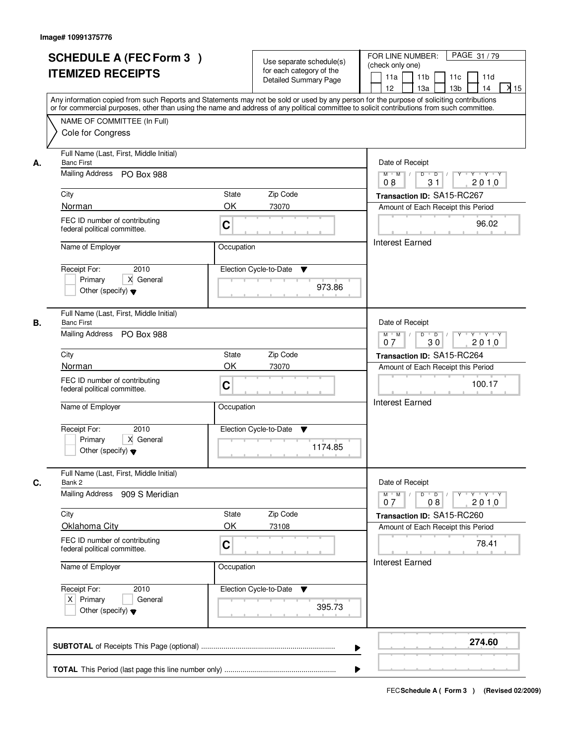Image# 10991375776

# SCHEDULE A (FEC Form 3 ) ITEMIZED RECEIPTS

Use separate schedule(s) for each category of the Detailed Summary Page

FOR LINE NUMBER: (check only one)

11a | 11b | 11c | 11d | 12 | 13a | 13b | 14 | X 15

PAGE 31 / 79

Any information copied from such Reports and Statements may not be sold or used by any person for the purpose of soliciting contributions or for commercial purposes, other than using the name and address of any political committee to solicit contributions from such committee.

NAME OF COMMITTEE (In Full)

Cole for Congress

## A.

**Full Name (Last, First, Middle Initial):** Banc First

**Mailing Address:** PO Box 988

**City:** Norman **State:** OK **Zip Code:** 73070

**FEC ID number of contributing federal political committee.** C

**Name of Employer:**

**Occupation:**

**Receipt For:** 2010 — Primary [ ] General [X] Other (specify)

**Election Cycle-to-Date:** 973.86

**Date of Receipt:** 08 / 31 / 2010

**Transaction ID:** SA15-RC267

**Amount of Each Receipt this Period:** 96.02

Interest Earned

## B.

**Full Name (Last, First, Middle Initial):** Banc First

**Mailing Address:** PO Box 988

**City:** Norman **State:** OK **Zip Code:** 73070

**FEC ID number of contributing federal political committee.** C

**Name of Employer:**

**Occupation:**

**Receipt For:** 2010 — Primary [ ] General [X] Other (specify)

**Election Cycle-to-Date:** 1174.85

**Date of Receipt:** 07 / 30 / 2010

**Transaction ID:** SA15-RC264

**Amount of Each Receipt this Period:** 100.17

Interest Earned

## C.

**Full Name (Last, First, Middle Initial):** Bank 2

**Mailing Address:** 909 S Meridian

**City:** Oklahoma City **State:** OK **Zip Code:** 73108

**FEC ID number of contributing federal political committee.** C

**Name of Employer:**

**Occupation:**

**Receipt For:** 2010 — Primary [X] General [ ] Other (specify)

**Election Cycle-to-Date:** 395.73

**Date of Receipt:** 07 / 08 / 2010

**Transaction ID:** SA15-RC260

**Amount of Each Receipt this Period:** 78.41

Interest Earned

**SUBTOTAL** of Receipts This Page (optional): **274.60**

**TOTAL** This Period (last page this line number only):

FEC **Schedule A ( Form 3 )** (Revised 02/2009)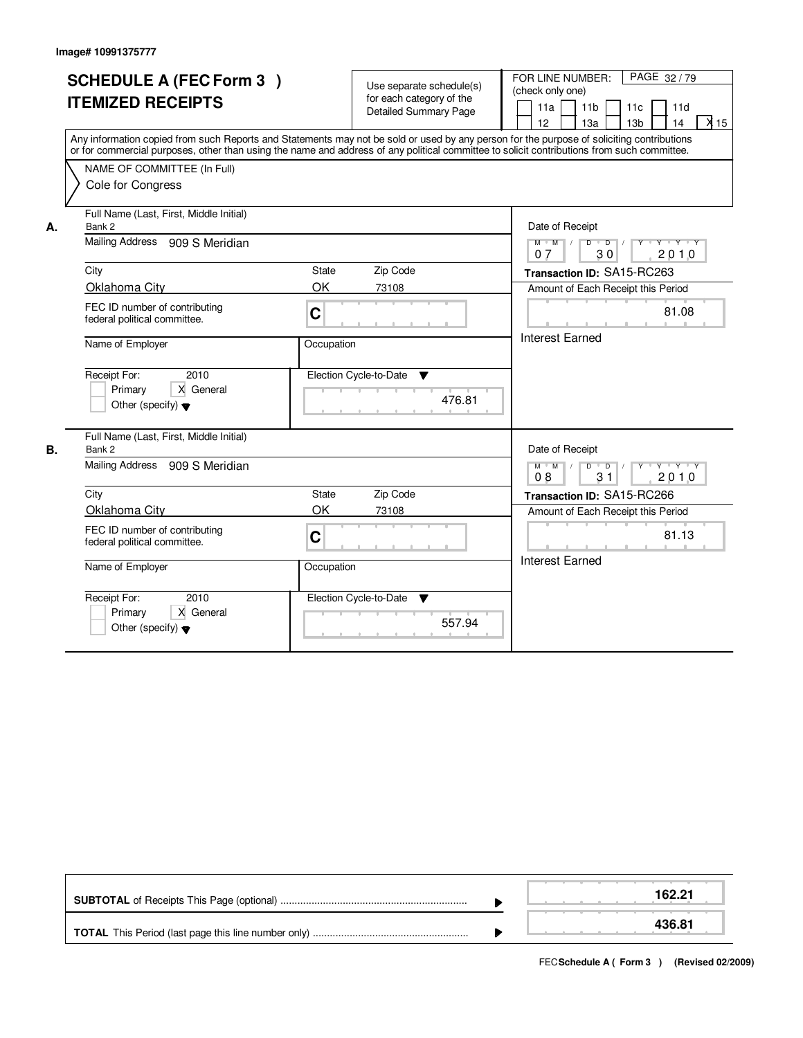Image# 10991375777

# SCHEDULE A (FEC Form 3 )
# ITEMIZED RECEIPTS

Use separate schedule(s) for each category of the Detailed Summary Page

FOR LINE NUMBER: (check only one)

11a | 11b | 11c | 11d | 12 | 13a | 13b | 14 | X 15

PAGE 32 / 79

Any information copied from such Reports and Statements may not be sold or used by any person for the purpose of soliciting contributions or for commercial purposes, other than using the name and address of any political committee to solicit contributions from such committee.

NAME OF COMMITTEE (In Full)
Cole for Congress

**A.**

Full Name (Last, First, Middle Initial): Bank 2

Mailing Address: 909 S Meridian

City: Oklahoma City | State: OK | Zip Code: 73108

FEC ID number of contributing federal political committee: C

Name of Employer:

Occupation:

Receipt For: 2010 — Primary | X General | Other (specify)

Election Cycle-to-Date: 476.81

Date of Receipt: 07 / 30 / 2010

Transaction ID: SA15-RC263

Amount of Each Receipt this Period: 81.08

Interest Earned

**B.**

Full Name (Last, First, Middle Initial): Bank 2

Mailing Address: 909 S Meridian

City: Oklahoma City | State: OK | Zip Code: 73108

FEC ID number of contributing federal political committee: C

Name of Employer:

Occupation:

Receipt For: 2010 — Primary | X General | Other (specify)

Election Cycle-to-Date: 557.94

Date of Receipt: 08 / 31 / 2010

Transaction ID: SA15-RC266

Amount of Each Receipt this Period: 81.13

Interest Earned

| | |
|---|---|
| **SUBTOTAL** of Receipts This Page (optional) | **162.21** |
| **TOTAL** This Period (last page this line number only) | **436.81** |

FEC **Schedule A ( Form 3 )** (Revised 02/2009)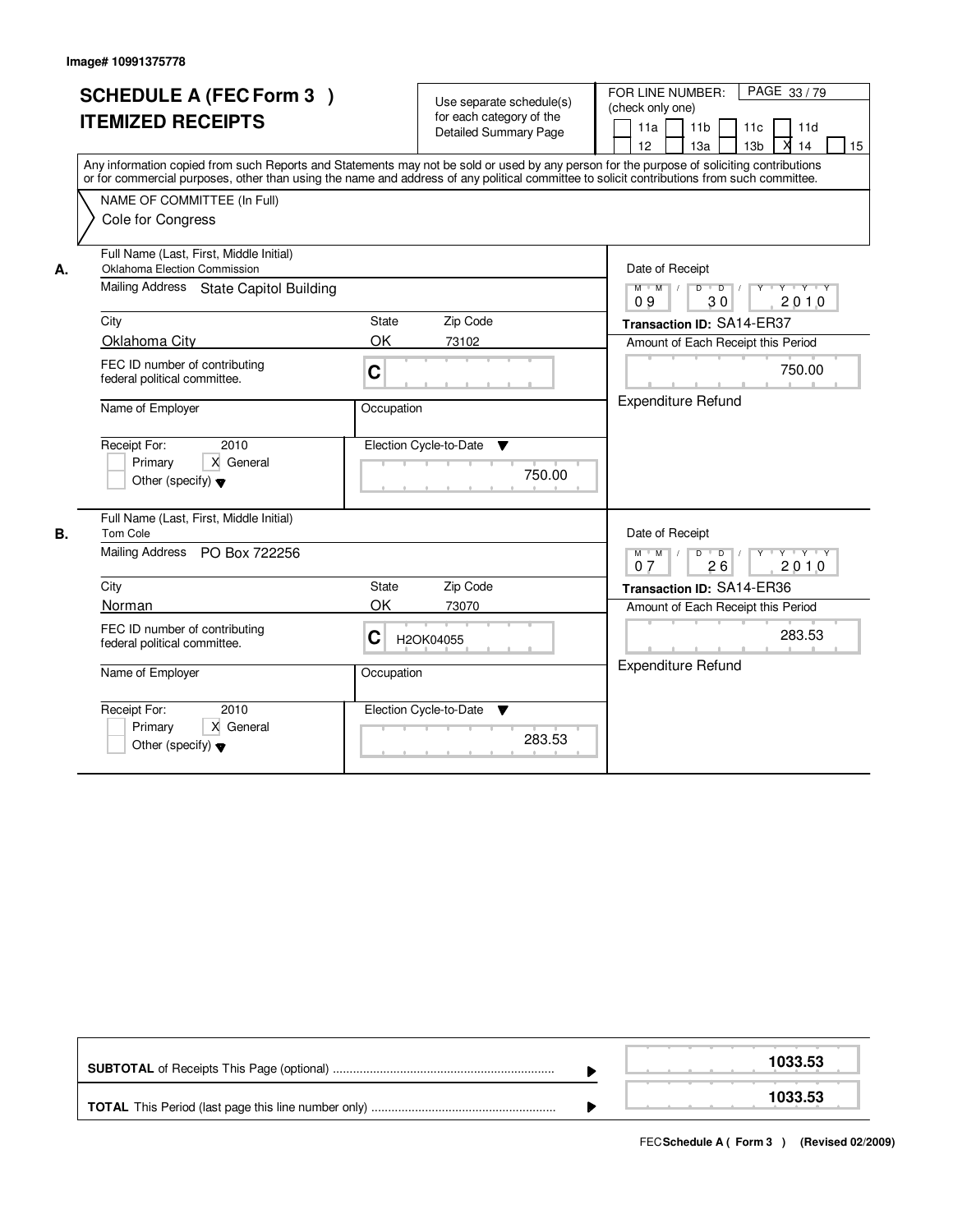Image# 10991375778

# SCHEDULE A (FEC Form 3 ) ITEMIZED RECEIPTS

Use separate schedule(s) for each category of the Detailed Summary Page

FOR LINE NUMBER: (check only one)

- [ ] 11a
- [ ] 11b
- [ ] 11c
- [ ] 11d
- [ ] 12
- [ ] 13a
- [ ] 13b
- [X] 14
- [ ] 15

PAGE 33 / 79

Any information copied from such Reports and Statements may not be sold or used by any person for the purpose of soliciting contributions or for commercial purposes, other than using the name and address of any political committee to solicit contributions from such committee.

**NAME OF COMMITTEE (In Full)**
Cole for Congress

## A.

**Full Name (Last, First, Middle Initial):** Oklahoma Election Commission
**Mailing Address:** State Capitol Building
**City:** Oklahoma City | **State:** OK | **Zip Code:** 73102
**FEC ID number of contributing federal political committee:** C
**Name of Employer:**
**Occupation:**
**Receipt For:** 2010 — [ ] Primary [X] General [ ] Other (specify)
**Election Cycle-to-Date:** 750.00

**Date of Receipt:** 09/30/2010
**Transaction ID:** SA14-ER37
**Amount of Each Receipt this Period:** 750.00
Expenditure Refund

## B.

**Full Name (Last, First, Middle Initial):** Tom Cole
**Mailing Address:** PO Box 722256
**City:** Norman | **State:** OK | **Zip Code:** 73070
**FEC ID number of contributing federal political committee:** C H2OK04055
**Name of Employer:**
**Occupation:**
**Receipt For:** 2010 — [ ] Primary [X] General [ ] Other (specify)
**Election Cycle-to-Date:** 283.53

**Date of Receipt:** 07/26/2010
**Transaction ID:** SA14-ER36
**Amount of Each Receipt this Period:** 283.53
Expenditure Refund

| | |
|---|---|
| **SUBTOTAL** of Receipts This Page (optional) | 1033.53 |
| **TOTAL** This Period (last page this line number only) | 1033.53 |

FEC **Schedule A ( Form 3 )** (Revised 02/2009)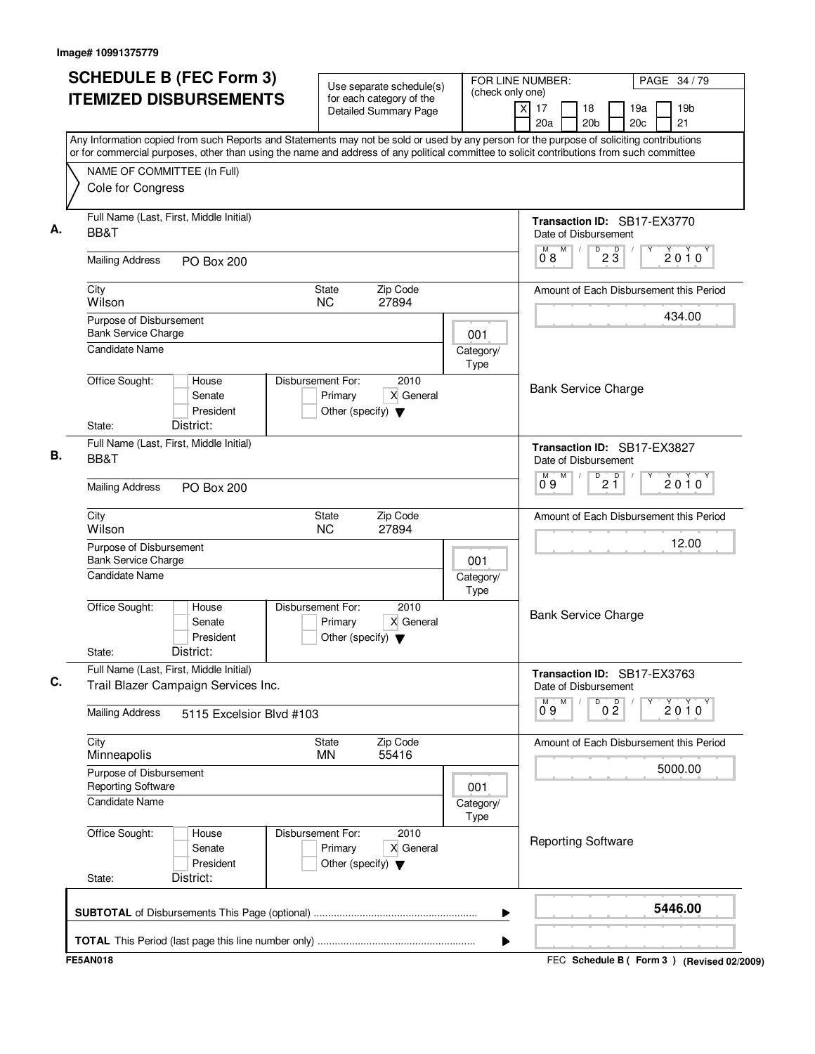Image# 10991375779

# SCHEDULE B (FEC Form 3) ITEMIZED DISBURSEMENTS

Use separate schedule(s) for each category of the Detailed Summary Page

FOR LINE NUMBER: (check only one)
[X] 17 [ ] 18 [ ] 19a [ ] 19b [ ] 20a [ ] 20b [ ] 20c [ ] 21

PAGE 34 / 79

Any Information copied from such Reports and Statements may not be sold or used by any person for the purpose of soliciting contributions or for commercial purposes, other than using the name and address of any political committee to solicit contributions from such committee

NAME OF COMMITTEE (In Full)
Cole for Congress

---

**A.** Full Name (Last, First, Middle Initial): BB&T

Transaction ID: SB17-EX3770

Mailing Address: PO Box 200

Date of Disbursement: 08 / 23 / 2010

City: Wilson — State: NC — Zip Code: 27894

Amount of Each Disbursement this Period: 434.00

Purpose of Disbursement: Bank Service Charge

Category/Type: 001

Candidate Name:

Office Sought: [ ] House [ ] Senate [ ] President

Disbursement For: 2010 [ ] Primary [X] General [ ] Other (specify)

Bank Service Charge

State: District:

---

**B.** Full Name (Last, First, Middle Initial): BB&T

Transaction ID: SB17-EX3827

Mailing Address: PO Box 200

Date of Disbursement: 09 / 21 / 2010

City: Wilson — State: NC — Zip Code: 27894

Amount of Each Disbursement this Period: 12.00

Purpose of Disbursement: Bank Service Charge

Category/Type: 001

Candidate Name:

Office Sought: [ ] House [ ] Senate [ ] President

Disbursement For: 2010 [ ] Primary [X] General [ ] Other (specify)

Bank Service Charge

State: District:

---

**C.** Full Name (Last, First, Middle Initial): Trail Blazer Campaign Services Inc.

Transaction ID: SB17-EX3763

Mailing Address: 5115 Excelsior Blvd #103

Date of Disbursement: 09 / 02 / 2010

City: Minneapolis — State: MN — Zip Code: 55416

Amount of Each Disbursement this Period: 5000.00

Purpose of Disbursement: Reporting Software

Category/Type: 001

Candidate Name:

Office Sought: [ ] House [ ] Senate [ ] President

Disbursement For: 2010 [ ] Primary [X] General [ ] Other (specify)

Reporting Software

State: District:

---

**SUBTOTAL** of Disbursements This Page (optional): **5446.00**

**TOTAL** This Period (last page this line number only):

FE5AN018

FEC Schedule B ( Form 3 ) (Revised 02/2009)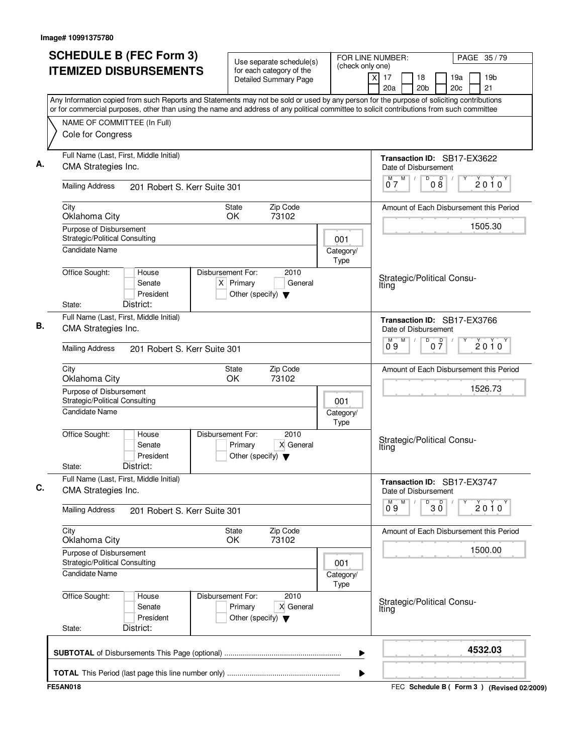Image# 10991375780

# SCHEDULE B (FEC Form 3) ITEMIZED DISBURSEMENTS

Use separate schedule(s) for each category of the Detailed Summary Page

FOR LINE NUMBER: (check only one)
[X] 17 [ ] 18 [ ] 19a [ ] 19b [ ] 20a [ ] 20b [ ] 20c [ ] 21

Any Information copied from such Reports and Statements may not be sold or used by any person for the purpose of soliciting contributions or for commercial purposes, other than using the name and address of any political committee to solicit contributions from such committee

NAME OF COMMITTEE (In Full)
Cole for Congress

**A.**

Full Name (Last, First, Middle Initial): CMA Strategies Inc.
Mailing Address: 201 Robert S. Kerr Suite 301
City: Oklahoma City | State: OK | Zip Code: 73102
Purpose of Disbursement: Strategic/Political Consulting
Category/Type: 001
Candidate Name:
Office Sought: [ ] House [ ] Senate [ ] President
State: District:
Disbursement For: 2010 [X] Primary [ ] General [ ] Other (specify)

Transaction ID: SB17-EX3622
Date of Disbursement: 07/08/2010
Amount of Each Disbursement this Period: 1505.30
Strategic/Political Consulting

**B.**

Full Name (Last, First, Middle Initial): CMA Strategies Inc.
Mailing Address: 201 Robert S. Kerr Suite 301
City: Oklahoma City | State: OK | Zip Code: 73102
Purpose of Disbursement: Strategic/Political Consulting
Category/Type: 001
Candidate Name:
Office Sought: [ ] House [ ] Senate [ ] President
State: District:
Disbursement For: 2010 [ ] Primary [X] General [ ] Other (specify)

Transaction ID: SB17-EX3766
Date of Disbursement: 09/07/2010
Amount of Each Disbursement this Period: 1526.73
Strategic/Political Consulting

**C.**

Full Name (Last, First, Middle Initial): CMA Strategies Inc.
Mailing Address: 201 Robert S. Kerr Suite 301
City: Oklahoma City | State: OK | Zip Code: 73102
Purpose of Disbursement: Strategic/Political Consulting
Category/Type: 001
Candidate Name:
Office Sought: [ ] House [ ] Senate [ ] President
State: District:
Disbursement For: 2010 [ ] Primary [X] General [ ] Other (specify)

Transaction ID: SB17-EX3747
Date of Disbursement: 09/30/2010
Amount of Each Disbursement this Period: 1500.00
Strategic/Political Consulting

**SUBTOTAL** of Disbursements This Page (optional): **4532.03**

**TOTAL** This Period (last page this line number only):

FE5AN018 — FEC Schedule B ( Form 3 ) (Revised 02/2009)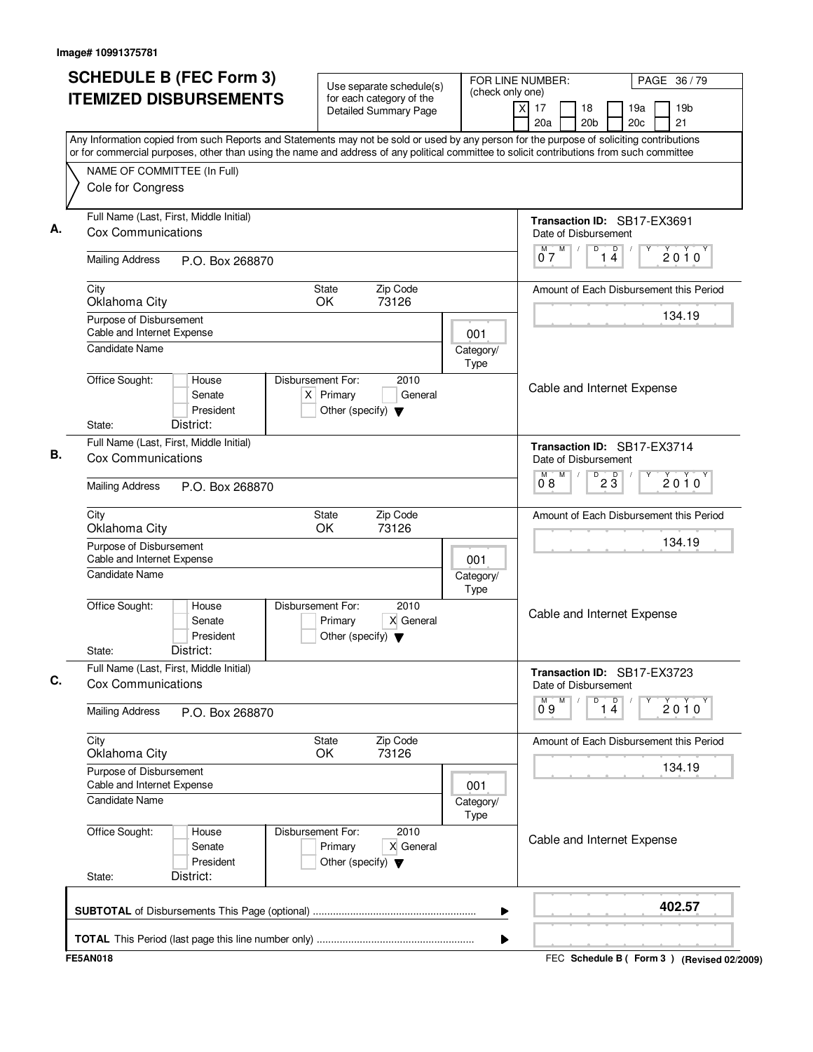Image# 10991375781

# SCHEDULE B (FEC Form 3)
# ITEMIZED DISBURSEMENTS

Use separate schedule(s) for each category of the Detailed Summary Page

FOR LINE NUMBER: (check only one)

- [X] 17
- [ ] 18
- [ ] 19a
- [ ] 19b
- [ ] 20a
- [ ] 20b
- [ ] 20c
- [ ] 21

PAGE 36 / 79

Any Information copied from such Reports and Statements may not be sold or used by any person for the purpose of soliciting contributions or for commercial purposes, other than using the name and address of any political committee to solicit contributions from such committee

NAME OF COMMITTEE (In Full)
Cole for Congress

---

**A.**

Full Name (Last, First, Middle Initial): Cox Communications

Mailing Address: P.O. Box 268870

City: Oklahoma City | State: OK | Zip Code: 73126

Purpose of Disbursement: Cable and Internet Expense

Category/Type: 001

Candidate Name:

Office Sought: [ ] House [ ] Senate [ ] President

State: District:

Disbursement For: 2010 [X] Primary [ ] General [ ] Other (specify)

Transaction ID: SB17-EX3691

Date of Disbursement: 07/14/2010

Amount of Each Disbursement this Period: 134.19

Cable and Internet Expense

---

**B.**

Full Name (Last, First, Middle Initial): Cox Communications

Mailing Address: P.O. Box 268870

City: Oklahoma City | State: OK | Zip Code: 73126

Purpose of Disbursement: Cable and Internet Expense

Category/Type: 001

Candidate Name:

Office Sought: [ ] House [ ] Senate [ ] President

State: District:

Disbursement For: 2010 [ ] Primary [X] General [ ] Other (specify)

Transaction ID: SB17-EX3714

Date of Disbursement: 08/23/2010

Amount of Each Disbursement this Period: 134.19

Cable and Internet Expense

---

**C.**

Full Name (Last, First, Middle Initial): Cox Communications

Mailing Address: P.O. Box 268870

City: Oklahoma City | State: OK | Zip Code: 73126

Purpose of Disbursement: Cable and Internet Expense

Category/Type: 001

Candidate Name:

Office Sought: [ ] House [ ] Senate [ ] President

State: District:

Disbursement For: 2010 [ ] Primary [X] General [ ] Other (specify)

Transaction ID: SB17-EX3723

Date of Disbursement: 09/14/2010

Amount of Each Disbursement this Period: 134.19

Cable and Internet Expense

---

**SUBTOTAL** of Disbursements This Page (optional) ........................................................ **402.57**

**TOTAL** This Period (last page this line number only) ......................................................

FE5AN018

FEC **Schedule B ( Form 3 )** (Revised 02/2009)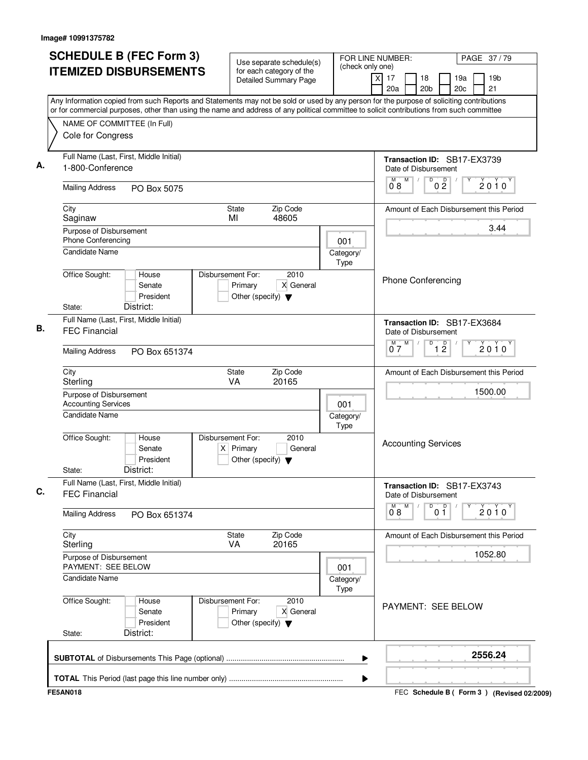Image# 10991375782

# SCHEDULE B (FEC Form 3) ITEMIZED DISBURSEMENTS

Use separate schedule(s) for each category of the Detailed Summary Page

FOR LINE NUMBER: (check only one)
[X] 17 [ ] 18 [ ] 19a [ ] 19b [ ] 20a [ ] 20b [ ] 20c [ ] 21

PAGE 37 / 79

Any Information copied from such Reports and Statements may not be sold or used by any person for the purpose of soliciting contributions or for commercial purposes, other than using the name and address of any political committee to solicit contributions from such committee

NAME OF COMMITTEE (In Full)
Cole for Congress

---

**A.**

Full Name (Last, First, Middle Initial): 1-800-Conference

Mailing Address: PO Box 5075

City: Saginaw | State: MI | Zip Code: 48605

Purpose of Disbursement: Phone Conferencing

Category/Type: 001

Candidate Name:

Office Sought: [ ] House [ ] Senate [ ] President

State: District:

Disbursement For: 2010 [ ] Primary [X] General [ ] Other (specify)

Transaction ID: SB17-EX3739

Date of Disbursement: 08/02/2010

Amount of Each Disbursement this Period: 3.44

Phone Conferencing

---

**B.**

Full Name (Last, First, Middle Initial): FEC Financial

Mailing Address: PO Box 651374

City: Sterling | State: VA | Zip Code: 20165

Purpose of Disbursement: Accounting Services

Category/Type: 001

Candidate Name:

Office Sought: [ ] House [ ] Senate [ ] President

State: District:

Disbursement For: 2010 [X] Primary [ ] General [ ] Other (specify)

Transaction ID: SB17-EX3684

Date of Disbursement: 07/12/2010

Amount of Each Disbursement this Period: 1500.00

Accounting Services

---

**C.**

Full Name (Last, First, Middle Initial): FEC Financial

Mailing Address: PO Box 651374

City: Sterling | State: VA | Zip Code: 20165

Purpose of Disbursement: PAYMENT: SEE BELOW

Category/Type: 001

Candidate Name:

Office Sought: [ ] House [ ] Senate [ ] President

State: District:

Disbursement For: 2010 [ ] Primary [X] General [ ] Other (specify)

Transaction ID: SB17-EX3743

Date of Disbursement: 08/01/2010

Amount of Each Disbursement this Period: 1052.80

PAYMENT: SEE BELOW

---

**SUBTOTAL** of Disbursements This Page (optional): 2556.24

**TOTAL** This Period (last page this line number only):

FE5AN018

FEC Schedule B ( Form 3 ) (Revised 02/2009)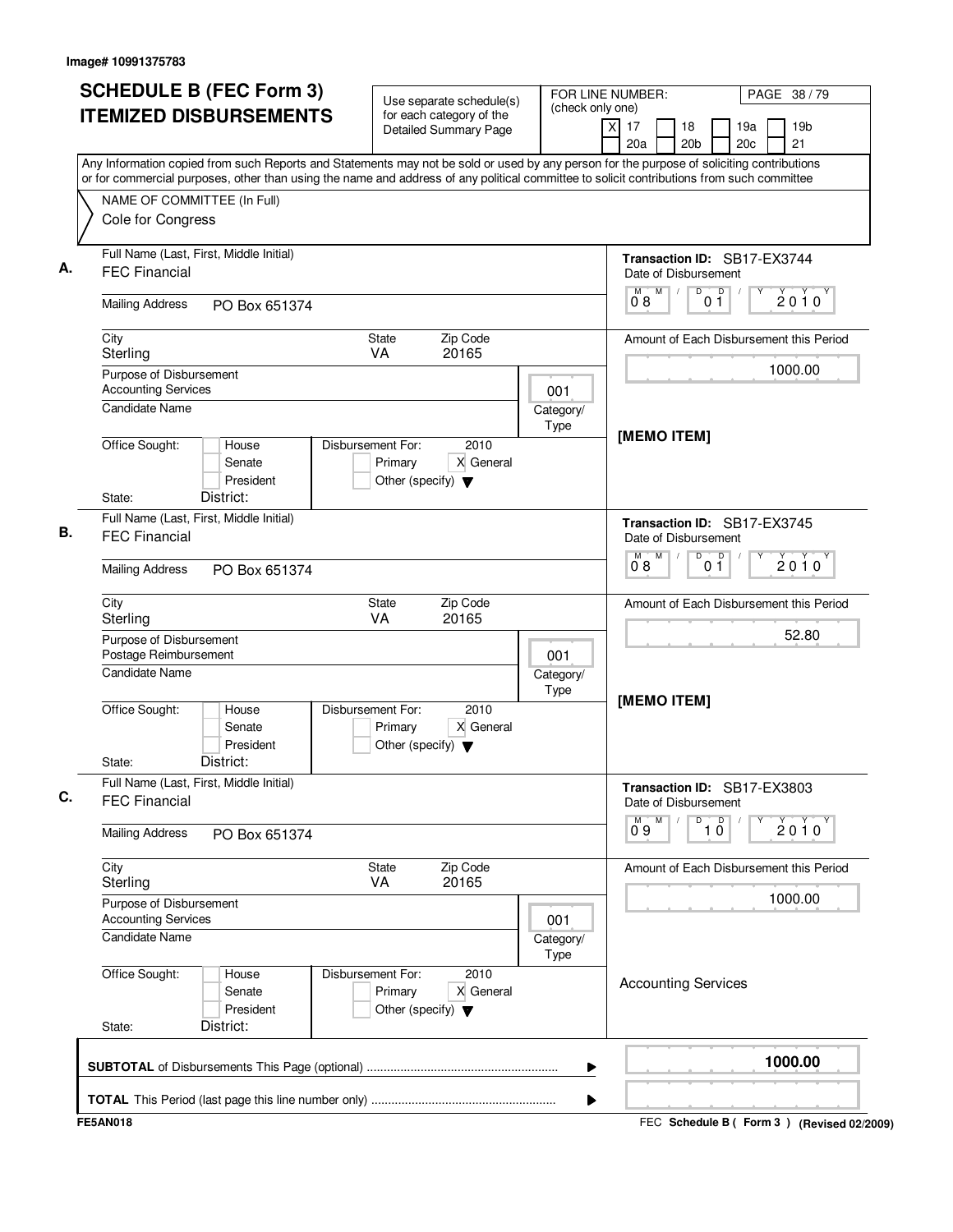Image# 10991375783

# SCHEDULE B (FEC Form 3) ITEMIZED DISBURSEMENTS

Use separate schedule(s) for each category of the Detailed Summary Page

FOR LINE NUMBER: (check only one)
[X] 17 [ ] 18 [ ] 19a [ ] 19b [ ] 20a [ ] 20b [ ] 20c [ ] 21

PAGE 38 / 79

Any Information copied from such Reports and Statements may not be sold or used by any person for the purpose of soliciting contributions or for commercial purposes, other than using the name and address of any political committee to solicit contributions from such committee

NAME OF COMMITTEE (In Full)
Cole for Congress

---

**A.**

Full Name (Last, First, Middle Initial): FEC Financial

Mailing Address: PO Box 651374

City: Sterling | State: VA | Zip Code: 20165

Purpose of Disbursement: Accounting Services

Candidate Name:

Category/Type: 001

Office Sought: [ ] House [ ] Senate [ ] President

State: District:

Disbursement For: 2010 [ ] Primary [X] General [ ] Other (specify)

Transaction ID: SB17-EX3744

Date of Disbursement: 08/01/2010

Amount of Each Disbursement this Period: 1000.00

[MEMO ITEM]

---

**B.**

Full Name (Last, First, Middle Initial): FEC Financial

Mailing Address: PO Box 651374

City: Sterling | State: VA | Zip Code: 20165

Purpose of Disbursement: Postage Reimbursement

Candidate Name:

Category/Type: 001

Office Sought: [ ] House [ ] Senate [ ] President

State: District:

Disbursement For: 2010 [ ] Primary [X] General [ ] Other (specify)

Transaction ID: SB17-EX3745

Date of Disbursement: 08/01/2010

Amount of Each Disbursement this Period: 52.80

[MEMO ITEM]

---

**C.**

Full Name (Last, First, Middle Initial): FEC Financial

Mailing Address: PO Box 651374

City: Sterling | State: VA | Zip Code: 20165

Purpose of Disbursement: Accounting Services

Candidate Name:

Category/Type: 001

Office Sought: [ ] House [ ] Senate [ ] President

State: District:

Disbursement For: 2010 [ ] Primary [X] General [ ] Other (specify)

Transaction ID: SB17-EX3803

Date of Disbursement: 09/10/2010

Amount of Each Disbursement this Period: 1000.00

Accounting Services

---

**SUBTOTAL** of Disbursements This Page (optional): **1000.00**

**TOTAL** This Period (last page this line number only):

FE5AN018

FEC Schedule B ( Form 3 ) (Revised 02/2009)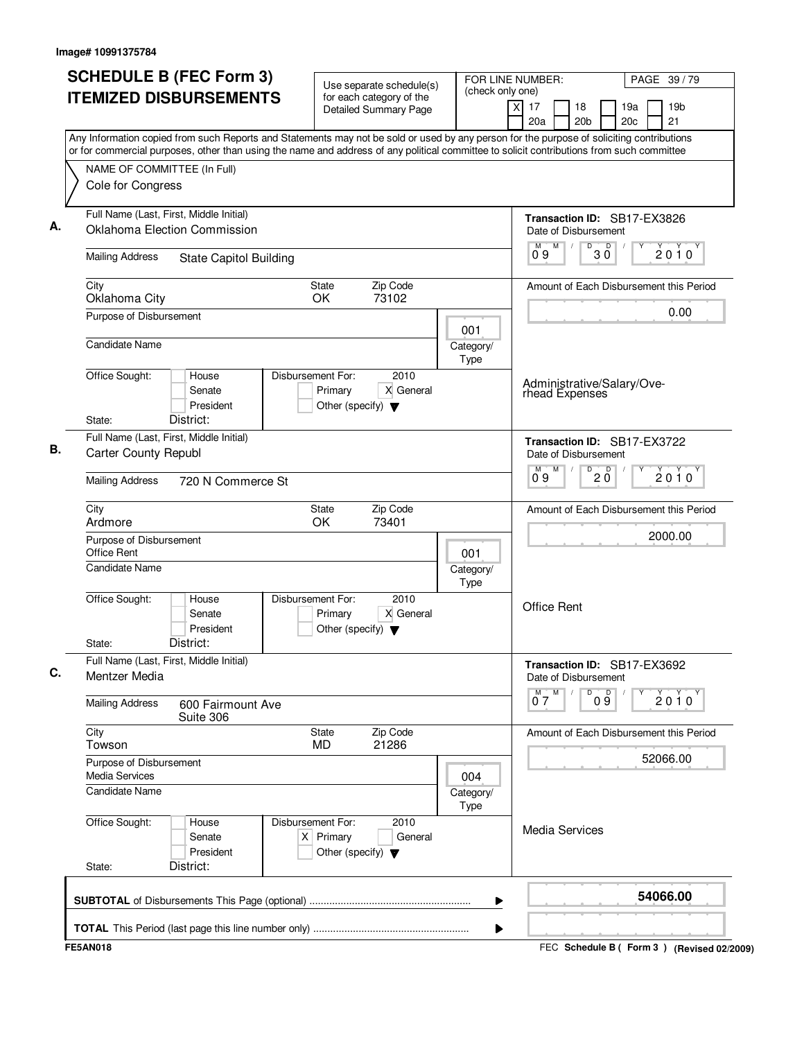Image# 10991375784

# SCHEDULE B (FEC Form 3) ITEMIZED DISBURSEMENTS

Use separate schedule(s) for each category of the Detailed Summary Page

FOR LINE NUMBER: (check only one)

[X] 17 [ ] 18 [ ] 19a [ ] 19b [ ] 20a [ ] 20b [ ] 20c [ ] 21

PAGE 39 / 79

Any Information copied from such Reports and Statements may not be sold or used by any person for the purpose of soliciting contributions or for commercial purposes, other than using the name and address of any political committee to solicit contributions from such committee

NAME OF COMMITTEE (In Full)
Cole for Congress

---

**A.** Full Name (Last, First, Middle Initial): Oklahoma Election Commission

Mailing Address: State Capitol Building

City: Oklahoma City | State: OK | Zip Code: 73102

Purpose of Disbursement:

Candidate Name:

Category/Type: 001

Office Sought: [ ] House [ ] Senate [ ] President

State: District:

Disbursement For: 2010 [ ] Primary [X] General [ ] Other (specify)

Transaction ID: SB17-EX3826

Date of Disbursement: 09/30/2010

Amount of Each Disbursement this Period: 0.00

Administrative/Salary/Overhead Expenses

---

**B.** Full Name (Last, First, Middle Initial): Carter County Republ

Mailing Address: 720 N Commerce St

City: Ardmore | State: OK | Zip Code: 73401

Purpose of Disbursement: Office Rent

Candidate Name:

Category/Type: 001

Office Sought: [ ] House [ ] Senate [ ] President

State: District:

Disbursement For: 2010 [ ] Primary [X] General [ ] Other (specify)

Transaction ID: SB17-EX3722

Date of Disbursement: 09/20/2010

Amount of Each Disbursement this Period: 2000.00

Office Rent

---

**C.** Full Name (Last, First, Middle Initial): Mentzer Media

Mailing Address: 600 Fairmount Ave Suite 306

City: Towson | State: MD | Zip Code: 21286

Purpose of Disbursement: Media Services

Candidate Name:

Category/Type: 004

Office Sought: [ ] House [ ] Senate [ ] President

State: District:

Disbursement For: 2010 [X] Primary [ ] General [ ] Other (specify)

Transaction ID: SB17-EX3692

Date of Disbursement: 07/09/2010

Amount of Each Disbursement this Period: 52066.00

Media Services

---

**SUBTOTAL** of Disbursements This Page (optional): **54066.00**

**TOTAL** This Period (last page this line number only):

FE5AN018 | FEC Schedule B ( Form 3 ) (Revised 02/2009)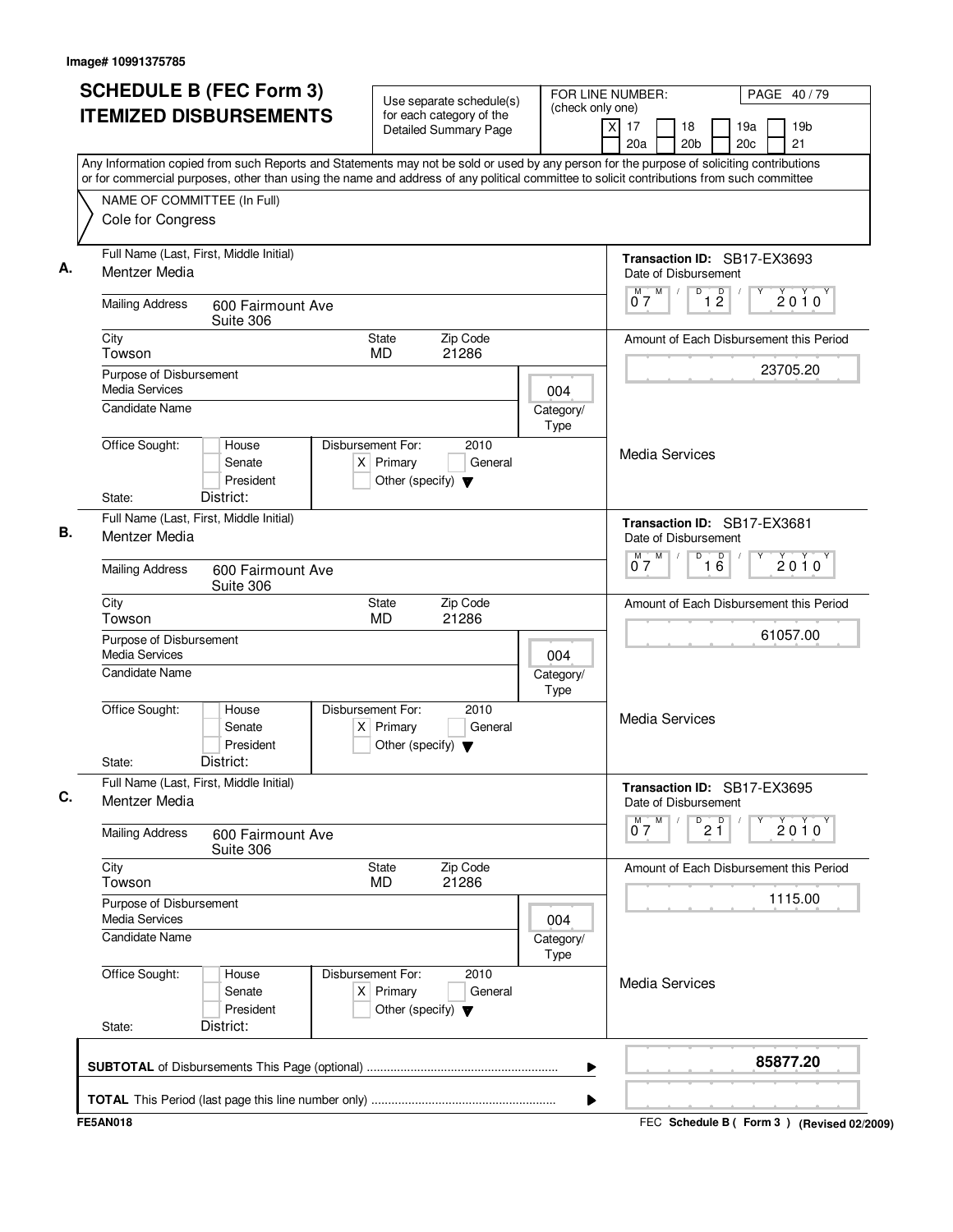Image# 10991375785

# SCHEDULE B (FEC Form 3) ITEMIZED DISBURSEMENTS

Use separate schedule(s) for each category of the Detailed Summary Page

FOR LINE NUMBER: (check only one)

[X] 17 [ ] 18 [ ] 19a [ ] 19b [ ] 20a [ ] 20b [ ] 20c [ ] 21

Any Information copied from such Reports and Statements may not be sold or used by any person for the purpose of soliciting contributions or for commercial purposes, other than using the name and address of any political committee to solicit contributions from such committee

NAME OF COMMITTEE (In Full)
Cole for Congress

---

**A.**

Full Name (Last, First, Middle Initial): Mentzer Media

Mailing Address: 600 Fairmount Ave, Suite 306

City: Towson | State: MD | Zip Code: 21286

Purpose of Disbursement: Media Services

Category/Type: 004

Candidate Name:

Office Sought: [ ] House [ ] Senate [ ] President

State: District:

Disbursement For: 2010 [X] Primary [ ] General [ ] Other (specify)

Transaction ID: SB17-EX3693

Date of Disbursement: 07/12/2010

Amount of Each Disbursement this Period: 23705.20

Media Services

---

**B.**

Full Name (Last, First, Middle Initial): Mentzer Media

Mailing Address: 600 Fairmount Ave, Suite 306

City: Towson | State: MD | Zip Code: 21286

Purpose of Disbursement: Media Services

Category/Type: 004

Candidate Name:

Office Sought: [ ] House [ ] Senate [ ] President

State: District:

Disbursement For: 2010 [X] Primary [ ] General [ ] Other (specify)

Transaction ID: SB17-EX3681

Date of Disbursement: 07/16/2010

Amount of Each Disbursement this Period: 61057.00

Media Services

---

**C.**

Full Name (Last, First, Middle Initial): Mentzer Media

Mailing Address: 600 Fairmount Ave, Suite 306

City: Towson | State: MD | Zip Code: 21286

Purpose of Disbursement: Media Services

Category/Type: 004

Candidate Name:

Office Sought: [ ] House [ ] Senate [ ] President

State: District:

Disbursement For: 2010 [X] Primary [ ] General [ ] Other (specify)

Transaction ID: SB17-EX3695

Date of Disbursement: 07/21/2010

Amount of Each Disbursement this Period: 1115.00

Media Services

---

**SUBTOTAL** of Disbursements This Page (optional): **85877.20**

**TOTAL** This Period (last page this line number only):

FE5AN018 — FEC Schedule B ( Form 3 ) (Revised 02/2009)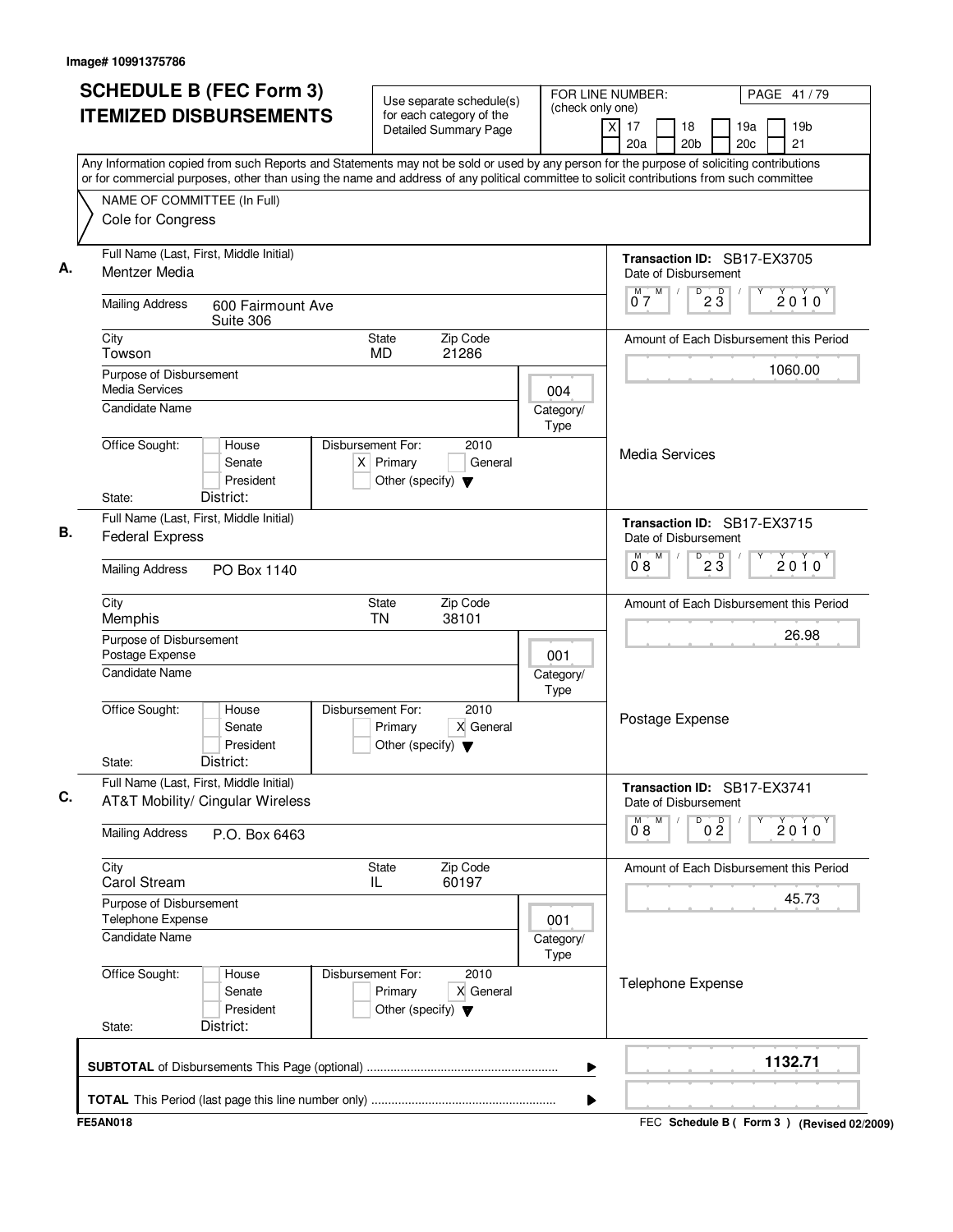Image# 10991375786

# SCHEDULE B (FEC Form 3) ITEMIZED DISBURSEMENTS

Use separate schedule(s) for each category of the Detailed Summary Page

FOR LINE NUMBER: (check only one)
[X] 17 [ ] 18 [ ] 19a [ ] 19b [ ] 20a [ ] 20b [ ] 20c [ ] 21

Any Information copied from such Reports and Statements may not be sold or used by any person for the purpose of soliciting contributions or for commercial purposes, other than using the name and address of any political committee to solicit contributions from such committee

NAME OF COMMITTEE (In Full)
Cole for Congress

**A.** Full Name (Last, First, Middle Initial): Mentzer Media
Mailing Address: 600 Fairmount Ave, Suite 306
City: Towson | State: MD | Zip Code: 21286
Purpose of Disbursement: Media Services
Category/Type: 004
Candidate Name:
Office Sought: [ ] House [ ] Senate [ ] President
State: District:
Disbursement For: 2010 [X] Primary [ ] General [ ] Other (specify)
Transaction ID: SB17-EX3705
Date of Disbursement: 07/23/2010
Amount of Each Disbursement this Period: 1060.00
Media Services

**B.** Full Name (Last, First, Middle Initial): Federal Express
Mailing Address: PO Box 1140
City: Memphis | State: TN | Zip Code: 38101
Purpose of Disbursement: Postage Expense
Category/Type: 001
Candidate Name:
Office Sought: [ ] House [ ] Senate [ ] President
State: District:
Disbursement For: 2010 [ ] Primary [X] General [ ] Other (specify)
Transaction ID: SB17-EX3715
Date of Disbursement: 08/23/2010
Amount of Each Disbursement this Period: 26.98
Postage Expense

**C.** Full Name (Last, First, Middle Initial): AT&T Mobility/ Cingular Wireless
Mailing Address: P.O. Box 6463
City: Carol Stream | State: IL | Zip Code: 60197
Purpose of Disbursement: Telephone Expense
Category/Type: 001
Candidate Name:
Office Sought: [ ] House [ ] Senate [ ] President
State: District:
Disbursement For: 2010 [ ] Primary [X] General [ ] Other (specify)
Transaction ID: SB17-EX3741
Date of Disbursement: 08/02/2010
Amount of Each Disbursement this Period: 45.73
Telephone Expense

**SUBTOTAL** of Disbursements This Page (optional): 1132.71

**TOTAL** This Period (last page this line number only):

FE5AN018 — FEC Schedule B ( Form 3 ) (Revised 02/2009)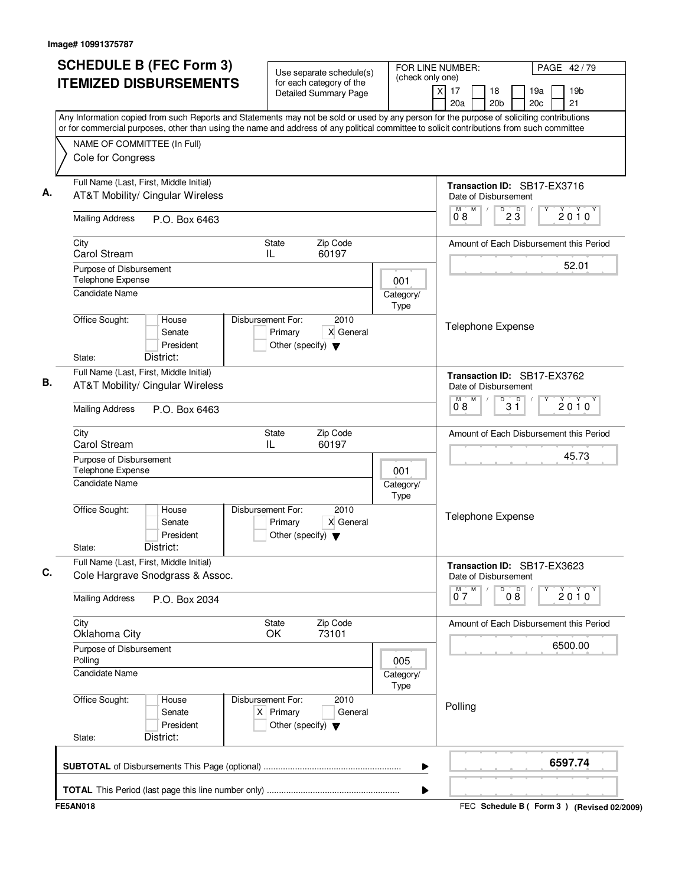Image# 10991375787

# SCHEDULE B (FEC Form 3) ITEMIZED DISBURSEMENTS

Use separate schedule(s) for each category of the Detailed Summary Page

FOR LINE NUMBER: (check only one)
[X] 17 [ ] 18 [ ] 19a [ ] 19b [ ] 20a [ ] 20b [ ] 20c [ ] 21

PAGE 42 / 79

Any Information copied from such Reports and Statements may not be sold or used by any person for the purpose of soliciting contributions or for commercial purposes, other than using the name and address of any political committee to solicit contributions from such committee

NAME OF COMMITTEE (In Full)
Cole for Congress

---

**A.** Full Name (Last, First, Middle Initial): AT&T Mobility/ Cingular Wireless

Mailing Address: P.O. Box 6463

City: Carol Stream | State: IL | Zip Code: 60197

Purpose of Disbursement: Telephone Expense

Category/Type: 001

Candidate Name:

Office Sought: [ ] House [ ] Senate [ ] President
State: District:

Disbursement For: 2010 [ ] Primary [X] General [ ] Other (specify)

Transaction ID: SB17-EX3716
Date of Disbursement: 08/23/2010

Amount of Each Disbursement this Period: 52.01

Telephone Expense

---

**B.** Full Name (Last, First, Middle Initial): AT&T Mobility/ Cingular Wireless

Mailing Address: P.O. Box 6463

City: Carol Stream | State: IL | Zip Code: 60197

Purpose of Disbursement: Telephone Expense

Category/Type: 001

Candidate Name:

Office Sought: [ ] House [ ] Senate [ ] President
State: District:

Disbursement For: 2010 [ ] Primary [X] General [ ] Other (specify)

Transaction ID: SB17-EX3762
Date of Disbursement: 08/31/2010

Amount of Each Disbursement this Period: 45.73

Telephone Expense

---

**C.** Full Name (Last, First, Middle Initial): Cole Hargrave Snodgrass & Assoc.

Mailing Address: P.O. Box 2034

City: Oklahoma City | State: OK | Zip Code: 73101

Purpose of Disbursement: Polling

Category/Type: 005

Candidate Name:

Office Sought: [ ] House [ ] Senate [ ] President
State: District:

Disbursement For: 2010 [X] Primary [ ] General [ ] Other (specify)

Transaction ID: SB17-EX3623
Date of Disbursement: 07/08/2010

Amount of Each Disbursement this Period: 6500.00

Polling

---

**SUBTOTAL** of Disbursements This Page (optional): 6597.74

**TOTAL** This Period (last page this line number only):

FE5AN018 — FEC Schedule B ( Form 3 ) (Revised 02/2009)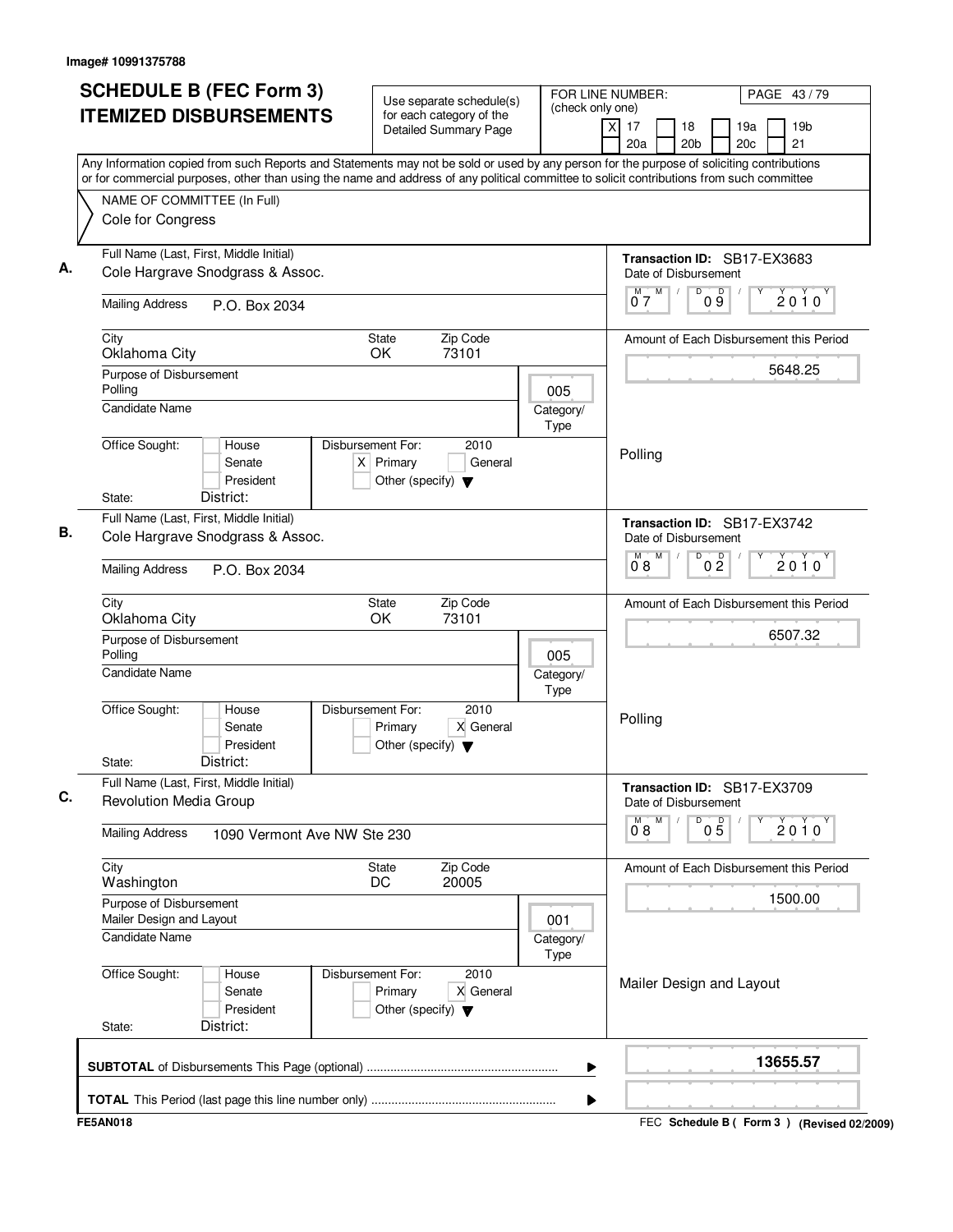Image# 10991375788

# SCHEDULE B (FEC Form 3)
# ITEMIZED DISBURSEMENTS

Use separate schedule(s) for each category of the Detailed Summary Page

FOR LINE NUMBER: (check only one)
[X] 17 [ ] 18 [ ] 19a [ ] 19b [ ] 20a [ ] 20b [ ] 20c [ ] 21

Any Information copied from such Reports and Statements may not be sold or used by any person for the purpose of soliciting contributions or for commercial purposes, other than using the name and address of any political committee to solicit contributions from such committee

NAME OF COMMITTEE (In Full)
Cole for Congress

---

**A.** Full Name (Last, First, Middle Initial): Cole Hargrave Snodgrass & Assoc.

Mailing Address: P.O. Box 2034

City: Oklahoma City | State: OK | Zip Code: 73101

Purpose of Disbursement: Polling

Category/Type: 005

Candidate Name:

Office Sought: [ ] House [ ] Senate [ ] President
State: District:

Disbursement For: 2010 [X] Primary [ ] General [ ] Other (specify)

Transaction ID: SB17-EX3683
Date of Disbursement: 07/09/2010

Amount of Each Disbursement this Period: 5648.25

Polling

---

**B.** Full Name (Last, First, Middle Initial): Cole Hargrave Snodgrass & Assoc.

Mailing Address: P.O. Box 2034

City: Oklahoma City | State: OK | Zip Code: 73101

Purpose of Disbursement: Polling

Category/Type: 005

Candidate Name:

Office Sought: [ ] House [ ] Senate [ ] President
State: District:

Disbursement For: 2010 [ ] Primary [X] General [ ] Other (specify)

Transaction ID: SB17-EX3742
Date of Disbursement: 08/02/2010

Amount of Each Disbursement this Period: 6507.32

Polling

---

**C.** Full Name (Last, First, Middle Initial): Revolution Media Group

Mailing Address: 1090 Vermont Ave NW Ste 230

City: Washington | State: DC | Zip Code: 20005

Purpose of Disbursement: Mailer Design and Layout

Category/Type: 001

Candidate Name:

Office Sought: [ ] House [ ] Senate [ ] President
State: District:

Disbursement For: 2010 [ ] Primary [X] General [ ] Other (specify)

Transaction ID: SB17-EX3709
Date of Disbursement: 08/05/2010

Amount of Each Disbursement this Period: 1500.00

Mailer Design and Layout

---

**SUBTOTAL** of Disbursements This Page (optional): **13655.57**

**TOTAL** This Period (last page this line number only):

FE5AN018

FEC **Schedule B ( Form 3 )** (Revised 02/2009)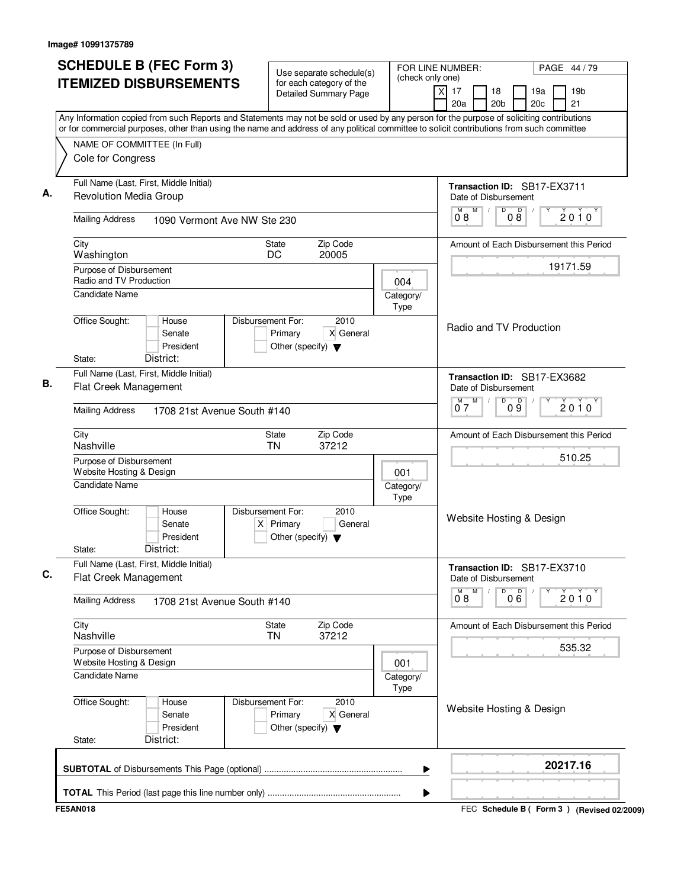Image# 10991375789

# SCHEDULE B (FEC Form 3)
# ITEMIZED DISBURSEMENTS

Use separate schedule(s) for each category of the Detailed Summary Page

FOR LINE NUMBER: (check only one)
[X] 17 [ ] 18 [ ] 19a [ ] 19b [ ] 20a [ ] 20b [ ] 20c [ ] 21

Any Information copied from such Reports and Statements may not be sold or used by any person for the purpose of soliciting contributions or for commercial purposes, other than using the name and address of any political committee to solicit contributions from such committee

NAME OF COMMITTEE (In Full)
Cole for Congress

---

**A.**

Full Name (Last, First, Middle Initial): Revolution Media Group

Mailing Address: 1090 Vermont Ave NW Ste 230

City: Washington | State: DC | Zip Code: 20005

Purpose of Disbursement: Radio and TV Production

Category/Type: 004

Candidate Name:

Office Sought: [ ] House [ ] Senate [ ] President

State: District:

Disbursement For: 2010 [ ] Primary [X] General [ ] Other (specify)

Transaction ID: SB17-EX3711

Date of Disbursement: 08/08/2010

Amount of Each Disbursement this Period: 19171.59

Radio and TV Production

---

**B.**

Full Name (Last, First, Middle Initial): Flat Creek Management

Mailing Address: 1708 21st Avenue South #140

City: Nashville | State: TN | Zip Code: 37212

Purpose of Disbursement: Website Hosting & Design

Category/Type: 001

Candidate Name:

Office Sought: [ ] House [ ] Senate [ ] President

State: District:

Disbursement For: 2010 [X] Primary [ ] General [ ] Other (specify)

Transaction ID: SB17-EX3682

Date of Disbursement: 07/09/2010

Amount of Each Disbursement this Period: 510.25

Website Hosting & Design

---

**C.**

Full Name (Last, First, Middle Initial): Flat Creek Management

Mailing Address: 1708 21st Avenue South #140

City: Nashville | State: TN | Zip Code: 37212

Purpose of Disbursement: Website Hosting & Design

Category/Type: 001

Candidate Name:

Office Sought: [ ] House [ ] Senate [ ] President

State: District:

Disbursement For: 2010 [ ] Primary [X] General [ ] Other (specify)

Transaction ID: SB17-EX3710

Date of Disbursement: 08/06/2010

Amount of Each Disbursement this Period: 535.32

Website Hosting & Design

---

**SUBTOTAL** of Disbursements This Page (optional): **20217.16**

**TOTAL** This Period (last page this line number only):

FE5AN018

FEC **Schedule B ( Form 3 )** (Revised 02/2009)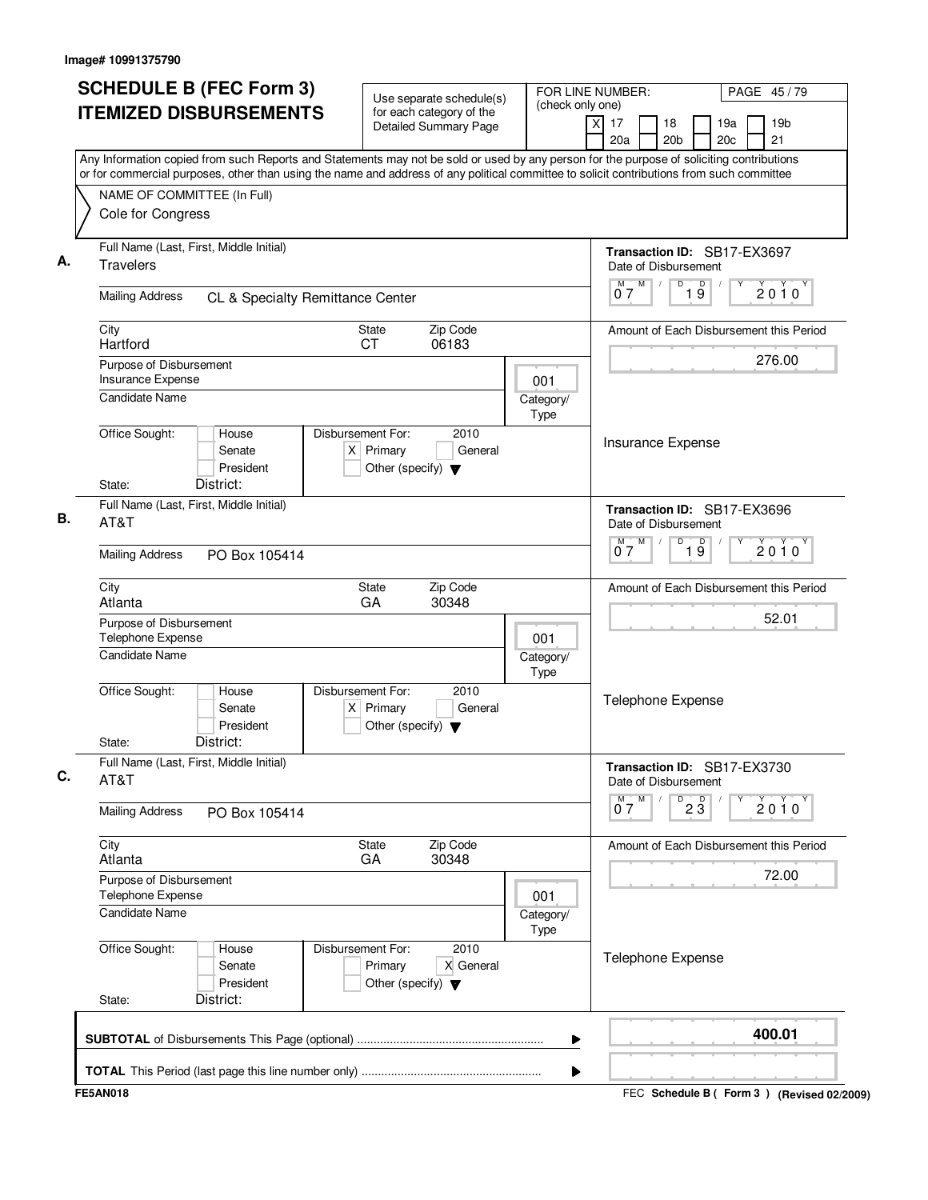Image# 10991375790

# SCHEDULE B (FEC Form 3) ITEMIZED DISBURSEMENTS

Use separate schedule(s) for each category of the Detailed Summary Page

FOR LINE NUMBER: (check only one)

[X] 17 [ ] 18 [ ] 19a [ ] 19b [ ] 20a [ ] 20b [ ] 20c [ ] 21

PAGE 45 / 79

Any Information copied from such Reports and Statements may not be sold or used by any person for the purpose of soliciting contributions or for commercial purposes, other than using the name and address of any political committee to solicit contributions from such committee

NAME OF COMMITTEE (In Full)
Cole for Congress

---

**A.**

Full Name (Last, First, Middle Initial): Travelers

Mailing Address: CL & Specialty Remittance Center

City: Hartford | State: CT | Zip Code: 06183

Purpose of Disbursement: Insurance Expense

Candidate Name:

Category/Type: 001

Office Sought: [ ] House [ ] Senate [ ] President

State: District:

Disbursement For: 2010 [X] Primary [ ] General [ ] Other (specify)

Transaction ID: SB17-EX3697

Date of Disbursement: 07/19/2010

Amount of Each Disbursement this Period: 276.00

Insurance Expense

---

**B.**

Full Name (Last, First, Middle Initial): AT&T

Mailing Address: PO Box 105414

City: Atlanta | State: GA | Zip Code: 30348

Purpose of Disbursement: Telephone Expense

Candidate Name:

Category/Type: 001

Office Sought: [ ] House [ ] Senate [ ] President

State: District:

Disbursement For: 2010 [X] Primary [ ] General [ ] Other (specify)

Transaction ID: SB17-EX3696

Date of Disbursement: 07/19/2010

Amount of Each Disbursement this Period: 52.01

Telephone Expense

---

**C.**

Full Name (Last, First, Middle Initial): AT&T

Mailing Address: PO Box 105414

City: Atlanta | State: GA | Zip Code: 30348

Purpose of Disbursement: Telephone Expense

Candidate Name:

Category/Type: 001

Office Sought: [ ] House [ ] Senate [ ] President

State: District:

Disbursement For: 2010 [ ] Primary [X] General [ ] Other (specify)

Transaction ID: SB17-EX3730

Date of Disbursement: 07/23/2010

Amount of Each Disbursement this Period: 72.00

Telephone Expense

---

**SUBTOTAL** of Disbursements This Page (optional): **400.01**

**TOTAL** This Period (last page this line number only):

FE5AN018

FEC **Schedule B ( Form 3 )** (Revised 02/2009)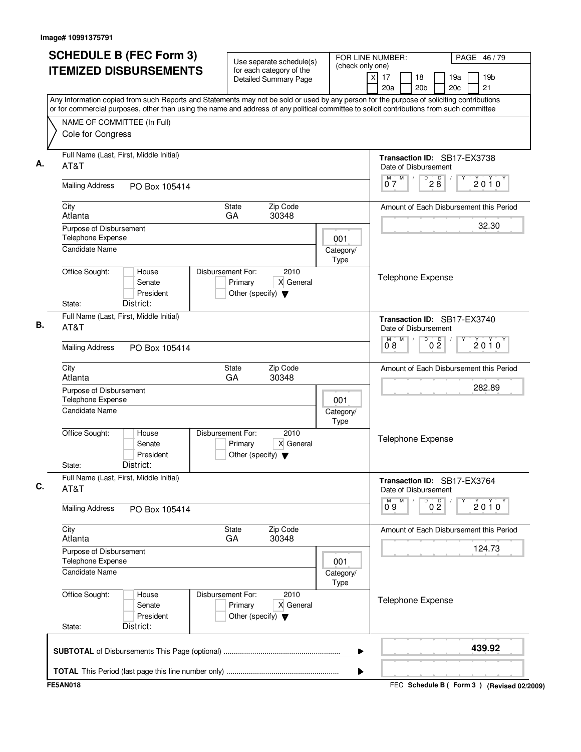Image# 10991375791

# SCHEDULE B (FEC Form 3) ITEMIZED DISBURSEMENTS

Use separate schedule(s) for each category of the Detailed Summary Page

FOR LINE NUMBER: (check only one)

[X] 17 [ ] 18 [ ] 19a [ ] 19b [ ] 20a [ ] 20b [ ] 20c [ ] 21

PAGE 46 / 79

Any Information copied from such Reports and Statements may not be sold or used by any person for the purpose of soliciting contributions or for commercial purposes, other than using the name and address of any political committee to solicit contributions from such committee

NAME OF COMMITTEE (In Full)
Cole for Congress

---

**A.** Full Name (Last, First, Middle Initial): AT&T

Transaction ID: SB17-EX3738

Date of Disbursement: 07 / 28 / 2010

Mailing Address: PO Box 105414

City: Atlanta State: GA Zip Code: 30348

Amount of Each Disbursement this Period: 32.30

Purpose of Disbursement: Telephone Expense

Category/Type: 001

Candidate Name:

Office Sought: [ ] House [ ] Senate [ ] President

State: District:

Disbursement For: 2010 [ ] Primary [X] General [ ] Other (specify)

Telephone Expense

---

**B.** Full Name (Last, First, Middle Initial): AT&T

Transaction ID: SB17-EX3740

Date of Disbursement: 08 / 02 / 2010

Mailing Address: PO Box 105414

City: Atlanta State: GA Zip Code: 30348

Amount of Each Disbursement this Period: 282.89

Purpose of Disbursement: Telephone Expense

Category/Type: 001

Candidate Name:

Office Sought: [ ] House [ ] Senate [ ] President

State: District:

Disbursement For: 2010 [ ] Primary [X] General [ ] Other (specify)

Telephone Expense

---

**C.** Full Name (Last, First, Middle Initial): AT&T

Transaction ID: SB17-EX3764

Date of Disbursement: 09 / 02 / 2010

Mailing Address: PO Box 105414

City: Atlanta State: GA Zip Code: 30348

Amount of Each Disbursement this Period: 124.73

Purpose of Disbursement: Telephone Expense

Category/Type: 001

Candidate Name:

Office Sought: [ ] House [ ] Senate [ ] President

State: District:

Disbursement For: 2010 [ ] Primary [X] General [ ] Other (specify)

Telephone Expense

---

**SUBTOTAL** of Disbursements This Page (optional): **439.92**

**TOTAL** This Period (last page this line number only):

FE5AN018 — FEC Schedule B ( Form 3 ) (Revised 02/2009)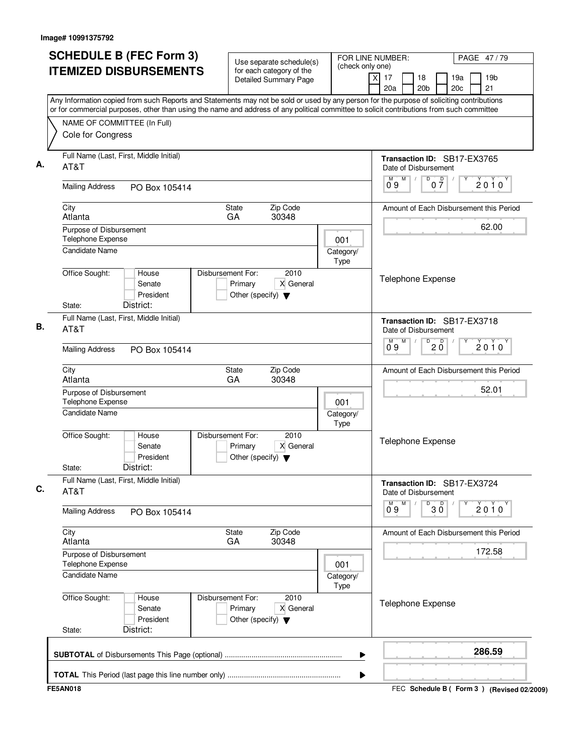Image# 10991375792

# SCHEDULE B (FEC Form 3) ITEMIZED DISBURSEMENTS

Use separate schedule(s) for each category of the Detailed Summary Page

FOR LINE NUMBER: (check only one)

[X] 17 [ ] 18 [ ] 19a [ ] 19b [ ] 20a [ ] 20b [ ] 20c [ ] 21

PAGE 47 / 79

Any Information copied from such Reports and Statements may not be sold or used by any person for the purpose of soliciting contributions or for commercial purposes, other than using the name and address of any political committee to solicit contributions from such committee

NAME OF COMMITTEE (In Full)
Cole for Congress

---

**A.**

Full Name (Last, First, Middle Initial): AT&T

Mailing Address: PO Box 105414

City: Atlanta | State: GA | Zip Code: 30348

Purpose of Disbursement: Telephone Expense

Candidate Name:

Category/Type: 001

Office Sought: [ ] House [ ] Senate [ ] President

State: | District:

Disbursement For: 2010 [ ] Primary [X] General [ ] Other (specify)

Transaction ID: SB17-EX3765

Date of Disbursement: 09/07/2010

Amount of Each Disbursement this Period: 62.00

Telephone Expense

---

**B.**

Full Name (Last, First, Middle Initial): AT&T

Mailing Address: PO Box 105414

City: Atlanta | State: GA | Zip Code: 30348

Purpose of Disbursement: Telephone Expense

Candidate Name:

Category/Type: 001

Office Sought: [ ] House [ ] Senate [ ] President

State: | District:

Disbursement For: 2010 [ ] Primary [X] General [ ] Other (specify)

Transaction ID: SB17-EX3718

Date of Disbursement: 09/20/2010

Amount of Each Disbursement this Period: 52.01

Telephone Expense

---

**C.**

Full Name (Last, First, Middle Initial): AT&T

Mailing Address: PO Box 105414

City: Atlanta | State: GA | Zip Code: 30348

Purpose of Disbursement: Telephone Expense

Candidate Name:

Category/Type: 001

Office Sought: [ ] House [ ] Senate [ ] President

State: | District:

Disbursement For: 2010 [ ] Primary [X] General [ ] Other (specify)

Transaction ID: SB17-EX3724

Date of Disbursement: 09/30/2010

Amount of Each Disbursement this Period: 172.58

Telephone Expense

---

**SUBTOTAL** of Disbursements This Page (optional): **286.59**

**TOTAL** This Period (last page this line number only):

FE5AN018

FEC **Schedule B ( Form 3 )** (Revised 02/2009)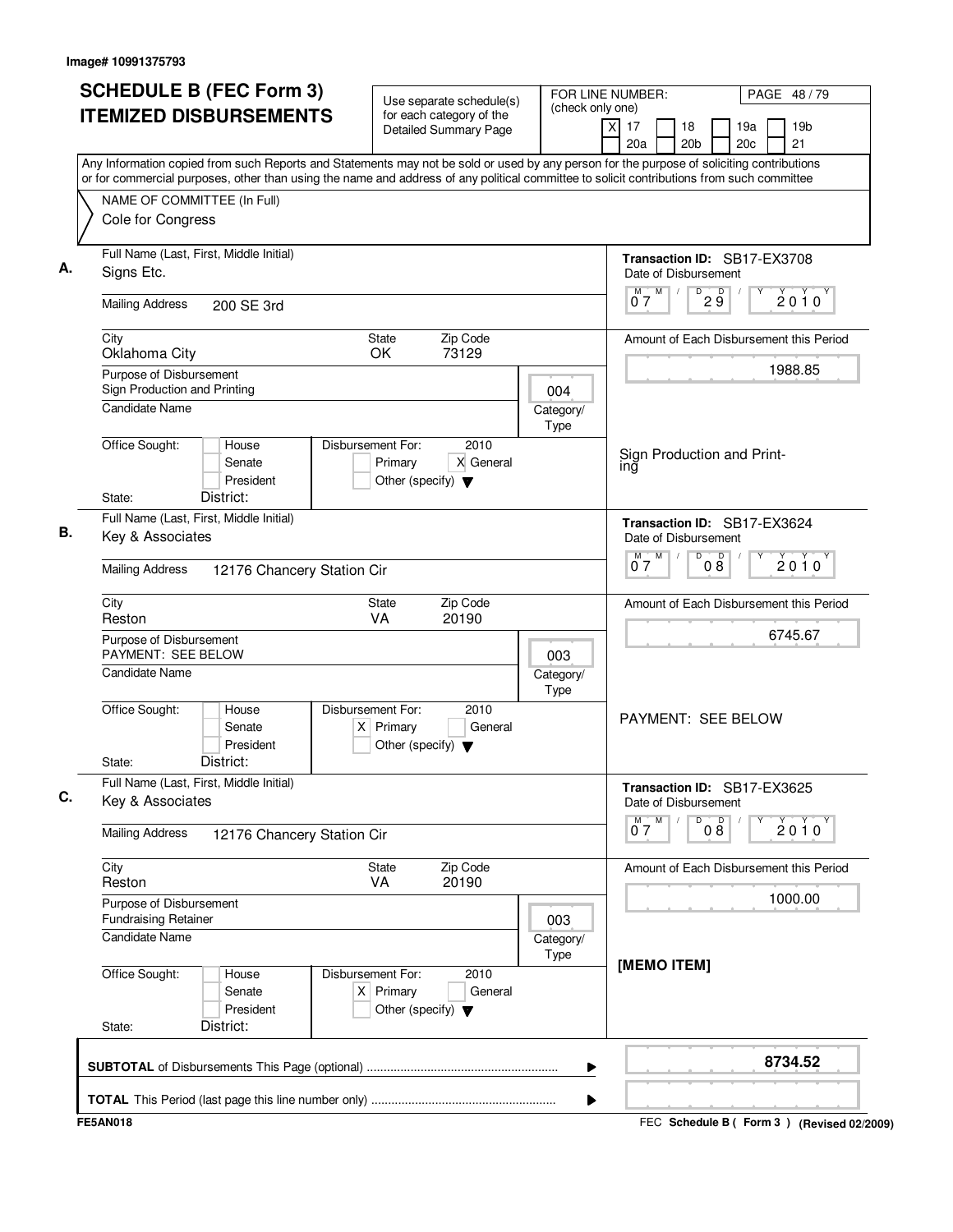Image# 10991375793

# SCHEDULE B (FEC Form 3) ITEMIZED DISBURSEMENTS

Use separate schedule(s) for each category of the Detailed Summary Page

FOR LINE NUMBER: (check only one)

[X] 17 [ ] 18 [ ] 19a [ ] 19b [ ] 20a [ ] 20b [ ] 20c [ ] 21

PAGE 48 / 79

Any Information copied from such Reports and Statements may not be sold or used by any person for the purpose of soliciting contributions or for commercial purposes, other than using the name and address of any political committee to solicit contributions from such committee

NAME OF COMMITTEE (In Full)
Cole for Congress

---

**A.** Full Name (Last, First, Middle Initial): Signs Etc.

Transaction ID: SB17-EX3708

Date of Disbursement: 07 / 29 / 2010

Mailing Address: 200 SE 3rd

City: Oklahoma City | State: OK | Zip Code: 73129

Amount of Each Disbursement this Period: 1988.85

Purpose of Disbursement: Sign Production and Printing

Category/Type: 004

Candidate Name:

Office Sought: [ ] House [ ] Senate [ ] President

State: District:

Disbursement For: 2010 [ ] Primary [X] General [ ] Other (specify)

Sign Production and Printing

---

**B.** Full Name (Last, First, Middle Initial): Key & Associates

Transaction ID: SB17-EX3624

Date of Disbursement: 07 / 08 / 2010

Mailing Address: 12176 Chancery Station Cir

City: Reston | State: VA | Zip Code: 20190

Amount of Each Disbursement this Period: 6745.67

Purpose of Disbursement: PAYMENT: SEE BELOW

Category/Type: 003

Candidate Name:

Office Sought: [ ] House [ ] Senate [ ] President

State: District:

Disbursement For: 2010 [X] Primary [ ] General [ ] Other (specify)

PAYMENT: SEE BELOW

---

**C.** Full Name (Last, First, Middle Initial): Key & Associates

Transaction ID: SB17-EX3625

Date of Disbursement: 07 / 08 / 2010

Mailing Address: 12176 Chancery Station Cir

City: Reston | State: VA | Zip Code: 20190

Amount of Each Disbursement this Period: 1000.00

Purpose of Disbursement: Fundraising Retainer

Category/Type: 003

Candidate Name:

Office Sought: [ ] House [ ] Senate [ ] President

State: District:

Disbursement For: 2010 [X] Primary [ ] General [ ] Other (specify)

[MEMO ITEM]

---

**SUBTOTAL** of Disbursements This Page (optional): **8734.52**

**TOTAL** This Period (last page this line number only):

FE5AN018 — FEC Schedule B ( Form 3 ) (Revised 02/2009)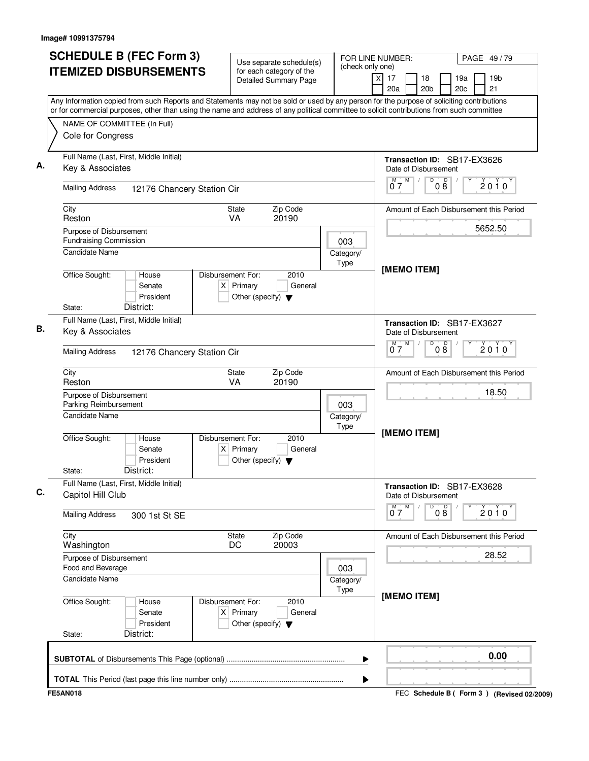Image# 10991375794

# SCHEDULE B (FEC Form 3) ITEMIZED DISBURSEMENTS

Use separate schedule(s) for each category of the Detailed Summary Page

FOR LINE NUMBER: (check only one)

[X] 17 [ ] 18 [ ] 19a [ ] 19b [ ] 20a [ ] 20b [ ] 20c [ ] 21

Any Information copied from such Reports and Statements may not be sold or used by any person for the purpose of soliciting contributions or for commercial purposes, other than using the name and address of any political committee to solicit contributions from such committee

NAME OF COMMITTEE (In Full)
Cole for Congress

---

**A.**

Full Name (Last, First, Middle Initial): Key & Associates

Mailing Address: 12176 Chancery Station Cir

City: Reston | State: VA | Zip Code: 20190

Purpose of Disbursement: Fundraising Commission

Category/Type: 003

Candidate Name:

Office Sought: [ ] House [ ] Senate [ ] President

State: District:

Disbursement For: 2010 [X] Primary [ ] General [ ] Other (specify)

Transaction ID: SB17-EX3626

Date of Disbursement: 07/08/2010

Amount of Each Disbursement this Period: 5652.50

[MEMO ITEM]

---

**B.**

Full Name (Last, First, Middle Initial): Key & Associates

Mailing Address: 12176 Chancery Station Cir

City: Reston | State: VA | Zip Code: 20190

Purpose of Disbursement: Parking Reimbursement

Category/Type: 003

Candidate Name:

Office Sought: [ ] House [ ] Senate [ ] President

State: District:

Disbursement For: 2010 [X] Primary [ ] General [ ] Other (specify)

Transaction ID: SB17-EX3627

Date of Disbursement: 07/08/2010

Amount of Each Disbursement this Period: 18.50

[MEMO ITEM]

---

**C.**

Full Name (Last, First, Middle Initial): Capitol Hill Club

Mailing Address: 300 1st St SE

City: Washington | State: DC | Zip Code: 20003

Purpose of Disbursement: Food and Beverage

Category/Type: 003

Candidate Name:

Office Sought: [ ] House [ ] Senate [ ] President

State: District:

Disbursement For: 2010 [X] Primary [ ] General [ ] Other (specify)

Transaction ID: SB17-EX3628

Date of Disbursement: 07/08/2010

Amount of Each Disbursement this Period: 28.52

[MEMO ITEM]

---

**SUBTOTAL** of Disbursements This Page (optional): 0.00

**TOTAL** This Period (last page this line number only):

FE5AN018

FEC **Schedule B ( Form 3 )** (Revised 02/2009)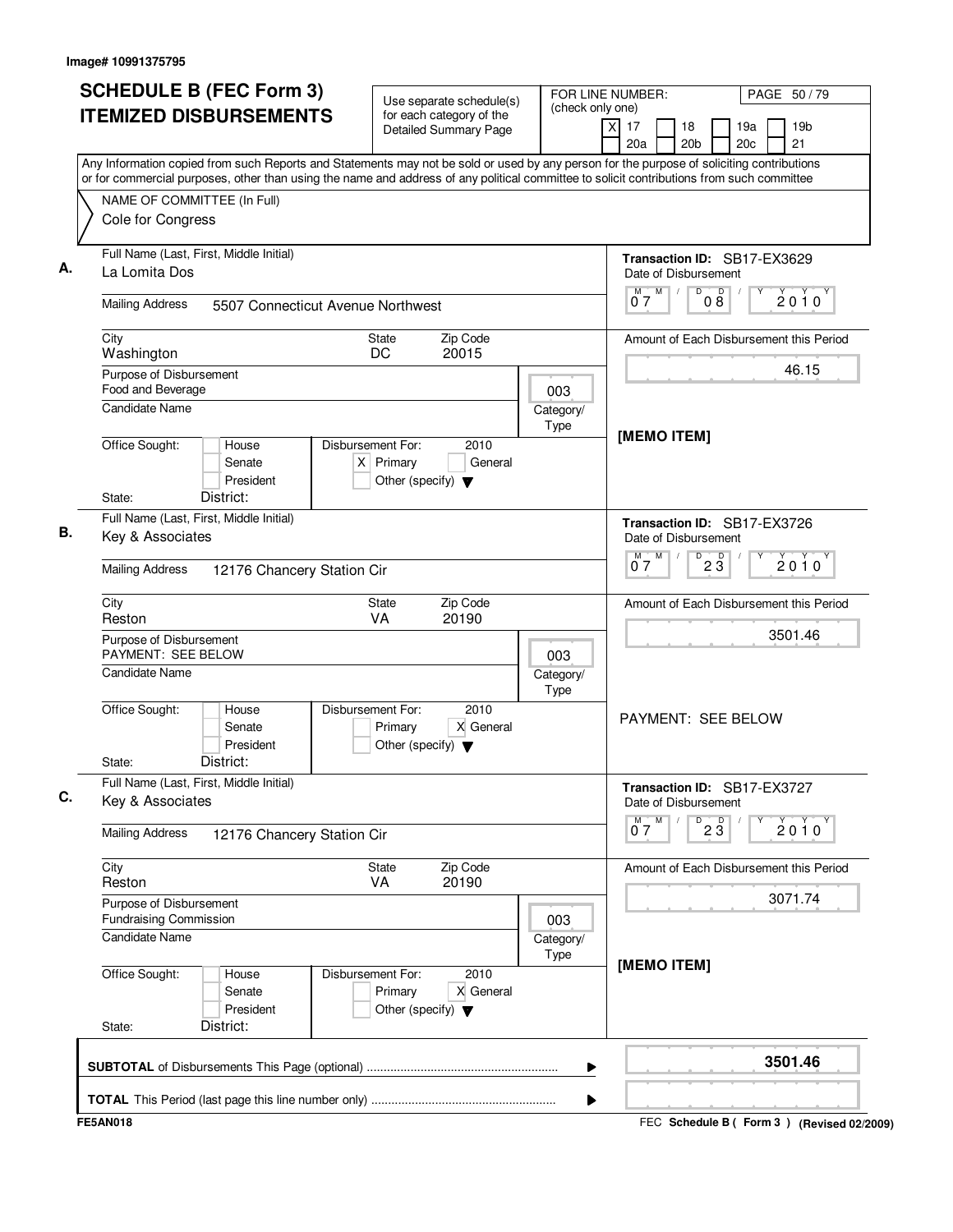Image# 10991375795

# SCHEDULE B (FEC Form 3) ITEMIZED DISBURSEMENTS

Use separate schedule(s) for each category of the Detailed Summary Page

FOR LINE NUMBER: (check only one)

- [X] 17
- [ ] 18
- [ ] 19a
- [ ] 19b
- [ ] 20a
- [ ] 20b
- [ ] 20c
- [ ] 21

PAGE 50 / 79

Any Information copied from such Reports and Statements may not be sold or used by any person for the purpose of soliciting contributions or for commercial purposes, other than using the name and address of any political committee to solicit contributions from such committee

NAME OF COMMITTEE (In Full)
Cole for Congress

---

**A.** Full Name (Last, First, Middle Initial): La Lomita Dos

Mailing Address: 5507 Connecticut Avenue Northwest

City: Washington | State: DC | Zip Code: 20015

Purpose of Disbursement: Food and Beverage

Category/Type: 003

Candidate Name:

Office Sought: [ ] House [ ] Senate [ ] President

State: | District:

Disbursement For: 2010 [X] Primary [ ] General [ ] Other (specify)

Transaction ID: SB17-EX3629

Date of Disbursement: 07/08/2010

Amount of Each Disbursement this Period: 46.15

[MEMO ITEM]

---

**B.** Full Name (Last, First, Middle Initial): Key & Associates

Mailing Address: 12176 Chancery Station Cir

City: Reston | State: VA | Zip Code: 20190

Purpose of Disbursement: PAYMENT: SEE BELOW

Category/Type: 003

Candidate Name:

Office Sought: [ ] House [ ] Senate [ ] President

State: | District:

Disbursement For: 2010 [ ] Primary [X] General [ ] Other (specify)

Transaction ID: SB17-EX3726

Date of Disbursement: 07/23/2010

Amount of Each Disbursement this Period: 3501.46

PAYMENT: SEE BELOW

---

**C.** Full Name (Last, First, Middle Initial): Key & Associates

Mailing Address: 12176 Chancery Station Cir

City: Reston | State: VA | Zip Code: 20190

Purpose of Disbursement: Fundraising Commission

Category/Type: 003

Candidate Name:

Office Sought: [ ] House [ ] Senate [ ] President

State: | District:

Disbursement For: 2010 [ ] Primary [X] General [ ] Other (specify)

Transaction ID: SB17-EX3727

Date of Disbursement: 07/23/2010

Amount of Each Disbursement this Period: 3071.74

[MEMO ITEM]

---

**SUBTOTAL** of Disbursements This Page (optional): 3501.46

**TOTAL** This Period (last page this line number only):

FE5AN018

FEC **Schedule B ( Form 3 )** (Revised 02/2009)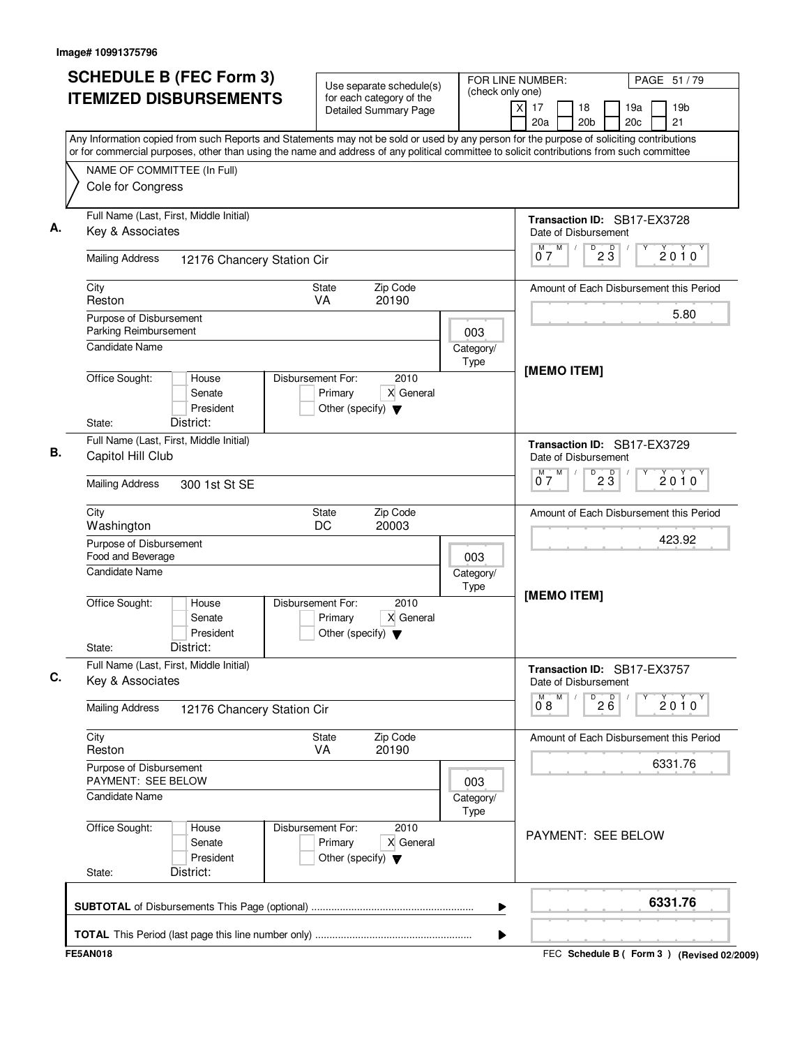Image# 10991375796

# SCHEDULE B (FEC Form 3) ITEMIZED DISBURSEMENTS

Use separate schedule(s) for each category of the Detailed Summary Page

FOR LINE NUMBER: (check only one)

[X] 17 [ ] 18 [ ] 19a [ ] 19b [ ] 20a [ ] 20b [ ] 20c [ ] 21

Any Information copied from such Reports and Statements may not be sold or used by any person for the purpose of soliciting contributions or for commercial purposes, other than using the name and address of any political committee to solicit contributions from such committee

NAME OF COMMITTEE (In Full)
Cole for Congress

## A.

Full Name (Last, First, Middle Initial): Key & Associates

Mailing Address: 12176 Chancery Station Cir

City: Reston | State: VA | Zip Code: 20190

Purpose of Disbursement: Parking Reimbursement

Category/Type: 003

Candidate Name:

Office Sought: [ ] House [ ] Senate [ ] President

State: District:

Disbursement For: 2010 [ ] Primary [X] General [ ] Other (specify)

Transaction ID: SB17-EX3728

Date of Disbursement: 07/23/2010

Amount of Each Disbursement this Period: 5.80

[MEMO ITEM]

## B.

Full Name (Last, First, Middle Initial): Capitol Hill Club

Mailing Address: 300 1st St SE

City: Washington | State: DC | Zip Code: 20003

Purpose of Disbursement: Food and Beverage

Category/Type: 003

Candidate Name:

Office Sought: [ ] House [ ] Senate [ ] President

State: District:

Disbursement For: 2010 [ ] Primary [X] General [ ] Other (specify)

Transaction ID: SB17-EX3729

Date of Disbursement: 07/23/2010

Amount of Each Disbursement this Period: 423.92

[MEMO ITEM]

## C.

Full Name (Last, First, Middle Initial): Key & Associates

Mailing Address: 12176 Chancery Station Cir

City: Reston | State: VA | Zip Code: 20190

Purpose of Disbursement: PAYMENT: SEE BELOW

Category/Type: 003

Candidate Name:

Office Sought: [ ] House [ ] Senate [ ] President

State: District:

Disbursement For: 2010 [ ] Primary [X] General [ ] Other (specify)

Transaction ID: SB17-EX3757

Date of Disbursement: 08/26/2010

Amount of Each Disbursement this Period: 6331.76

PAYMENT: SEE BELOW

**SUBTOTAL** of Disbursements This Page (optional): **6331.76**

**TOTAL** This Period (last page this line number only):

FE5AN018

FEC **Schedule B ( Form 3 )** (Revised 02/2009)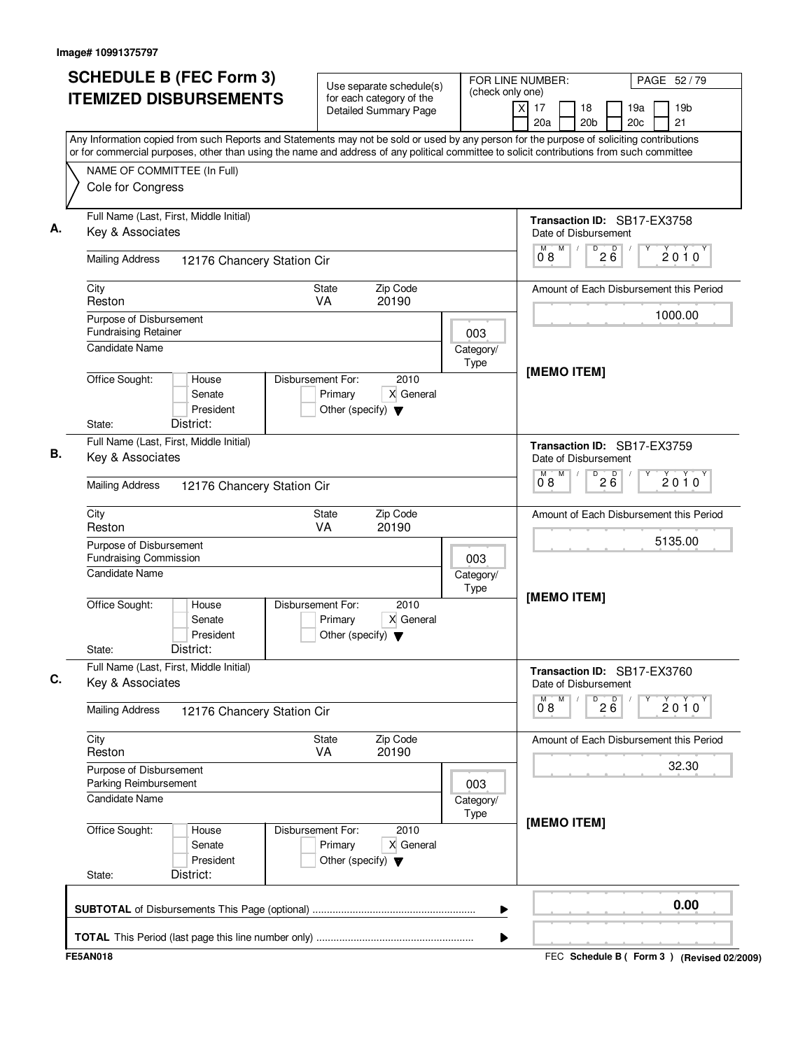Image# 10991375797

# SCHEDULE B (FEC Form 3) ITEMIZED DISBURSEMENTS

Use separate schedule(s) for each category of the Detailed Summary Page

FOR LINE NUMBER: (check only one)

[X] 17 [ ] 18 [ ] 19a [ ] 19b [ ] 20a [ ] 20b [ ] 20c [ ] 21

PAGE 52 / 79

Any Information copied from such Reports and Statements may not be sold or used by any person for the purpose of soliciting contributions or for commercial purposes, other than using the name and address of any political committee to solicit contributions from such committee

NAME OF COMMITTEE (In Full)
Cole for Congress

---

**A.**

Full Name (Last, First, Middle Initial): Key & Associates

Mailing Address: 12176 Chancery Station Cir

City: Reston | State: VA | Zip Code: 20190

Purpose of Disbursement: Fundraising Retainer

Category/Type: 003

Candidate Name:

Office Sought: [ ] House [ ] Senate [ ] President

State: District:

Disbursement For: 2010 [ ] Primary [X] General [ ] Other (specify)

Transaction ID: SB17-EX3758

Date of Disbursement: 08 / 26 / 2010

Amount of Each Disbursement this Period: 1000.00

[MEMO ITEM]

---

**B.**

Full Name (Last, First, Middle Initial): Key & Associates

Mailing Address: 12176 Chancery Station Cir

City: Reston | State: VA | Zip Code: 20190

Purpose of Disbursement: Fundraising Commission

Category/Type: 003

Candidate Name:

Office Sought: [ ] House [ ] Senate [ ] President

State: District:

Disbursement For: 2010 [ ] Primary [X] General [ ] Other (specify)

Transaction ID: SB17-EX3759

Date of Disbursement: 08 / 26 / 2010

Amount of Each Disbursement this Period: 5135.00

[MEMO ITEM]

---

**C.**

Full Name (Last, First, Middle Initial): Key & Associates

Mailing Address: 12176 Chancery Station Cir

City: Reston | State: VA | Zip Code: 20190

Purpose of Disbursement: Parking Reimbursement

Category/Type: 003

Candidate Name:

Office Sought: [ ] House [ ] Senate [ ] President

State: District:

Disbursement For: 2010 [ ] Primary [X] General [ ] Other (specify)

Transaction ID: SB17-EX3760

Date of Disbursement: 08 / 26 / 2010

Amount of Each Disbursement this Period: 32.30

[MEMO ITEM]

---

**SUBTOTAL** of Disbursements This Page (optional): 0.00

**TOTAL** This Period (last page this line number only):

FE5AN018 — FEC Schedule B ( Form 3 ) (Revised 02/2009)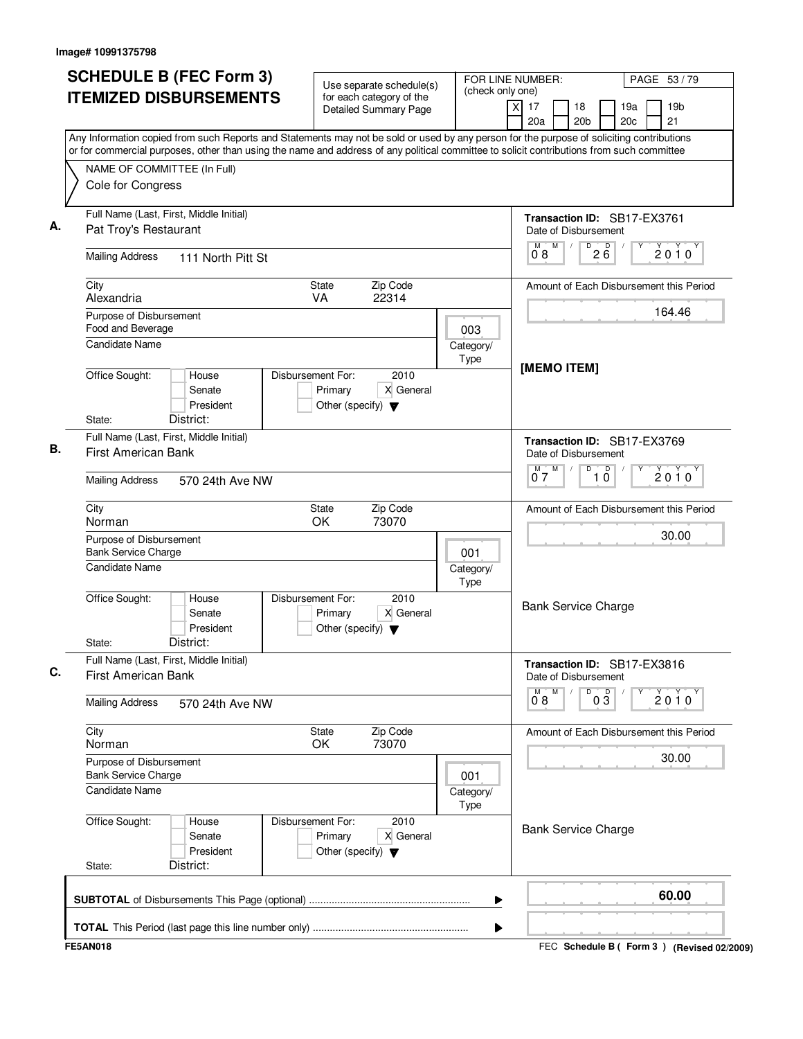Image# 10991375798

# SCHEDULE B (FEC Form 3)
# ITEMIZED DISBURSEMENTS

Use separate schedule(s) for each category of the Detailed Summary Page

FOR LINE NUMBER: (check only one)
[X] 17 [ ] 18 [ ] 19a [ ] 19b [ ] 20a [ ] 20b [ ] 20c [ ] 21

Any Information copied from such Reports and Statements may not be sold or used by any person for the purpose of soliciting contributions or for commercial purposes, other than using the name and address of any political committee to solicit contributions from such committee

NAME OF COMMITTEE (In Full)
Cole for Congress

---

**A.** Full Name (Last, First, Middle Initial): Pat Troy's Restaurant

Mailing Address: 111 North Pitt St

City: Alexandria | State: VA | Zip Code: 22314

Purpose of Disbursement: Food and Beverage

Category/Type: 003

Candidate Name:

Office Sought: [ ] House [ ] Senate [ ] President

State: District:

Disbursement For: 2010 [ ] Primary [X] General [ ] Other (specify)

Transaction ID: SB17-EX3761

Date of Disbursement: 08/26/2010

Amount of Each Disbursement this Period: 164.46

[MEMO ITEM]

---

**B.** Full Name (Last, First, Middle Initial): First American Bank

Mailing Address: 570 24th Ave NW

City: Norman | State: OK | Zip Code: 73070

Purpose of Disbursement: Bank Service Charge

Category/Type: 001

Candidate Name:

Office Sought: [ ] House [ ] Senate [ ] President

State: District:

Disbursement For: 2010 [ ] Primary [X] General [ ] Other (specify)

Transaction ID: SB17-EX3769

Date of Disbursement: 07/10/2010

Amount of Each Disbursement this Period: 30.00

Bank Service Charge

---

**C.** Full Name (Last, First, Middle Initial): First American Bank

Mailing Address: 570 24th Ave NW

City: Norman | State: OK | Zip Code: 73070

Purpose of Disbursement: Bank Service Charge

Category/Type: 001

Candidate Name:

Office Sought: [ ] House [ ] Senate [ ] President

State: District:

Disbursement For: 2010 [ ] Primary [X] General [ ] Other (specify)

Transaction ID: SB17-EX3816

Date of Disbursement: 08/03/2010

Amount of Each Disbursement this Period: 30.00

Bank Service Charge

---

**SUBTOTAL** of Disbursements This Page (optional): **60.00**

**TOTAL** This Period (last page this line number only):

FE5AN018 — FEC Schedule B ( Form 3 ) (Revised 02/2009)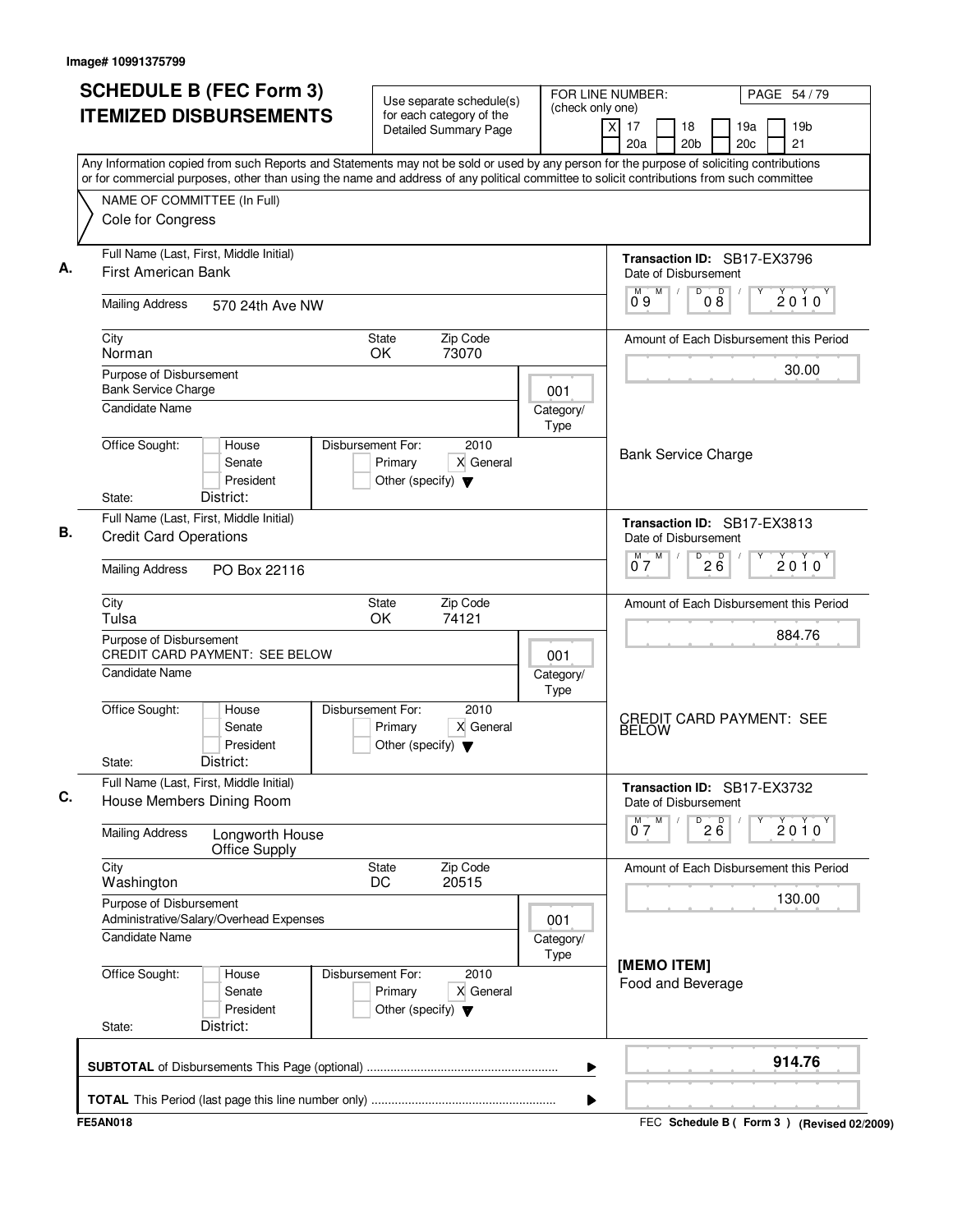Image# 10991375799

# SCHEDULE B (FEC Form 3)
# ITEMIZED DISBURSEMENTS

Use separate schedule(s) for each category of the Detailed Summary Page

FOR LINE NUMBER: (check only one)
[X] 17 [ ] 18 [ ] 19a [ ] 19b [ ] 20a [ ] 20b [ ] 20c [ ] 21

PAGE 54 / 79

Any Information copied from such Reports and Statements may not be sold or used by any person for the purpose of soliciting contributions or for commercial purposes, other than using the name and address of any political committee to solicit contributions from such committee

NAME OF COMMITTEE (In Full)
Cole for Congress

---

**A.** Full Name (Last, First, Middle Initial): First American Bank

Mailing Address: 570 24th Ave NW

City: Norman | State: OK | Zip Code: 73070

Purpose of Disbursement: Bank Service Charge

Category/Type: 001

Candidate Name:

Office Sought: [ ] House [ ] Senate [ ] President
State: District:

Disbursement For: 2010 [ ] Primary [X] General [ ] Other (specify)

Transaction ID: SB17-EX3796
Date of Disbursement: 09/08/2010

Amount of Each Disbursement this Period: 30.00

Bank Service Charge

---

**B.** Full Name (Last, First, Middle Initial): Credit Card Operations

Mailing Address: PO Box 22116

City: Tulsa | State: OK | Zip Code: 74121

Purpose of Disbursement: CREDIT CARD PAYMENT: SEE BELOW

Category/Type: 001

Candidate Name:

Office Sought: [ ] House [ ] Senate [ ] President
State: District:

Disbursement For: 2010 [ ] Primary [X] General [ ] Other (specify)

Transaction ID: SB17-EX3813
Date of Disbursement: 07/26/2010

Amount of Each Disbursement this Period: 884.76

CREDIT CARD PAYMENT: SEE BELOW

---

**C.** Full Name (Last, First, Middle Initial): House Members Dining Room

Mailing Address: Longworth House Office Supply

City: Washington | State: DC | Zip Code: 20515

Purpose of Disbursement: Administrative/Salary/Overhead Expenses

Category/Type: 001

Candidate Name:

Office Sought: [ ] House [ ] Senate [ ] President
State: District:

Disbursement For: 2010 [ ] Primary [X] General [ ] Other (specify)

Transaction ID: SB17-EX3732
Date of Disbursement: 07/26/2010

Amount of Each Disbursement this Period: 130.00

[MEMO ITEM]
Food and Beverage

---

**SUBTOTAL** of Disbursements This Page (optional): **914.76**

**TOTAL** This Period (last page this line number only):

FE5AN018 — FEC Schedule B ( Form 3 ) (Revised 02/2009)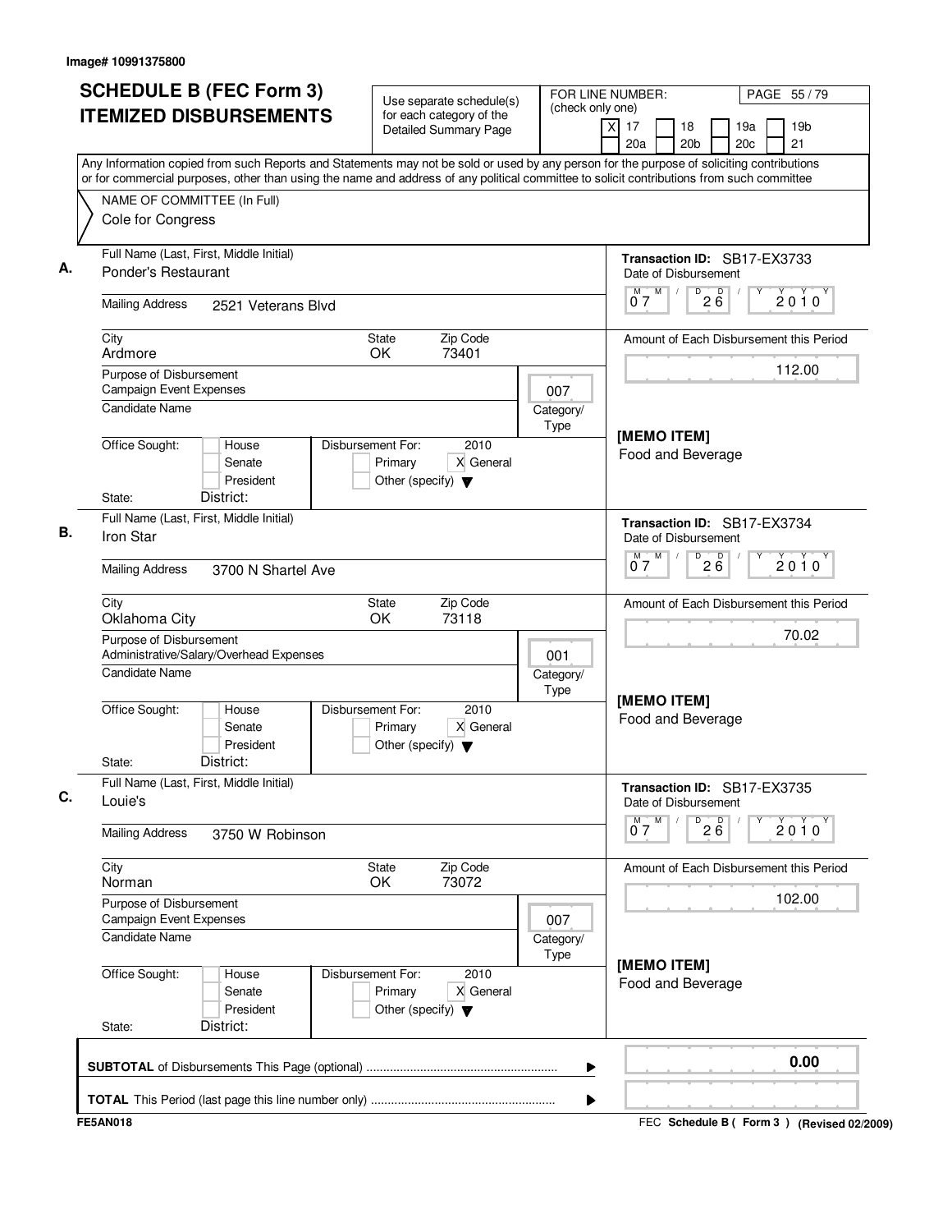Image# 10991375800

# SCHEDULE B (FEC Form 3) ITEMIZED DISBURSEMENTS

Use separate schedule(s) for each category of the Detailed Summary Page

FOR LINE NUMBER: (check only one)

- [X] 17
- [ ] 18
- [ ] 19a
- [ ] 19b
- [ ] 20a
- [ ] 20b
- [ ] 20c
- [ ] 21

Any Information copied from such Reports and Statements may not be sold or used by any person for the purpose of soliciting contributions or for commercial purposes, other than using the name and address of any political committee to solicit contributions from such committee

NAME OF COMMITTEE (In Full)
Cole for Congress

---

**A.**

Full Name (Last, First, Middle Initial): Ponder's Restaurant

Mailing Address: 2521 Veterans Blvd

City: Ardmore | State: OK | Zip Code: 73401

Purpose of Disbursement: Campaign Event Expenses

Category/Type: 007

Candidate Name:

Office Sought: [ ] House [ ] Senate [ ] President

State: District:

Disbursement For: 2010 [ ] Primary [X] General [ ] Other (specify)

Transaction ID: SB17-EX3733

Date of Disbursement: 07/26/2010

Amount of Each Disbursement this Period: 112.00

[MEMO ITEM]
Food and Beverage

---

**B.**

Full Name (Last, First, Middle Initial): Iron Star

Mailing Address: 3700 N Shartel Ave

City: Oklahoma City | State: OK | Zip Code: 73118

Purpose of Disbursement: Administrative/Salary/Overhead Expenses

Category/Type: 001

Candidate Name:

Office Sought: [ ] House [ ] Senate [ ] President

State: District:

Disbursement For: 2010 [ ] Primary [X] General [ ] Other (specify)

Transaction ID: SB17-EX3734

Date of Disbursement: 07/26/2010

Amount of Each Disbursement this Period: 70.02

[MEMO ITEM]
Food and Beverage

---

**C.**

Full Name (Last, First, Middle Initial): Louie's

Mailing Address: 3750 W Robinson

City: Norman | State: OK | Zip Code: 73072

Purpose of Disbursement: Campaign Event Expenses

Category/Type: 007

Candidate Name:

Office Sought: [ ] House [ ] Senate [ ] President

State: District:

Disbursement For: 2010 [ ] Primary [X] General [ ] Other (specify)

Transaction ID: SB17-EX3735

Date of Disbursement: 07/26/2010

Amount of Each Disbursement this Period: 102.00

[MEMO ITEM]
Food and Beverage

---

**SUBTOTAL** of Disbursements This Page (optional): 0.00

**TOTAL** This Period (last page this line number only):

FE5AN018 — FEC Schedule B ( Form 3 ) (Revised 02/2009)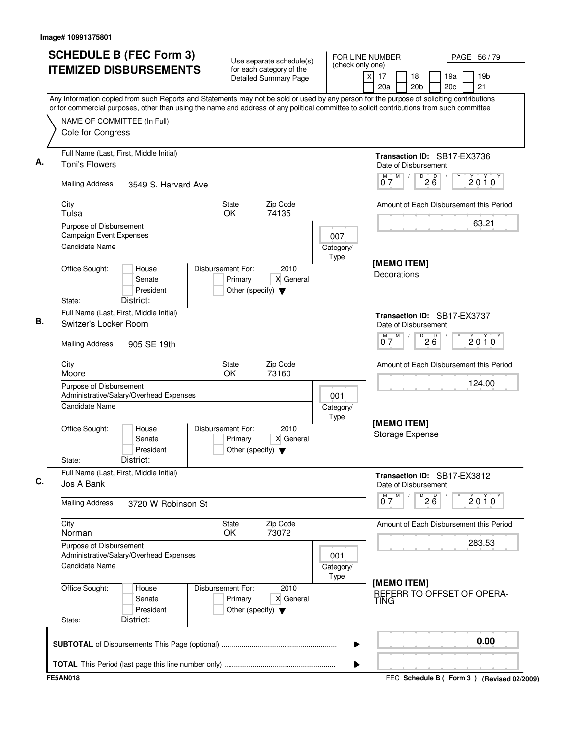Image# 10991375801

# SCHEDULE B (FEC Form 3)
# ITEMIZED DISBURSEMENTS

Use separate schedule(s) for each category of the Detailed Summary Page

FOR LINE NUMBER: (check only one)
[X] 17 [ ] 18 [ ] 19a [ ] 19b [ ] 20a [ ] 20b [ ] 20c [ ] 21

Any Information copied from such Reports and Statements may not be sold or used by any person for the purpose of soliciting contributions or for commercial purposes, other than using the name and address of any political committee to solicit contributions from such committee

NAME OF COMMITTEE (In Full)
Cole for Congress

---

**A.**

Full Name (Last, First, Middle Initial): Toni's Flowers

Mailing Address: 3549 S. Harvard Ave

City: Tulsa | State: OK | Zip Code: 74135

Purpose of Disbursement: Campaign Event Expenses

Category/Type: 007

Candidate Name:

Office Sought: [ ] House [ ] Senate [ ] President

State: District:

Disbursement For: 2010 [ ] Primary [X] General [ ] Other (specify)

Transaction ID: SB17-EX3736

Date of Disbursement: 07/26/2010

Amount of Each Disbursement this Period: 63.21

[MEMO ITEM]
Decorations

---

**B.**

Full Name (Last, First, Middle Initial): Switzer's Locker Room

Mailing Address: 905 SE 19th

City: Moore | State: OK | Zip Code: 73160

Purpose of Disbursement: Administrative/Salary/Overhead Expenses

Category/Type: 001

Candidate Name:

Office Sought: [ ] House [ ] Senate [ ] President

State: District:

Disbursement For: 2010 [ ] Primary [X] General [ ] Other (specify)

Transaction ID: SB17-EX3737

Date of Disbursement: 07/26/2010

Amount of Each Disbursement this Period: 124.00

[MEMO ITEM]
Storage Expense

---

**C.**

Full Name (Last, First, Middle Initial): Jos A Bank

Mailing Address: 3720 W Robinson St

City: Norman | State: OK | Zip Code: 73072

Purpose of Disbursement: Administrative/Salary/Overhead Expenses

Category/Type: 001

Candidate Name:

Office Sought: [ ] House [ ] Senate [ ] President

State: District:

Disbursement For: 2010 [ ] Primary [X] General [ ] Other (specify)

Transaction ID: SB17-EX3812

Date of Disbursement: 07/26/2010

Amount of Each Disbursement this Period: 283.53

[MEMO ITEM]
REFERR TO OFFSET OF OPERA-TING

---

**SUBTOTAL** of Disbursements This Page (optional): 0.00

**TOTAL** This Period (last page this line number only):

FE5AN018

FEC Schedule B ( Form 3 ) (Revised 02/2009)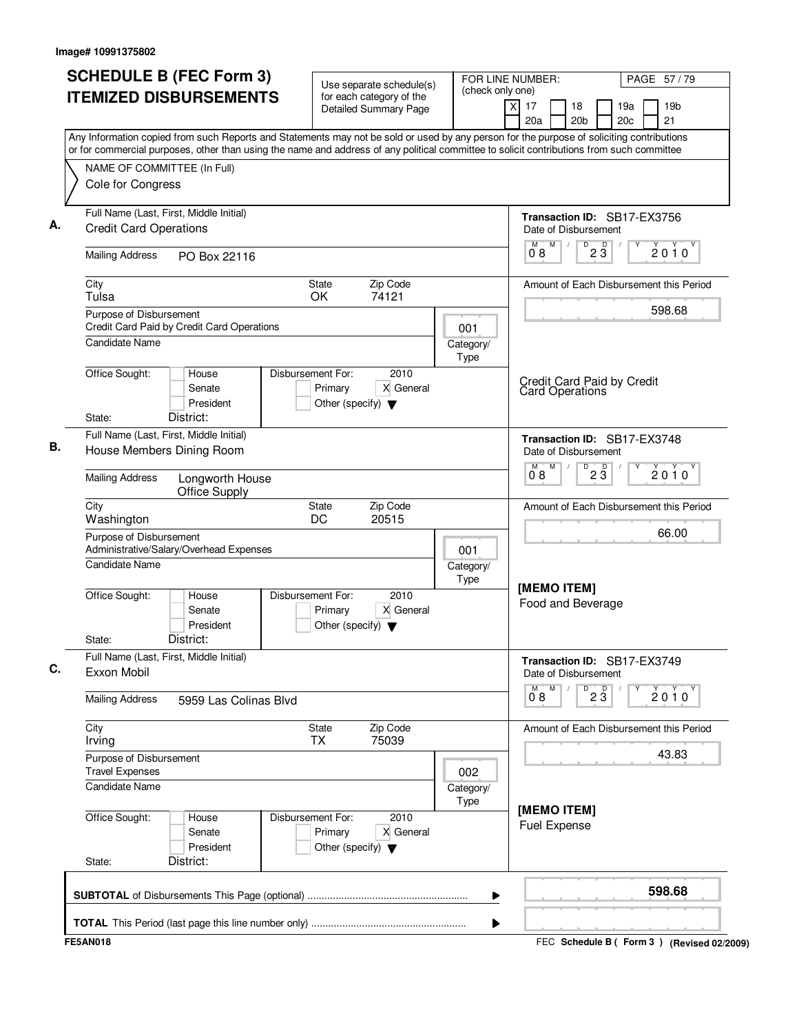Image# 10991375802

# SCHEDULE B (FEC Form 3) ITEMIZED DISBURSEMENTS

Use separate schedule(s) for each category of the Detailed Summary Page

FOR LINE NUMBER: (check only one)
[X] 17 [ ] 18 [ ] 19a [ ] 19b [ ] 20a [ ] 20b [ ] 20c [ ] 21

Any Information copied from such Reports and Statements may not be sold or used by any person for the purpose of soliciting contributions or for commercial purposes, other than using the name and address of any political committee to solicit contributions from such committee

NAME OF COMMITTEE (In Full)
Cole for Congress

---

**A.** Full Name (Last, First, Middle Initial): Credit Card Operations

Mailing Address: PO Box 22116

City: Tulsa | State: OK | Zip Code: 74121

Purpose of Disbursement: Credit Card Paid by Credit Card Operations

Category/Type: 001

Candidate Name:

Office Sought: [ ] House [ ] Senate [ ] President
State: District:

Disbursement For: 2010 [ ] Primary [X] General [ ] Other (specify)

Transaction ID: SB17-EX3756
Date of Disbursement: 08/23/2010

Amount of Each Disbursement this Period: 598.68

Credit Card Paid by Credit Card Operations

---

**B.** Full Name (Last, First, Middle Initial): House Members Dining Room

Mailing Address: Longworth House Office Supply

City: Washington | State: DC | Zip Code: 20515

Purpose of Disbursement: Administrative/Salary/Overhead Expenses

Category/Type: 001

Candidate Name:

Office Sought: [ ] House [ ] Senate [ ] President
State: District:

Disbursement For: 2010 [ ] Primary [X] General [ ] Other (specify)

Transaction ID: SB17-EX3748
Date of Disbursement: 08/23/2010

Amount of Each Disbursement this Period: 66.00

[MEMO ITEM]
Food and Beverage

---

**C.** Full Name (Last, First, Middle Initial): Exxon Mobil

Mailing Address: 5959 Las Colinas Blvd

City: Irving | State: TX | Zip Code: 75039

Purpose of Disbursement: Travel Expenses

Category/Type: 002

Candidate Name:

Office Sought: [ ] House [ ] Senate [ ] President
State: District:

Disbursement For: 2010 [ ] Primary [X] General [ ] Other (specify)

Transaction ID: SB17-EX3749
Date of Disbursement: 08/23/2010

Amount of Each Disbursement this Period: 43.83

[MEMO ITEM]
Fuel Expense

---

**SUBTOTAL** of Disbursements This Page (optional): **598.68**

**TOTAL** This Period (last page this line number only):

FE5AN018

FEC **Schedule B ( Form 3 )** (Revised 02/2009)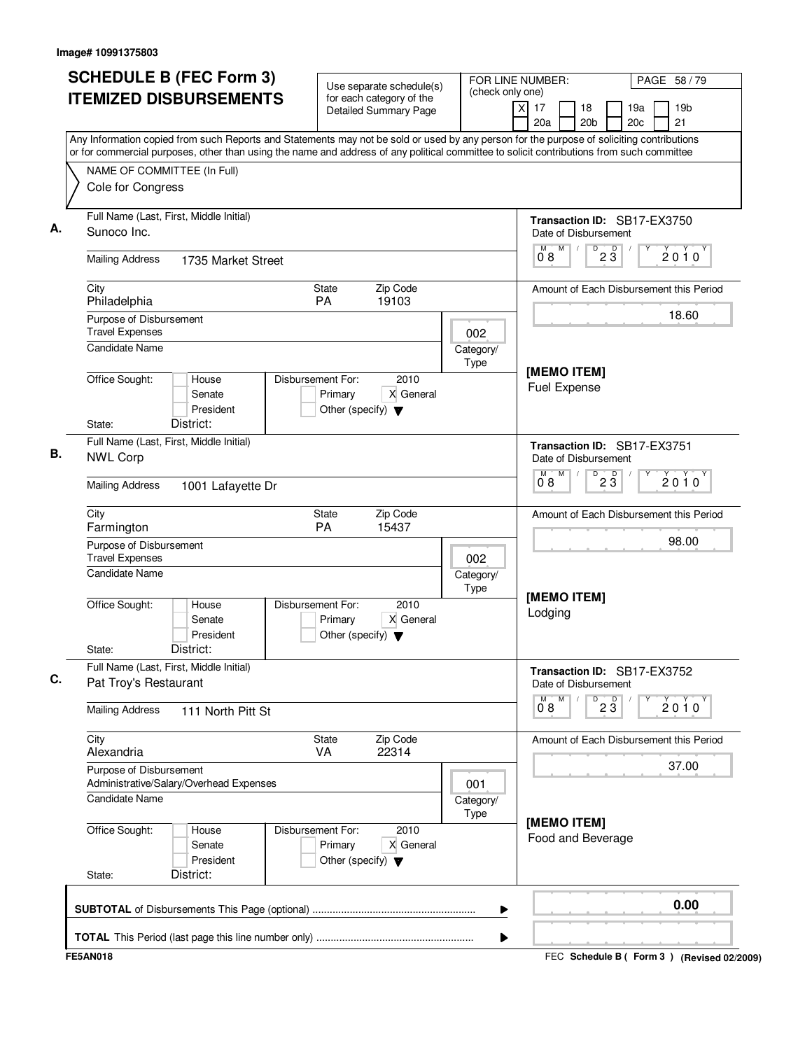Image# 10991375803

# SCHEDULE B (FEC Form 3) ITEMIZED DISBURSEMENTS

Use separate schedule(s) for each category of the Detailed Summary Page

FOR LINE NUMBER: (check only one)
[X] 17 [ ] 18 [ ] 19a [ ] 19b [ ] 20a [ ] 20b [ ] 20c [ ] 21

Any Information copied from such Reports and Statements may not be sold or used by any person for the purpose of soliciting contributions or for commercial purposes, other than using the name and address of any political committee to solicit contributions from such committee

NAME OF COMMITTEE (In Full)
Cole for Congress

**A.**
Full Name (Last, First, Middle Initial): Sunoco Inc.
Mailing Address: 1735 Market Street
City: Philadelphia State: PA Zip Code: 19103
Purpose of Disbursement: Travel Expenses
Category/Type: 002
Candidate Name:
Office Sought: [ ] House [ ] Senate [ ] President
State: District:
Disbursement For: 2010 [ ] Primary [X] General [ ] Other (specify)

Transaction ID: SB17-EX3750
Date of Disbursement: 08/23/2010
Amount of Each Disbursement this Period: 18.60
[MEMO ITEM]
Fuel Expense

**B.**
Full Name (Last, First, Middle Initial): NWL Corp
Mailing Address: 1001 Lafayette Dr
City: Farmington State: PA Zip Code: 15437
Purpose of Disbursement: Travel Expenses
Category/Type: 002
Candidate Name:
Office Sought: [ ] House [ ] Senate [ ] President
State: District:
Disbursement For: 2010 [ ] Primary [X] General [ ] Other (specify)

Transaction ID: SB17-EX3751
Date of Disbursement: 08/23/2010
Amount of Each Disbursement this Period: 98.00
[MEMO ITEM]
Lodging

**C.**
Full Name (Last, First, Middle Initial): Pat Troy's Restaurant
Mailing Address: 111 North Pitt St
City: Alexandria State: VA Zip Code: 22314
Purpose of Disbursement: Administrative/Salary/Overhead Expenses
Category/Type: 001
Candidate Name:
Office Sought: [ ] House [ ] Senate [ ] President
State: District:
Disbursement For: 2010 [ ] Primary [X] General [ ] Other (specify)

Transaction ID: SB17-EX3752
Date of Disbursement: 08/23/2010
Amount of Each Disbursement this Period: 37.00
[MEMO ITEM]
Food and Beverage

**SUBTOTAL** of Disbursements This Page (optional): 0.00

**TOTAL** This Period (last page this line number only):

FE5AN018 FEC Schedule B ( Form 3 ) (Revised 02/2009)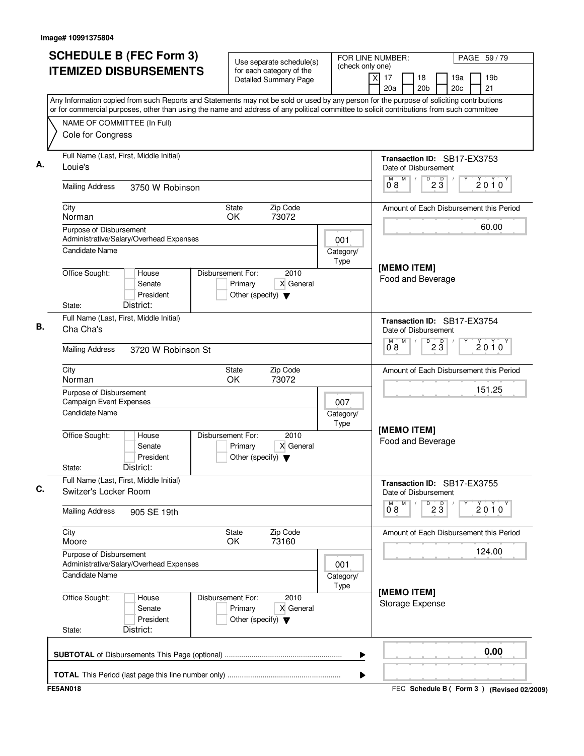Image# 10991375804

# SCHEDULE B (FEC Form 3) ITEMIZED DISBURSEMENTS

Use separate schedule(s) for each category of the Detailed Summary Page

FOR LINE NUMBER: (check only one)
[X] 17 [ ] 18 [ ] 19a [ ] 19b [ ] 20a [ ] 20b [ ] 20c [ ] 21

Any Information copied from such Reports and Statements may not be sold or used by any person for the purpose of soliciting contributions or for commercial purposes, other than using the name and address of any political committee to solicit contributions from such committee

NAME OF COMMITTEE (In Full)
Cole for Congress

## A.

Full Name (Last, First, Middle Initial): Louie's

Mailing Address: 3750 W Robinson

City: Norman | State: OK | Zip Code: 73072

Transaction ID: SB17-EX3753

Date of Disbursement: 08 / 23 / 2010

Amount of Each Disbursement this Period: 60.00

Purpose of Disbursement: Administrative/Salary/Overhead Expenses

Category/Type: 001

Candidate Name:

Office Sought: [ ] House [ ] Senate [ ] President

State: District:

Disbursement For: 2010 [ ] Primary [X] General [ ] Other (specify)

[MEMO ITEM]
Food and Beverage

## B.

Full Name (Last, First, Middle Initial): Cha Cha's

Mailing Address: 3720 W Robinson St

City: Norman | State: OK | Zip Code: 73072

Transaction ID: SB17-EX3754

Date of Disbursement: 08 / 23 / 2010

Amount of Each Disbursement this Period: 151.25

Purpose of Disbursement: Campaign Event Expenses

Category/Type: 007

Candidate Name:

Office Sought: [ ] House [ ] Senate [ ] President

State: District:

Disbursement For: 2010 [ ] Primary [X] General [ ] Other (specify)

[MEMO ITEM]
Food and Beverage

## C.

Full Name (Last, First, Middle Initial): Switzer's Locker Room

Mailing Address: 905 SE 19th

City: Moore | State: OK | Zip Code: 73160

Transaction ID: SB17-EX3755

Date of Disbursement: 08 / 23 / 2010

Amount of Each Disbursement this Period: 124.00

Purpose of Disbursement: Administrative/Salary/Overhead Expenses

Category/Type: 001

Candidate Name:

Office Sought: [ ] House [ ] Senate [ ] President

State: District:

Disbursement For: 2010 [ ] Primary [X] General [ ] Other (specify)

[MEMO ITEM]
Storage Expense

**SUBTOTAL** of Disbursements This Page (optional): 0.00

**TOTAL** This Period (last page this line number only):

FE5AN018 — FEC Schedule B ( Form 3 ) (Revised 02/2009)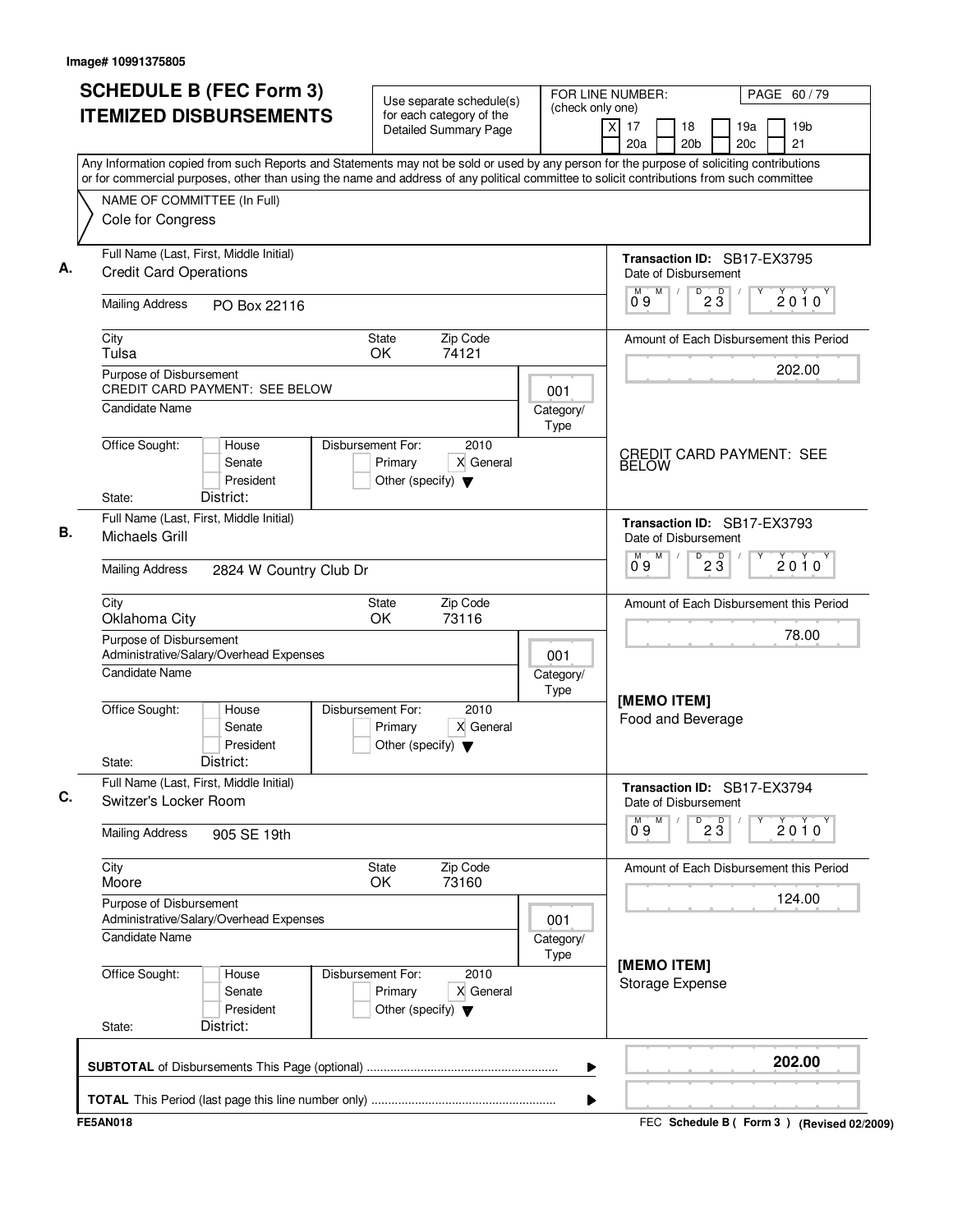Image# 10991375805

# SCHEDULE B (FEC Form 3)
# ITEMIZED DISBURSEMENTS

Use separate schedule(s) for each category of the Detailed Summary Page

FOR LINE NUMBER: (check only one)
[X] 17 [ ] 18 [ ] 19a [ ] 19b [ ] 20a [ ] 20b [ ] 20c [ ] 21

PAGE 60 / 79

Any Information copied from such Reports and Statements may not be sold or used by any person for the purpose of soliciting contributions or for commercial purposes, other than using the name and address of any political committee to solicit contributions from such committee

NAME OF COMMITTEE (In Full)
Cole for Congress

**A.**
Full Name (Last, First, Middle Initial): Credit Card Operations
Mailing Address: PO Box 22116
City: Tulsa | State: OK | Zip Code: 74121
Purpose of Disbursement: CREDIT CARD PAYMENT: SEE BELOW
Category/Type: 001
Candidate Name:
Office Sought: [ ] House [ ] Senate [ ] President
State: District:
Disbursement For: 2010 [ ] Primary [X] General [ ] Other (specify)
Transaction ID: SB17-EX3795
Date of Disbursement: 09/23/2010
Amount of Each Disbursement this Period: 202.00
CREDIT CARD PAYMENT: SEE BELOW

**B.**
Full Name (Last, First, Middle Initial): Michaels Grill
Mailing Address: 2824 W Country Club Dr
City: Oklahoma City | State: OK | Zip Code: 73116
Purpose of Disbursement: Administrative/Salary/Overhead Expenses
Category/Type: 001
Candidate Name:
Office Sought: [ ] House [ ] Senate [ ] President
State: District:
Disbursement For: 2010 [ ] Primary [X] General [ ] Other (specify)
Transaction ID: SB17-EX3793
Date of Disbursement: 09/23/2010
Amount of Each Disbursement this Period: 78.00
[MEMO ITEM]
Food and Beverage

**C.**
Full Name (Last, First, Middle Initial): Switzer's Locker Room
Mailing Address: 905 SE 19th
City: Moore | State: OK | Zip Code: 73160
Purpose of Disbursement: Administrative/Salary/Overhead Expenses
Category/Type: 001
Candidate Name:
Office Sought: [ ] House [ ] Senate [ ] President
State: District:
Disbursement For: 2010 [ ] Primary [X] General [ ] Other (specify)
Transaction ID: SB17-EX3794
Date of Disbursement: 09/23/2010
Amount of Each Disbursement this Period: 124.00
[MEMO ITEM]
Storage Expense

**SUBTOTAL** of Disbursements This Page (optional): **202.00**

**TOTAL** This Period (last page this line number only):

FE5AN018 — FEC Schedule B ( Form 3 ) (Revised 02/2009)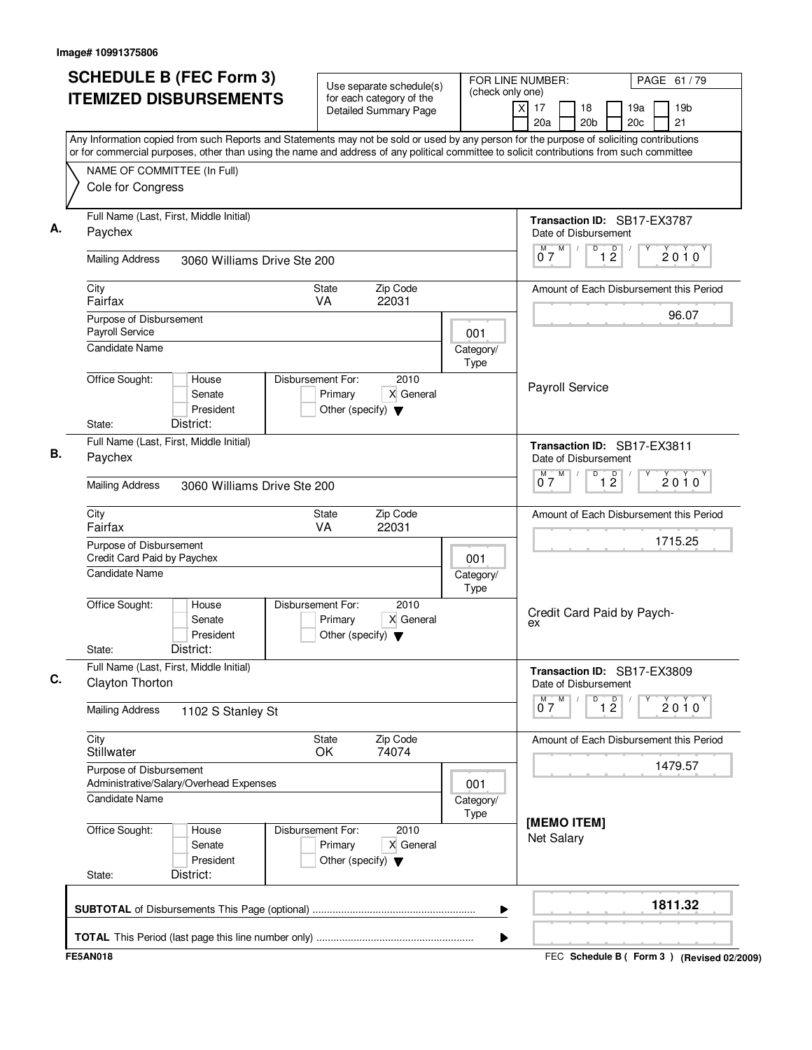Image# 10991375806

# SCHEDULE B (FEC Form 3)
## ITEMIZED DISBURSEMENTS

Use separate schedule(s) for each category of the Detailed Summary Page

FOR LINE NUMBER: (check only one)

- [X] 17
- [ ] 18
- [ ] 19a
- [ ] 19b
- [ ] 20a
- [ ] 20b
- [ ] 20c
- [ ] 21

PAGE 61 / 79

Any Information copied from such Reports and Statements may not be sold or used by any person for the purpose of soliciting contributions or for commercial purposes, other than using the name and address of any political committee to solicit contributions from such committee

NAME OF COMMITTEE (In Full)
Cole for Congress

---

**A.** Full Name (Last, First, Middle Initial): Paychex

Mailing Address: 3060 Williams Drive Ste 200

City: Fairfax | State: VA | Zip Code: 22031

Purpose of Disbursement: Payroll Service

Candidate Name:

Category/Type: 001

Office Sought: [ ] House [ ] Senate [ ] President

State: District:

Disbursement For: 2010 [ ] Primary [X] General [ ] Other (specify)

Transaction ID: SB17-EX3787

Date of Disbursement: 07 / 12 / 2010

Amount of Each Disbursement this Period: 96.07

Payroll Service

---

**B.** Full Name (Last, First, Middle Initial): Paychex

Mailing Address: 3060 Williams Drive Ste 200

City: Fairfax | State: VA | Zip Code: 22031

Purpose of Disbursement: Credit Card Paid by Paychex

Candidate Name:

Category/Type: 001

Office Sought: [ ] House [ ] Senate [ ] President

State: District:

Disbursement For: 2010 [ ] Primary [X] General [ ] Other (specify)

Transaction ID: SB17-EX3811

Date of Disbursement: 07 / 12 / 2010

Amount of Each Disbursement this Period: 1715.25

Credit Card Paid by Paychex

---

**C.** Full Name (Last, First, Middle Initial): Clayton Thorton

Mailing Address: 1102 S Stanley St

City: Stillwater | State: OK | Zip Code: 74074

Purpose of Disbursement: Administrative/Salary/Overhead Expenses

Candidate Name:

Category/Type: 001

Office Sought: [ ] House [ ] Senate [ ] President

State: District:

Disbursement For: 2010 [ ] Primary [X] General [ ] Other (specify)

Transaction ID: SB17-EX3809

Date of Disbursement: 07 / 12 / 2010

Amount of Each Disbursement this Period: 1479.57

[MEMO ITEM]
Net Salary

---

**SUBTOTAL** of Disbursements This Page (optional): **1811.32**

**TOTAL** This Period (last page this line number only):

FE5AN018

FEC **Schedule B ( Form 3 )** (Revised 02/2009)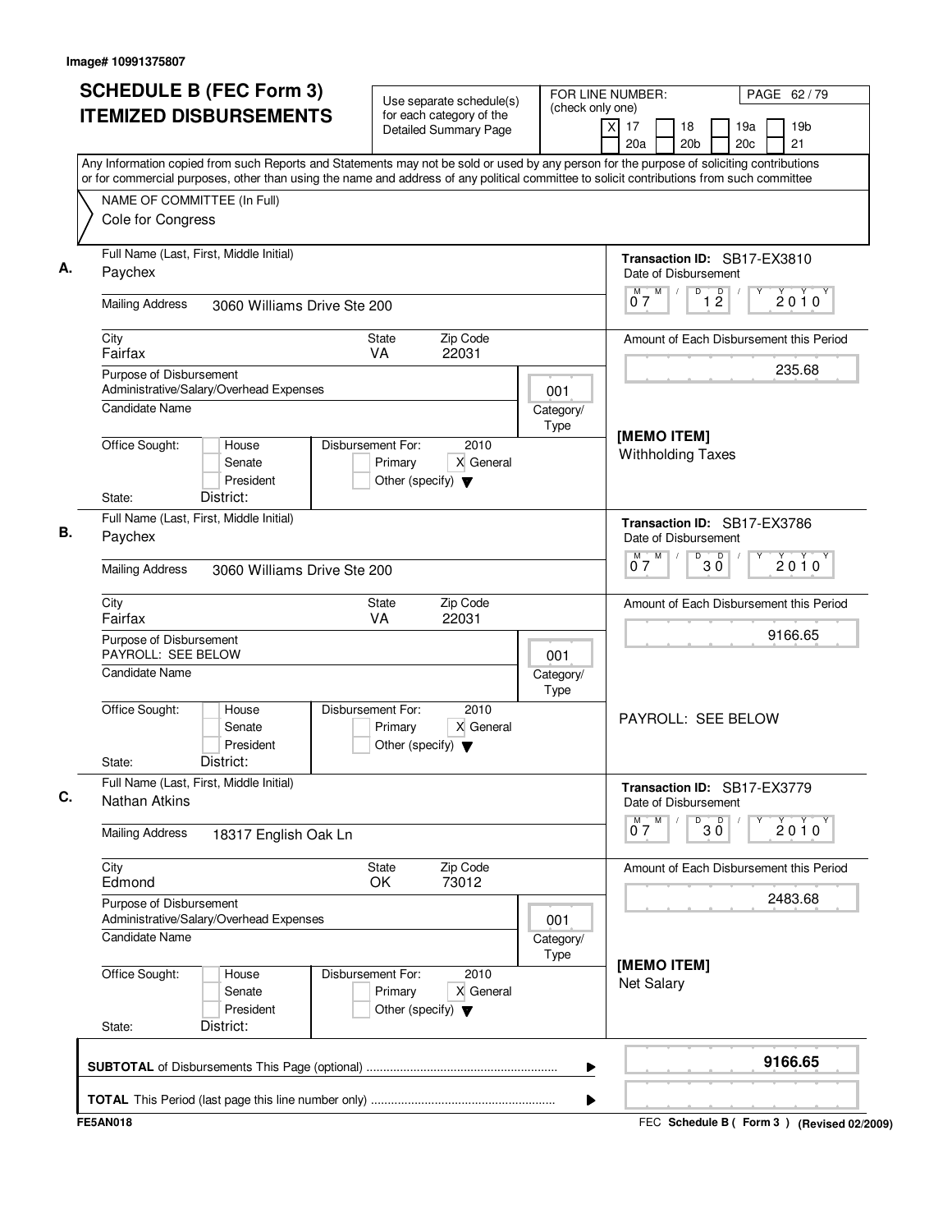Image# 10991375807

# SCHEDULE B (FEC Form 3) ITEMIZED DISBURSEMENTS

Use separate schedule(s) for each category of the Detailed Summary Page

FOR LINE NUMBER: (check only one)
[X] 17 [ ] 18 [ ] 19a [ ] 19b [ ] 20a [ ] 20b [ ] 20c [ ] 21

PAGE 62 / 79

Any Information copied from such Reports and Statements may not be sold or used by any person for the purpose of soliciting contributions or for commercial purposes, other than using the name and address of any political committee to solicit contributions from such committee

NAME OF COMMITTEE (In Full)
Cole for Congress

---

**A.** Full Name (Last, First, Middle Initial): Paychex

Mailing Address: 3060 Williams Drive Ste 200

City: Fairfax | State: VA | Zip Code: 22031

Purpose of Disbursement: Administrative/Salary/Overhead Expenses

Category/Type: 001

Candidate Name:

Office Sought: [ ] House [ ] Senate [ ] President

State: District:

Disbursement For: 2010 [ ] Primary [X] General [ ] Other (specify)

Transaction ID: SB17-EX3810

Date of Disbursement: 07/12/2010

Amount of Each Disbursement this Period: 235.68

[MEMO ITEM]
Withholding Taxes

---

**B.** Full Name (Last, First, Middle Initial): Paychex

Mailing Address: 3060 Williams Drive Ste 200

City: Fairfax | State: VA | Zip Code: 22031

Purpose of Disbursement: PAYROLL: SEE BELOW

Category/Type: 001

Candidate Name:

Office Sought: [ ] House [ ] Senate [ ] President

State: District:

Disbursement For: 2010 [ ] Primary [X] General [ ] Other (specify)

Transaction ID: SB17-EX3786

Date of Disbursement: 07/30/2010

Amount of Each Disbursement this Period: 9166.65

PAYROLL: SEE BELOW

---

**C.** Full Name (Last, First, Middle Initial): Nathan Atkins

Mailing Address: 18317 English Oak Ln

City: Edmond | State: OK | Zip Code: 73012

Purpose of Disbursement: Administrative/Salary/Overhead Expenses

Category/Type: 001

Candidate Name:

Office Sought: [ ] House [ ] Senate [ ] President

State: District:

Disbursement For: 2010 [ ] Primary [X] General [ ] Other (specify)

Transaction ID: SB17-EX3779

Date of Disbursement: 07/30/2010

Amount of Each Disbursement this Period: 2483.68

[MEMO ITEM]
Net Salary

---

**SUBTOTAL** of Disbursements This Page (optional): **9166.65**

**TOTAL** This Period (last page this line number only):

FE5AN018

FEC **Schedule B ( Form 3 )** (Revised 02/2009)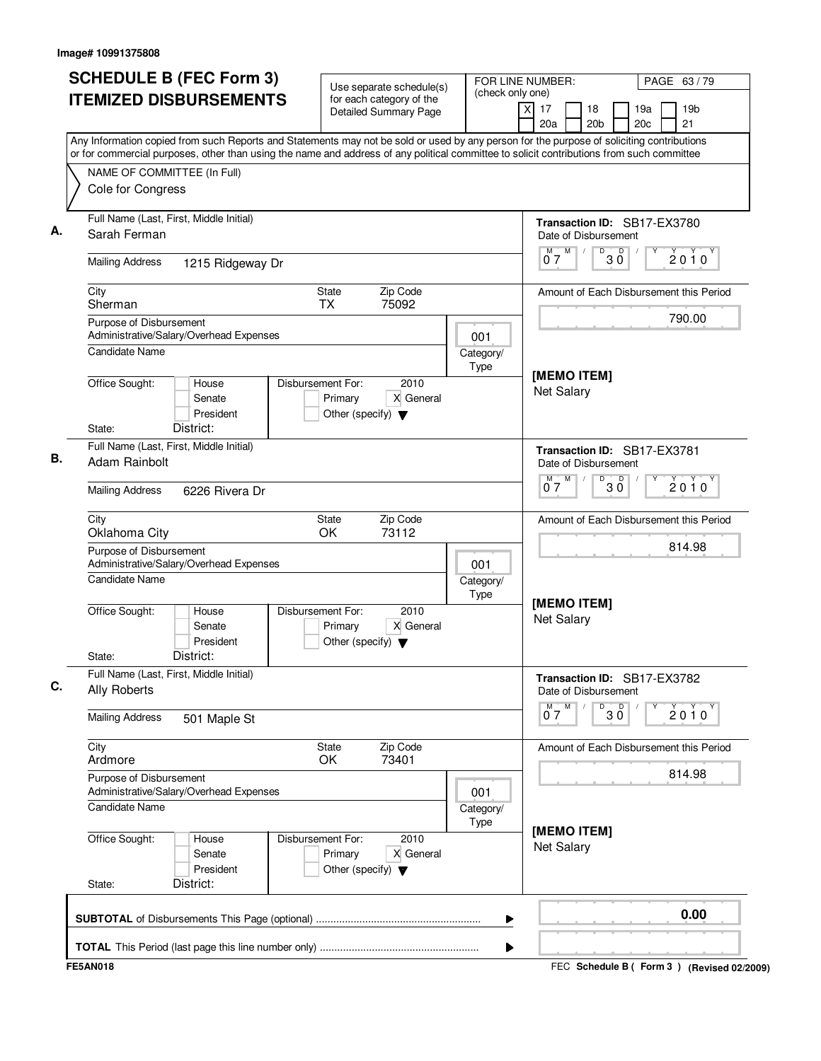Image# 10991375808

# SCHEDULE B (FEC Form 3) ITEMIZED DISBURSEMENTS

Use separate schedule(s) for each category of the Detailed Summary Page

FOR LINE NUMBER: (check only one)
[X] 17 [ ] 18 [ ] 19a [ ] 19b [ ] 20a [ ] 20b [ ] 20c [ ] 21

Any Information copied from such Reports and Statements may not be sold or used by any person for the purpose of soliciting contributions or for commercial purposes, other than using the name and address of any political committee to solicit contributions from such committee

NAME OF COMMITTEE (In Full)
Cole for Congress

---

**A.**

Full Name (Last, First, Middle Initial): Sarah Ferman
Mailing Address: 1215 Ridgeway Dr
City: Sherman State: TX Zip Code: 75092
Purpose of Disbursement: Administrative/Salary/Overhead Expenses
Category/Type: 001
Candidate Name:
Office Sought: [ ] House [ ] Senate [ ] President
State: District:
Disbursement For: 2010 [ ] Primary [X] General [ ] Other (specify)

Transaction ID: SB17-EX3780
Date of Disbursement: 07/30/2010
Amount of Each Disbursement this Period: 790.00

**[MEMO ITEM]**
Net Salary

---

**B.**

Full Name (Last, First, Middle Initial): Adam Rainbolt
Mailing Address: 6226 Rivera Dr
City: Oklahoma City State: OK Zip Code: 73112
Purpose of Disbursement: Administrative/Salary/Overhead Expenses
Category/Type: 001
Candidate Name:
Office Sought: [ ] House [ ] Senate [ ] President
State: District:
Disbursement For: 2010 [ ] Primary [X] General [ ] Other (specify)

Transaction ID: SB17-EX3781
Date of Disbursement: 07/30/2010
Amount of Each Disbursement this Period: 814.98

**[MEMO ITEM]**
Net Salary

---

**C.**

Full Name (Last, First, Middle Initial): Ally Roberts
Mailing Address: 501 Maple St
City: Ardmore State: OK Zip Code: 73401
Purpose of Disbursement: Administrative/Salary/Overhead Expenses
Category/Type: 001
Candidate Name:
Office Sought: [ ] House [ ] Senate [ ] President
State: District:
Disbursement For: 2010 [ ] Primary [X] General [ ] Other (specify)

Transaction ID: SB17-EX3782
Date of Disbursement: 07/30/2010
Amount of Each Disbursement this Period: 814.98

**[MEMO ITEM]**
Net Salary

---

**SUBTOTAL** of Disbursements This Page (optional): 0.00

**TOTAL** This Period (last page this line number only):

FE5AN018 — FEC Schedule B ( Form 3 ) (Revised 02/2009)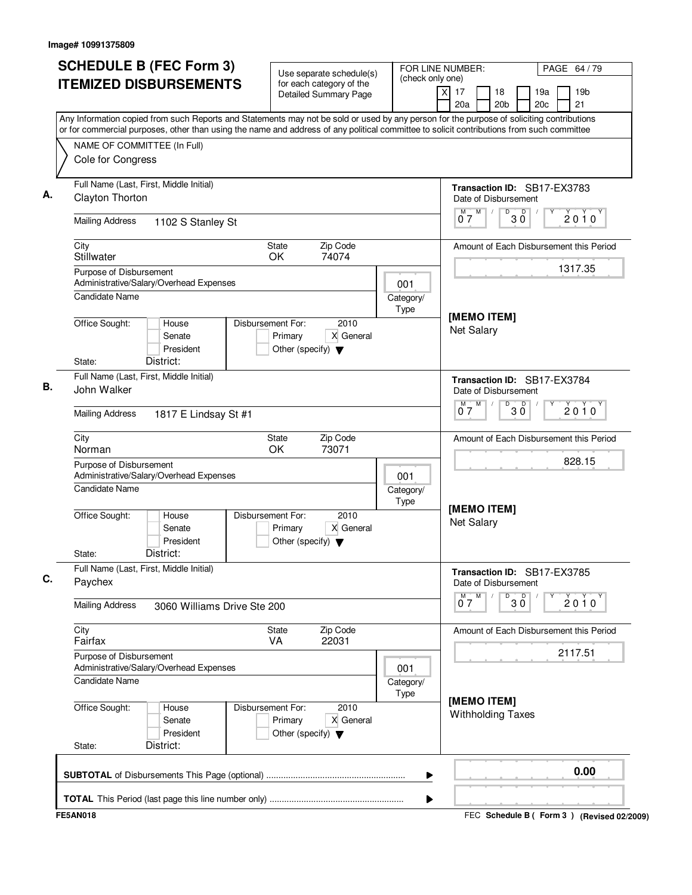Image# 10991375809

# SCHEDULE B (FEC Form 3) ITEMIZED DISBURSEMENTS

Use separate schedule(s) for each category of the Detailed Summary Page

FOR LINE NUMBER: (check only one)
[X] 17 [ ] 18 [ ] 19a [ ] 19b [ ] 20a [ ] 20b [ ] 20c [ ] 21

PAGE 64 / 79

Any Information copied from such Reports and Statements may not be sold or used by any person for the purpose of soliciting contributions or for commercial purposes, other than using the name and address of any political committee to solicit contributions from such committee

NAME OF COMMITTEE (In Full)
Cole for Congress

---

**A.**

Full Name (Last, First, Middle Initial): Clayton Thorton

Mailing Address: 1102 S Stanley St

City: Stillwater | State: OK | Zip Code: 74074

Purpose of Disbursement: Administrative/Salary/Overhead Expenses

Category/Type: 001

Candidate Name:

Office Sought: [ ] House [ ] Senate [ ] President

State: District:

Disbursement For: 2010 [ ] Primary [X] General [ ] Other (specify)

Transaction ID: SB17-EX3783

Date of Disbursement: 07/30/2010

Amount of Each Disbursement this Period: 1317.35

[MEMO ITEM]
Net Salary

---

**B.**

Full Name (Last, First, Middle Initial): John Walker

Mailing Address: 1817 E Lindsay St #1

City: Norman | State: OK | Zip Code: 73071

Purpose of Disbursement: Administrative/Salary/Overhead Expenses

Category/Type: 001

Candidate Name:

Office Sought: [ ] House [ ] Senate [ ] President

State: District:

Disbursement For: 2010 [ ] Primary [X] General [ ] Other (specify)

Transaction ID: SB17-EX3784

Date of Disbursement: 07/30/2010

Amount of Each Disbursement this Period: 828.15

[MEMO ITEM]
Net Salary

---

**C.**

Full Name (Last, First, Middle Initial): Paychex

Mailing Address: 3060 Williams Drive Ste 200

City: Fairfax | State: VA | Zip Code: 22031

Purpose of Disbursement: Administrative/Salary/Overhead Expenses

Category/Type: 001

Candidate Name:

Office Sought: [ ] House [ ] Senate [ ] President

State: District:

Disbursement For: 2010 [ ] Primary [X] General [ ] Other (specify)

Transaction ID: SB17-EX3785

Date of Disbursement: 07/30/2010

Amount of Each Disbursement this Period: 2117.51

[MEMO ITEM]
Withholding Taxes

---

**SUBTOTAL** of Disbursements This Page (optional) ........ 0.00

**TOTAL** This Period (last page this line number only) ........

FE5AN018

FEC **Schedule B ( Form 3 )** (Revised 02/2009)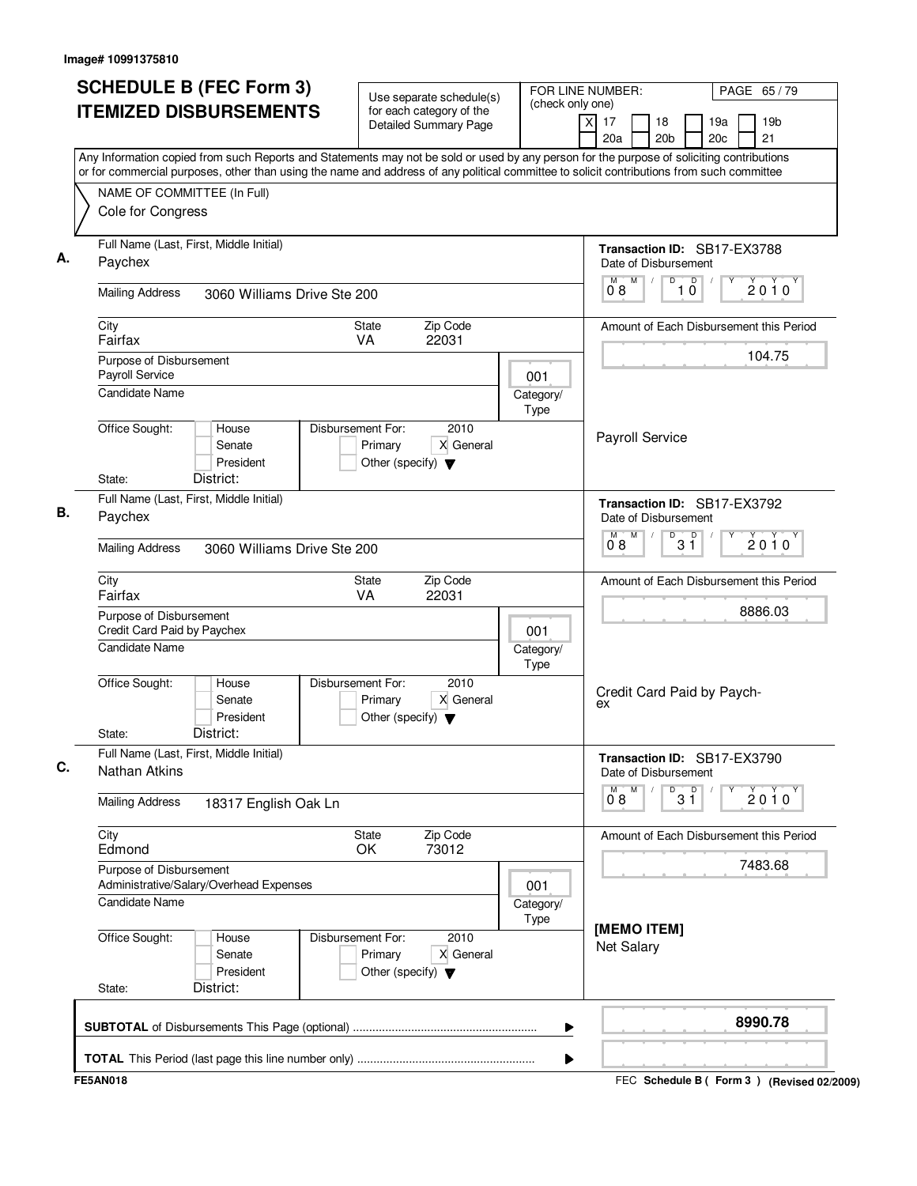Image# 10991375810

# SCHEDULE B (FEC Form 3) ITEMIZED DISBURSEMENTS

Use separate schedule(s) for each category of the Detailed Summary Page

FOR LINE NUMBER: (check only one)
[X] 17 [ ] 18 [ ] 19a [ ] 19b [ ] 20a [ ] 20b [ ] 20c [ ] 21

PAGE 65 / 79

Any Information copied from such Reports and Statements may not be sold or used by any person for the purpose of soliciting contributions or for commercial purposes, other than using the name and address of any political committee to solicit contributions from such committee

NAME OF COMMITTEE (In Full)
Cole for Congress

---

**A.** Full Name (Last, First, Middle Initial): Paychex

Mailing Address: 3060 Williams Drive Ste 200

City: Fairfax | State: VA | Zip Code: 22031

Purpose of Disbursement: Payroll Service

Candidate Name:

Category/Type: 001

Office Sought: [ ] House [ ] Senate [ ] President

State: District:

Disbursement For: 2010 [ ] Primary [X] General [ ] Other (specify)

Transaction ID: SB17-EX3788

Date of Disbursement: 08 / 10 / 2010

Amount of Each Disbursement this Period: 104.75

Payroll Service

---

**B.** Full Name (Last, First, Middle Initial): Paychex

Mailing Address: 3060 Williams Drive Ste 200

City: Fairfax | State: VA | Zip Code: 22031

Purpose of Disbursement: Credit Card Paid by Paychex

Candidate Name:

Category/Type: 001

Office Sought: [ ] House [ ] Senate [ ] President

State: District:

Disbursement For: 2010 [ ] Primary [X] General [ ] Other (specify)

Transaction ID: SB17-EX3792

Date of Disbursement: 08 / 31 / 2010

Amount of Each Disbursement this Period: 8886.03

Credit Card Paid by Paychex

---

**C.** Full Name (Last, First, Middle Initial): Nathan Atkins

Mailing Address: 18317 English Oak Ln

City: Edmond | State: OK | Zip Code: 73012

Purpose of Disbursement: Administrative/Salary/Overhead Expenses

Candidate Name:

Category/Type: 001

Office Sought: [ ] House [ ] Senate [ ] President

State: District:

Disbursement For: 2010 [ ] Primary [X] General [ ] Other (specify)

Transaction ID: SB17-EX3790

Date of Disbursement: 08 / 31 / 2010

Amount of Each Disbursement this Period: 7483.68

[MEMO ITEM]
Net Salary

---

**SUBTOTAL** of Disbursements This Page (optional): 8990.78

**TOTAL** This Period (last page this line number only):

FE5AN018 — FEC Schedule B ( Form 3 ) (Revised 02/2009)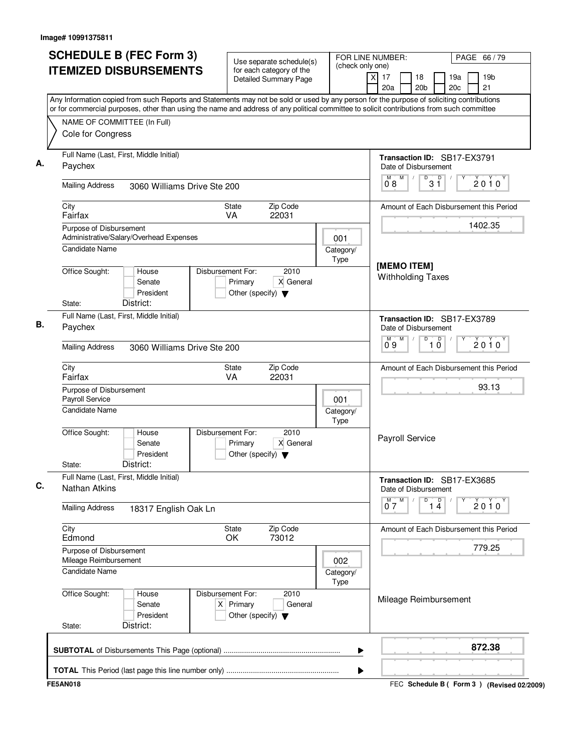Image# 10991375811

# SCHEDULE B (FEC Form 3) ITEMIZED DISBURSEMENTS

Use separate schedule(s) for each category of the Detailed Summary Page

FOR LINE NUMBER: (check only one)
[X] 17 [ ] 18 [ ] 19a [ ] 19b [ ] 20a [ ] 20b [ ] 20c [ ] 21

Any Information copied from such Reports and Statements may not be sold or used by any person for the purpose of soliciting contributions or for commercial purposes, other than using the name and address of any political committee to solicit contributions from such committee

NAME OF COMMITTEE (In Full)
Cole for Congress

## A.

Full Name (Last, First, Middle Initial): Paychex

Mailing Address: 3060 Williams Drive Ste 200

City: Fairfax | State: VA | Zip Code: 22031

Purpose of Disbursement: Administrative/Salary/Overhead Expenses

Category/Type: 001

Candidate Name:

Office Sought: [ ] House [ ] Senate [ ] President

State: District:

Disbursement For: 2010 [ ] Primary [X] General [ ] Other (specify)

Transaction ID: SB17-EX3791

Date of Disbursement: 08/31/2010

Amount of Each Disbursement this Period: 1402.35

[MEMO ITEM]
Withholding Taxes

## B.

Full Name (Last, First, Middle Initial): Paychex

Mailing Address: 3060 Williams Drive Ste 200

City: Fairfax | State: VA | Zip Code: 22031

Purpose of Disbursement: Payroll Service

Category/Type: 001

Candidate Name:

Office Sought: [ ] House [ ] Senate [ ] President

State: District:

Disbursement For: 2010 [ ] Primary [X] General [ ] Other (specify)

Transaction ID: SB17-EX3789

Date of Disbursement: 09/10/2010

Amount of Each Disbursement this Period: 93.13

Payroll Service

## C.

Full Name (Last, First, Middle Initial): Nathan Atkins

Mailing Address: 18317 English Oak Ln

City: Edmond | State: OK | Zip Code: 73012

Purpose of Disbursement: Mileage Reimbursement

Category/Type: 002

Candidate Name:

Office Sought: [ ] House [ ] Senate [ ] President

State: District:

Disbursement For: 2010 [X] Primary [ ] General [ ] Other (specify)

Transaction ID: SB17-EX3685

Date of Disbursement: 07/14/2010

Amount of Each Disbursement this Period: 779.25

Mileage Reimbursement

**SUBTOTAL** of Disbursements This Page (optional): **872.38**

**TOTAL** This Period (last page this line number only):

FE5AN018

FEC **Schedule B ( Form 3 )** **(Revised 02/2009)**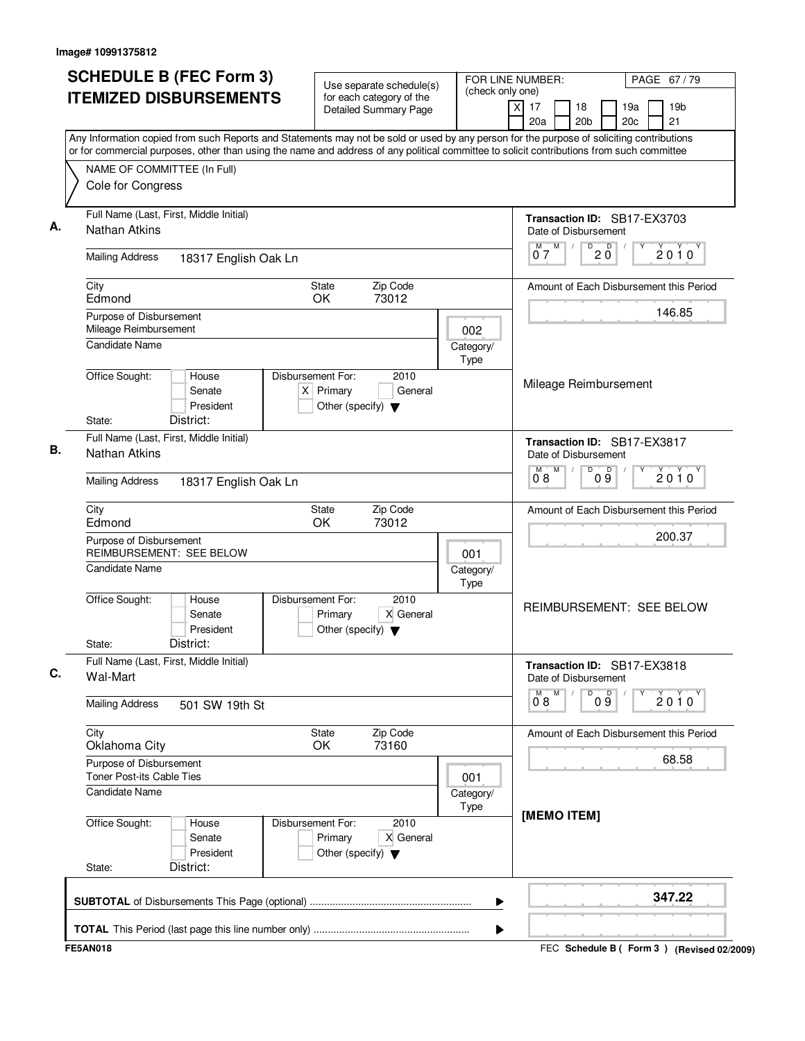Image# 10991375812

# SCHEDULE B (FEC Form 3) ITEMIZED DISBURSEMENTS

Use separate schedule(s) for each category of the Detailed Summary Page

FOR LINE NUMBER: (check only one)
[X] 17 [ ] 18 [ ] 19a [ ] 19b [ ] 20a [ ] 20b [ ] 20c [ ] 21

PAGE 67 / 79

Any Information copied from such Reports and Statements may not be sold or used by any person for the purpose of soliciting contributions or for commercial purposes, other than using the name and address of any political committee to solicit contributions from such committee

NAME OF COMMITTEE (In Full)
Cole for Congress

## A.

Full Name (Last, First, Middle Initial): Nathan Atkins

Mailing Address: 18317 English Oak Ln

City: Edmond | State: OK | Zip Code: 73012

Purpose of Disbursement: Mileage Reimbursement

Category/Type: 002

Candidate Name:

Office Sought: [ ] House [ ] Senate [ ] President

State: District:

Disbursement For: 2010 [X] Primary [ ] General [ ] Other (specify)

Transaction ID: SB17-EX3703

Date of Disbursement: 07/20/2010

Amount of Each Disbursement this Period: 146.85

Mileage Reimbursement

## B.

Full Name (Last, First, Middle Initial): Nathan Atkins

Mailing Address: 18317 English Oak Ln

City: Edmond | State: OK | Zip Code: 73012

Purpose of Disbursement: REIMBURSEMENT: SEE BELOW

Category/Type: 001

Candidate Name:

Office Sought: [ ] House [ ] Senate [ ] President

State: District:

Disbursement For: 2010 [ ] Primary [X] General [ ] Other (specify)

Transaction ID: SB17-EX3817

Date of Disbursement: 08/09/2010

Amount of Each Disbursement this Period: 200.37

REIMBURSEMENT: SEE BELOW

## C.

Full Name (Last, First, Middle Initial): Wal-Mart

Mailing Address: 501 SW 19th St

City: Oklahoma City | State: OK | Zip Code: 73160

Purpose of Disbursement: Toner Post-its Cable Ties

Category/Type: 001

Candidate Name:

Office Sought: [ ] House [ ] Senate [ ] President

State: District:

Disbursement For: 2010 [ ] Primary [X] General [ ] Other (specify)

Transaction ID: SB17-EX3818

Date of Disbursement: 08/09/2010

Amount of Each Disbursement this Period: 68.58

[MEMO ITEM]

SUBTOTAL of Disbursements This Page (optional): 347.22

TOTAL This Period (last page this line number only):

FE5AN018

FEC Schedule B ( Form 3 ) (Revised 02/2009)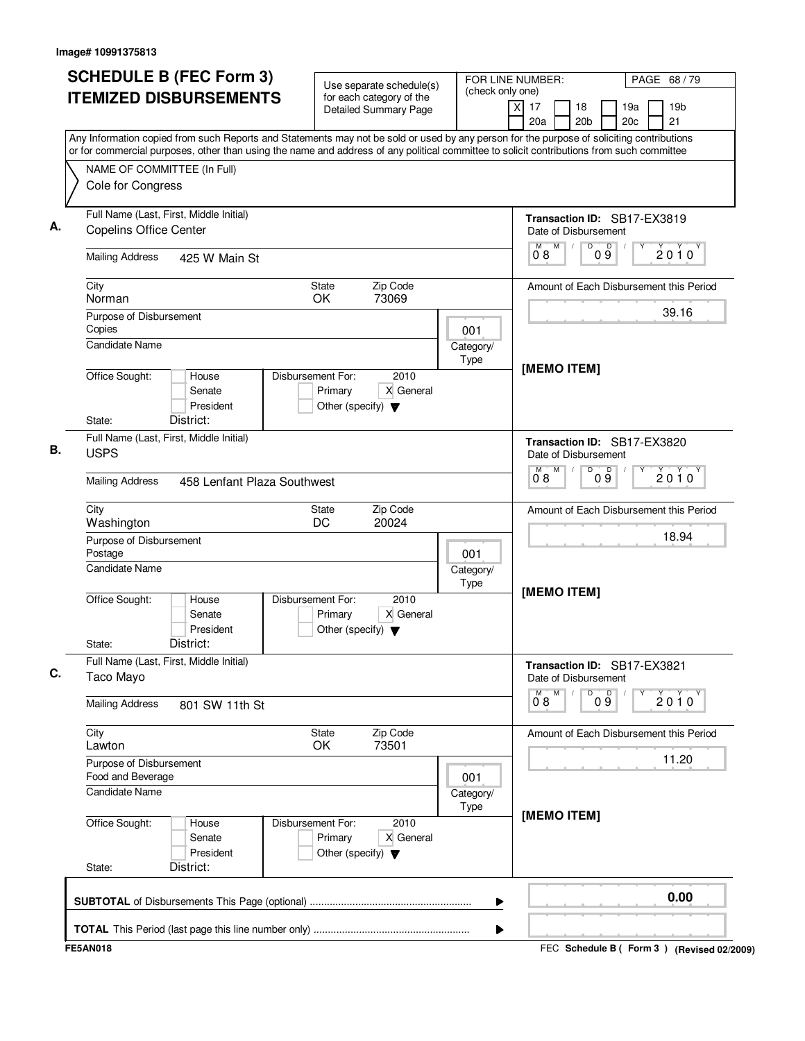Image# 10991375813

# SCHEDULE B (FEC Form 3) ITEMIZED DISBURSEMENTS

Use separate schedule(s) for each category of the Detailed Summary Page

FOR LINE NUMBER: (check only one)

- [X] 17
- [ ] 18
- [ ] 19a
- [ ] 19b
- [ ] 20a
- [ ] 20b
- [ ] 20c
- [ ] 21

Any Information copied from such Reports and Statements may not be sold or used by any person for the purpose of soliciting contributions or for commercial purposes, other than using the name and address of any political committee to solicit contributions from such committee

NAME OF COMMITTEE (In Full)
Cole for Congress

---

**A.** Full Name (Last, First, Middle Initial): Copelins Office Center

Mailing Address: 425 W Main St

City: Norman | State: OK | Zip Code: 73069

Purpose of Disbursement: Copies

Category/Type: 001

Candidate Name:

Office Sought: [ ] House [ ] Senate [ ] President

State: District:

Disbursement For: 2010 [ ] Primary [X] General [ ] Other (specify)

Transaction ID: SB17-EX3819

Date of Disbursement: 08/09/2010

Amount of Each Disbursement this Period: 39.16

[MEMO ITEM]

---

**B.** Full Name (Last, First, Middle Initial): USPS

Mailing Address: 458 Lenfant Plaza Southwest

City: Washington | State: DC | Zip Code: 20024

Purpose of Disbursement: Postage

Category/Type: 001

Candidate Name:

Office Sought: [ ] House [ ] Senate [ ] President

State: District:

Disbursement For: 2010 [ ] Primary [X] General [ ] Other (specify)

Transaction ID: SB17-EX3820

Date of Disbursement: 08/09/2010

Amount of Each Disbursement this Period: 18.94

[MEMO ITEM]

---

**C.** Full Name (Last, First, Middle Initial): Taco Mayo

Mailing Address: 801 SW 11th St

City: Lawton | State: OK | Zip Code: 73501

Purpose of Disbursement: Food and Beverage

Category/Type: 001

Candidate Name:

Office Sought: [ ] House [ ] Senate [ ] President

State: District:

Disbursement For: 2010 [ ] Primary [X] General [ ] Other (specify)

Transaction ID: SB17-EX3821

Date of Disbursement: 08/09/2010

Amount of Each Disbursement this Period: 11.20

[MEMO ITEM]

---

**SUBTOTAL** of Disbursements This Page (optional): 0.00

**TOTAL** This Period (last page this line number only):

FE5AN018

FEC **Schedule B ( Form 3 )** (Revised 02/2009)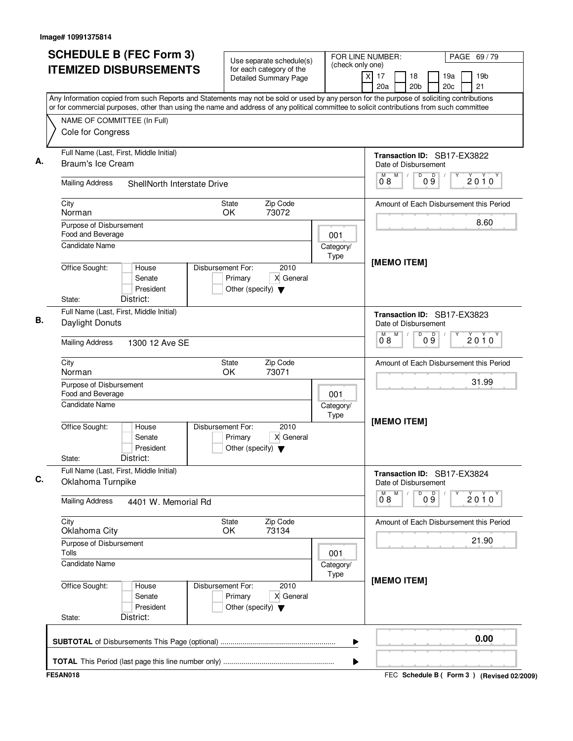Image# 10991375814

# SCHEDULE B (FEC Form 3) ITEMIZED DISBURSEMENTS

Use separate schedule(s) for each category of the Detailed Summary Page

FOR LINE NUMBER: (check only one)

[X] 17 [ ] 18 [ ] 19a [ ] 19b [ ] 20a [ ] 20b [ ] 20c [ ] 21

Any Information copied from such Reports and Statements may not be sold or used by any person for the purpose of soliciting contributions or for commercial purposes, other than using the name and address of any political committee to solicit contributions from such committee

NAME OF COMMITTEE (In Full)
Cole for Congress

## A.

Full Name (Last, First, Middle Initial): Braum's Ice Cream

Mailing Address: ShellNorth Interstate Drive

City: Norman | State: OK | Zip Code: 73072

Purpose of Disbursement: Food and Beverage

Category/Type: 001

Candidate Name:

Office Sought: [ ] House [ ] Senate [ ] President

State: District:

Disbursement For: 2010 [ ] Primary [X] General [ ] Other (specify)

Transaction ID: SB17-EX3822

Date of Disbursement: 08/09/2010

Amount of Each Disbursement this Period: 8.60

[MEMO ITEM]

## B.

Full Name (Last, First, Middle Initial): Daylight Donuts

Mailing Address: 1300 12 Ave SE

City: Norman | State: OK | Zip Code: 73071

Purpose of Disbursement: Food and Beverage

Category/Type: 001

Candidate Name:

Office Sought: [ ] House [ ] Senate [ ] President

State: District:

Disbursement For: 2010 [ ] Primary [X] General [ ] Other (specify)

Transaction ID: SB17-EX3823

Date of Disbursement: 08/09/2010

Amount of Each Disbursement this Period: 31.99

[MEMO ITEM]

## C.

Full Name (Last, First, Middle Initial): Oklahoma Turnpike

Mailing Address: 4401 W. Memorial Rd

City: Oklahoma City | State: OK | Zip Code: 73134

Purpose of Disbursement: Tolls

Category/Type: 001

Candidate Name:

Office Sought: [ ] House [ ] Senate [ ] President

State: District:

Disbursement For: 2010 [ ] Primary [X] General [ ] Other (specify)

Transaction ID: SB17-EX3824

Date of Disbursement: 08/09/2010

Amount of Each Disbursement this Period: 21.90

[MEMO ITEM]

---

**SUBTOTAL** of Disbursements This Page (optional): 0.00

**TOTAL** This Period (last page this line number only):

FE5AN018

FEC **Schedule B ( Form 3 )** (Revised 02/2009)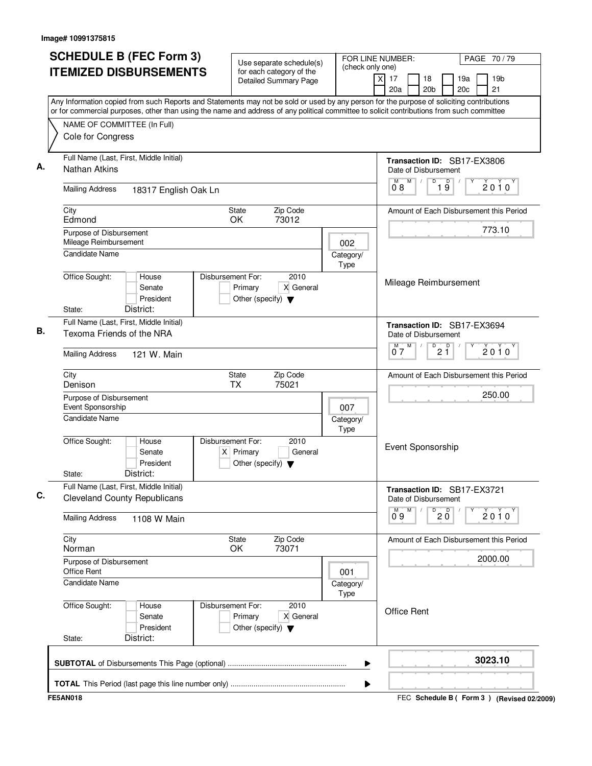Image# 10991375815

# SCHEDULE B (FEC Form 3)
# ITEMIZED DISBURSEMENTS

Use separate schedule(s) for each category of the Detailed Summary Page

FOR LINE NUMBER: (check only one)
[X] 17 [ ] 18 [ ] 19a [ ] 19b [ ] 20a [ ] 20b [ ] 20c [ ] 21

Any Information copied from such Reports and Statements may not be sold or used by any person for the purpose of soliciting contributions or for commercial purposes, other than using the name and address of any political committee to solicit contributions from such committee

NAME OF COMMITTEE (In Full)
Cole for Congress

---

**A.** Full Name (Last, First, Middle Initial): Nathan Atkins

Mailing Address: 18317 English Oak Ln

City: Edmond  State: OK  Zip Code: 73012

Purpose of Disbursement: Mileage Reimbursement

Candidate Name:

Category/Type: 002

Office Sought: [ ] House [ ] Senate [ ] President
State: District:

Disbursement For: 2010 [ ] Primary [X] General [ ] Other (specify)

Transaction ID: SB17-EX3806

Date of Disbursement: 08/19/2010

Amount of Each Disbursement this Period: 773.10

Mileage Reimbursement

---

**B.** Full Name (Last, First, Middle Initial): Texoma Friends of the NRA

Mailing Address: 121 W. Main

City: Denison  State: TX  Zip Code: 75021

Purpose of Disbursement: Event Sponsorship

Candidate Name:

Category/Type: 007

Office Sought: [ ] House [ ] Senate [ ] President
State: District:

Disbursement For: 2010 [X] Primary [ ] General [ ] Other (specify)

Transaction ID: SB17-EX3694

Date of Disbursement: 07/21/2010

Amount of Each Disbursement this Period: 250.00

Event Sponsorship

---

**C.** Full Name (Last, First, Middle Initial): Cleveland County Republicans

Mailing Address: 1108 W Main

City: Norman  State: OK  Zip Code: 73071

Purpose of Disbursement: Office Rent

Candidate Name:

Category/Type: 001

Office Sought: [ ] House [ ] Senate [ ] President
State: District:

Disbursement For: 2010 [ ] Primary [X] General [ ] Other (specify)

Transaction ID: SB17-EX3721

Date of Disbursement: 09/20/2010

Amount of Each Disbursement this Period: 2000.00

Office Rent

---

**SUBTOTAL** of Disbursements This Page (optional): **3023.10**

**TOTAL** This Period (last page this line number only):

FE5AN018 — FEC Schedule B ( Form 3 ) (Revised 02/2009)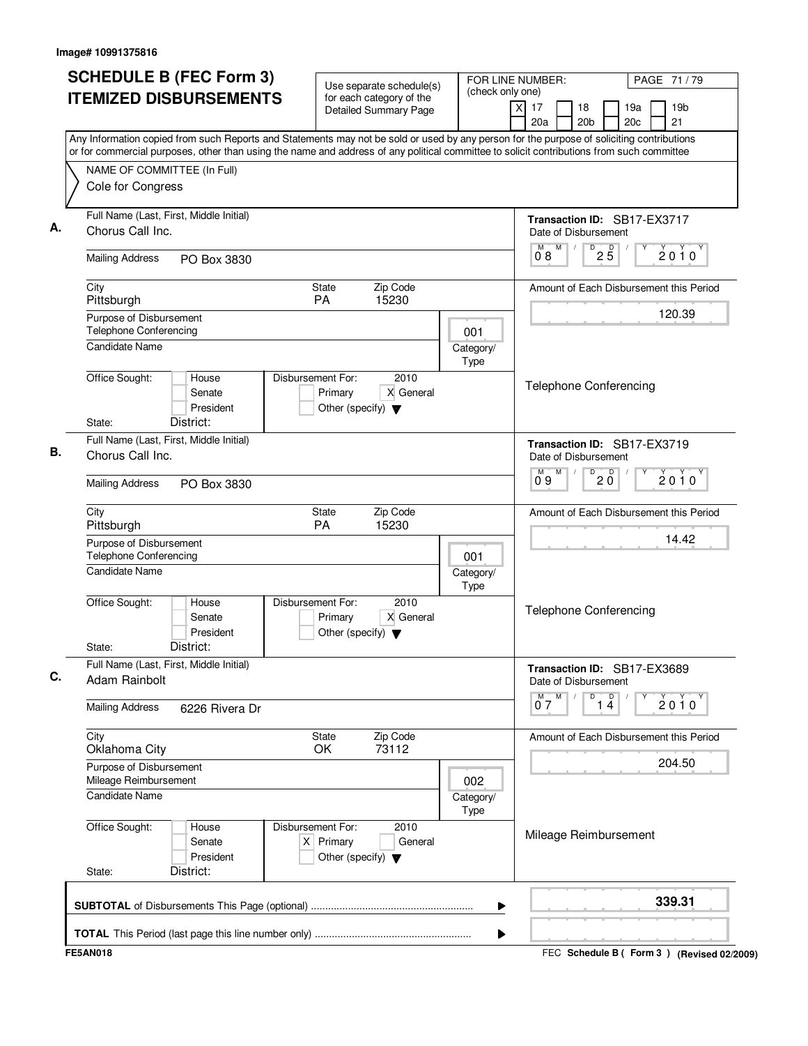Image# 10991375816

# SCHEDULE B (FEC Form 3) ITEMIZED DISBURSEMENTS

Use separate schedule(s) for each category of the Detailed Summary Page

FOR LINE NUMBER: (check only one)

- [X] 17
- [ ] 18
- [ ] 19a
- [ ] 19b
- [ ] 20a
- [ ] 20b
- [ ] 20c
- [ ] 21

PAGE 71 / 79

Any Information copied from such Reports and Statements may not be sold or used by any person for the purpose of soliciting contributions or for commercial purposes, other than using the name and address of any political committee to solicit contributions from such committee

NAME OF COMMITTEE (In Full)
Cole for Congress

---

**A.** Full Name (Last, First, Middle Initial): Chorus Call Inc.

Transaction ID: SB17-EX3717

Mailing Address: PO Box 3830

Date of Disbursement: 08 / 25 / 2010

City: Pittsburgh | State: PA | Zip Code: 15230

Amount of Each Disbursement this Period: 120.39

Purpose of Disbursement: Telephone Conferencing

Category/Type: 001

Candidate Name:

Telephone Conferencing

Office Sought: [ ] House [ ] Senate [ ] President

Disbursement For: 2010 [ ] Primary [X] General [ ] Other (specify)

State: District:

---

**B.** Full Name (Last, First, Middle Initial): Chorus Call Inc.

Transaction ID: SB17-EX3719

Mailing Address: PO Box 3830

Date of Disbursement: 09 / 20 / 2010

City: Pittsburgh | State: PA | Zip Code: 15230

Amount of Each Disbursement this Period: 14.42

Purpose of Disbursement: Telephone Conferencing

Category/Type: 001

Candidate Name:

Telephone Conferencing

Office Sought: [ ] House [ ] Senate [ ] President

Disbursement For: 2010 [ ] Primary [X] General [ ] Other (specify)

State: District:

---

**C.** Full Name (Last, First, Middle Initial): Adam Rainbolt

Transaction ID: SB17-EX3689

Mailing Address: 6226 Rivera Dr

Date of Disbursement: 07 / 14 / 2010

City: Oklahoma City | State: OK | Zip Code: 73112

Amount of Each Disbursement this Period: 204.50

Purpose of Disbursement: Mileage Reimbursement

Category/Type: 002

Candidate Name:

Mileage Reimbursement

Office Sought: [ ] House [ ] Senate [ ] President

Disbursement For: 2010 [X] Primary [ ] General [ ] Other (specify)

State: District:

---

**SUBTOTAL** of Disbursements This Page (optional) ........ **339.31**

**TOTAL** This Period (last page this line number only) ........

FE5AN018 — FEC Schedule B ( Form 3 ) (Revised 02/2009)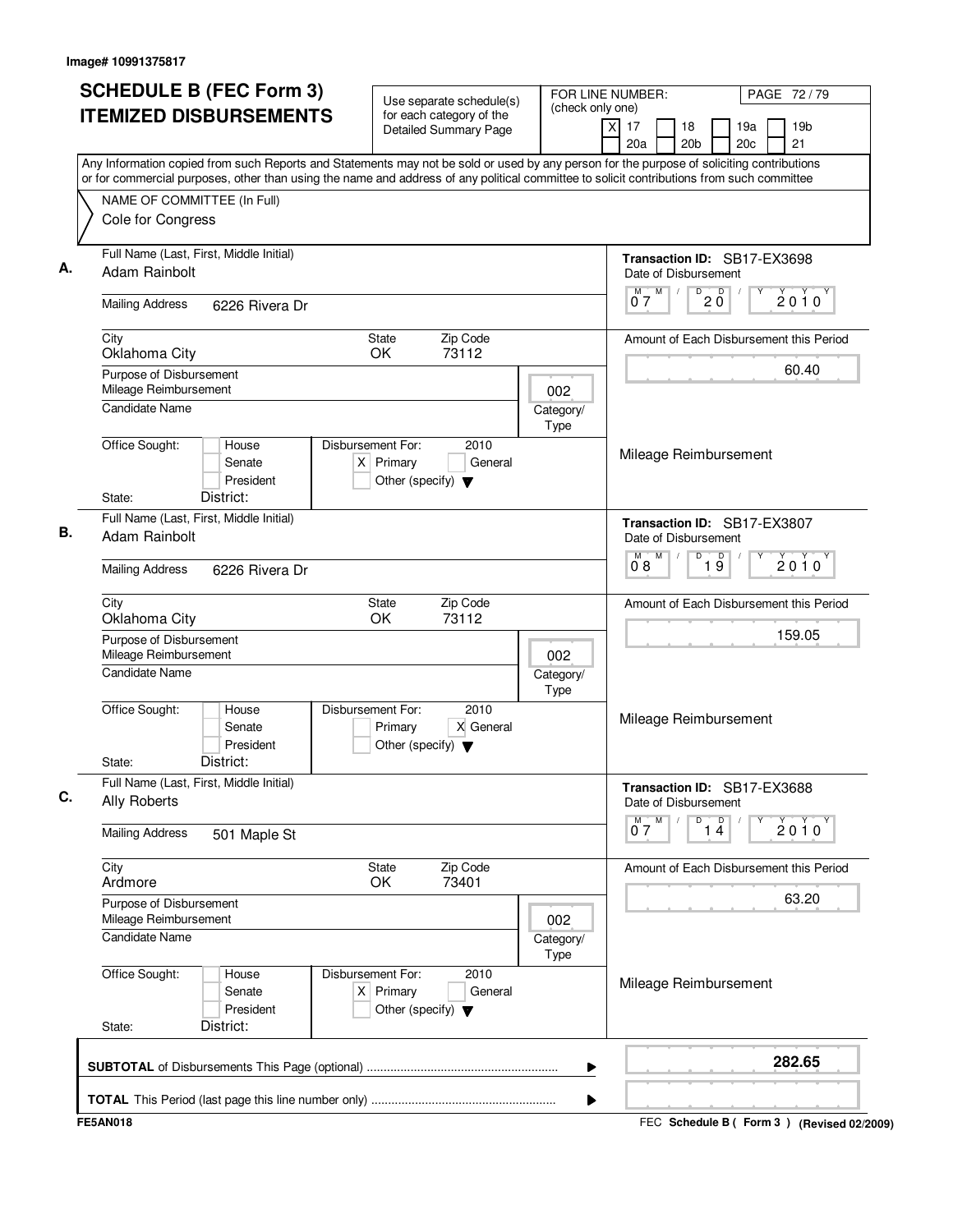Image# 10991375817

# SCHEDULE B (FEC Form 3) ITEMIZED DISBURSEMENTS

Use separate schedule(s) for each category of the Detailed Summary Page

FOR LINE NUMBER: (check only one)
[X] 17 [ ] 18 [ ] 19a [ ] 19b [ ] 20a [ ] 20b [ ] 20c [ ] 21

Any Information copied from such Reports and Statements may not be sold or used by any person for the purpose of soliciting contributions or for commercial purposes, other than using the name and address of any political committee to solicit contributions from such committee

NAME OF COMMITTEE (In Full)
Cole for Congress

**A.**
Full Name (Last, First, Middle Initial): Adam Rainbolt
Mailing Address: 6226 Rivera Dr
City: Oklahoma City | State: OK | Zip Code: 73112
Purpose of Disbursement: Mileage Reimbursement
Category/Type: 002
Candidate Name:
Office Sought: [ ] House [ ] Senate [ ] President
State: District:
Disbursement For: 2010 [X] Primary [ ] General [ ] Other (specify)
Transaction ID: SB17-EX3698
Date of Disbursement: 07/20/2010
Amount of Each Disbursement this Period: 60.40
Mileage Reimbursement

**B.**
Full Name (Last, First, Middle Initial): Adam Rainbolt
Mailing Address: 6226 Rivera Dr
City: Oklahoma City | State: OK | Zip Code: 73112
Purpose of Disbursement: Mileage Reimbursement
Category/Type: 002
Candidate Name:
Office Sought: [ ] House [ ] Senate [ ] President
State: District:
Disbursement For: 2010 [ ] Primary [X] General [ ] Other (specify)
Transaction ID: SB17-EX3807
Date of Disbursement: 08/19/2010
Amount of Each Disbursement this Period: 159.05
Mileage Reimbursement

**C.**
Full Name (Last, First, Middle Initial): Ally Roberts
Mailing Address: 501 Maple St
City: Ardmore | State: OK | Zip Code: 73401
Purpose of Disbursement: Mileage Reimbursement
Category/Type: 002
Candidate Name:
Office Sought: [ ] House [ ] Senate [ ] President
State: District:
Disbursement For: 2010 [X] Primary [ ] General [ ] Other (specify)
Transaction ID: SB17-EX3688
Date of Disbursement: 07/14/2010
Amount of Each Disbursement this Period: 63.20
Mileage Reimbursement

**SUBTOTAL** of Disbursements This Page (optional): **282.65**

**TOTAL** This Period (last page this line number only):

FE5AN018 — FEC Schedule B ( Form 3 ) (Revised 02/2009)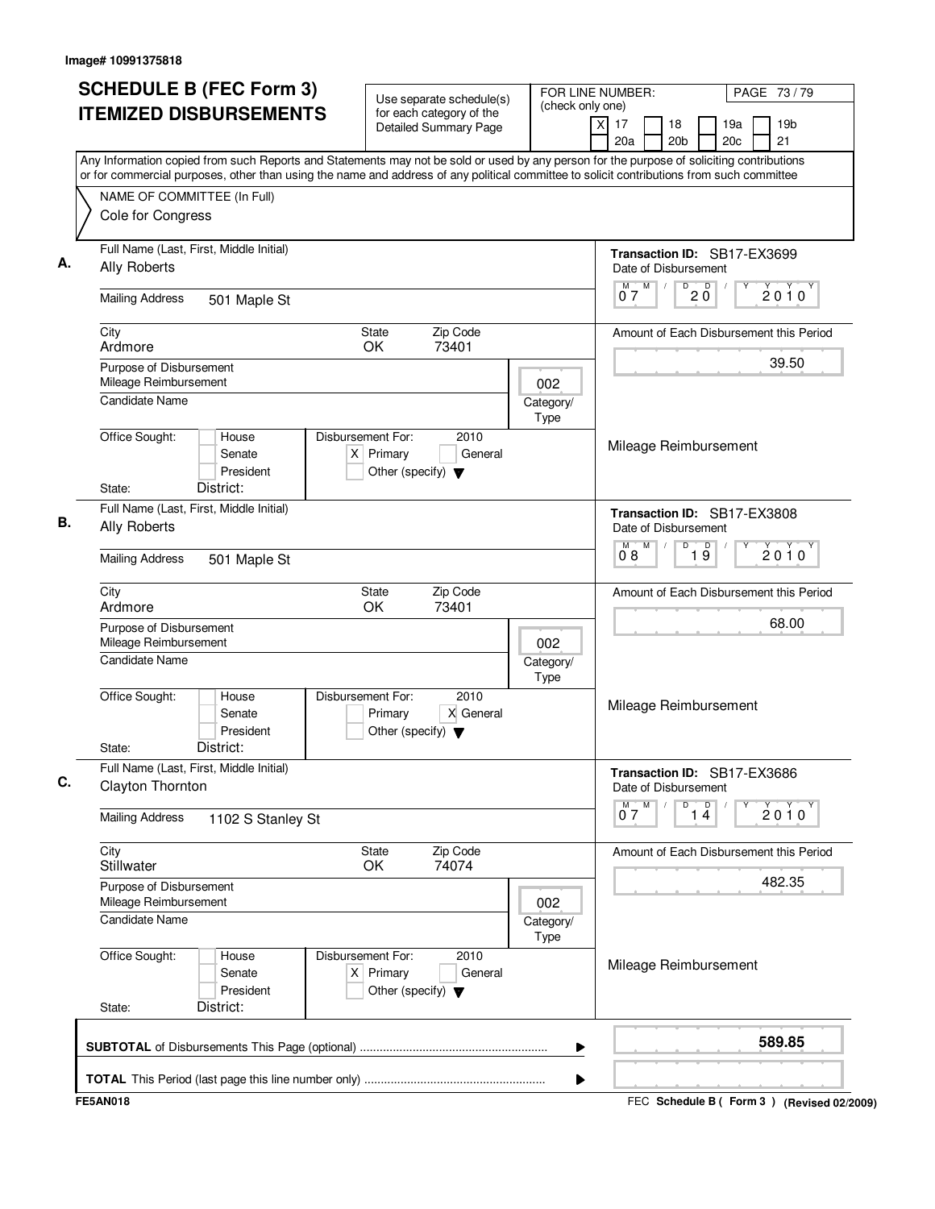Image# 10991375818

# SCHEDULE B (FEC Form 3) ITEMIZED DISBURSEMENTS

Use separate schedule(s) for each category of the Detailed Summary Page

FOR LINE NUMBER: (check only one)

[X] 17 [ ] 18 [ ] 19a [ ] 19b [ ] 20a [ ] 20b [ ] 20c [ ] 21

Any Information copied from such Reports and Statements may not be sold or used by any person for the purpose of soliciting contributions or for commercial purposes, other than using the name and address of any political committee to solicit contributions from such committee

NAME OF COMMITTEE (In Full)
Cole for Congress

---

**A.**

Full Name (Last, First, Middle Initial): Ally Roberts

Mailing Address: 501 Maple St

City: Ardmore | State: OK | Zip Code: 73401

Purpose of Disbursement: Mileage Reimbursement

Category/Type: 002

Candidate Name:

Office Sought: [ ] House [ ] Senate [ ] President
State: District:

Disbursement For: 2010 [X] Primary [ ] General [ ] Other (specify)

Transaction ID: SB17-EX3699

Date of Disbursement: 07/20/2010

Amount of Each Disbursement this Period: 39.50

Mileage Reimbursement

---

**B.**

Full Name (Last, First, Middle Initial): Ally Roberts

Mailing Address: 501 Maple St

City: Ardmore | State: OK | Zip Code: 73401

Purpose of Disbursement: Mileage Reimbursement

Category/Type: 002

Candidate Name:

Office Sought: [ ] House [ ] Senate [ ] President
State: District:

Disbursement For: 2010 [ ] Primary [X] General [ ] Other (specify)

Transaction ID: SB17-EX3808

Date of Disbursement: 08/19/2010

Amount of Each Disbursement this Period: 68.00

Mileage Reimbursement

---

**C.**

Full Name (Last, First, Middle Initial): Clayton Thornton

Mailing Address: 1102 S Stanley St

City: Stillwater | State: OK | Zip Code: 74074

Purpose of Disbursement: Mileage Reimbursement

Category/Type: 002

Candidate Name:

Office Sought: [ ] House [ ] Senate [ ] President
State: District:

Disbursement For: 2010 [X] Primary [ ] General [ ] Other (specify)

Transaction ID: SB17-EX3686

Date of Disbursement: 07/14/2010

Amount of Each Disbursement this Period: 482.35

Mileage Reimbursement

---

**SUBTOTAL** of Disbursements This Page (optional): **589.85**

**TOTAL** This Period (last page this line number only):

FE5AN018

FEC **Schedule B ( Form 3 )** **(Revised 02/2009)**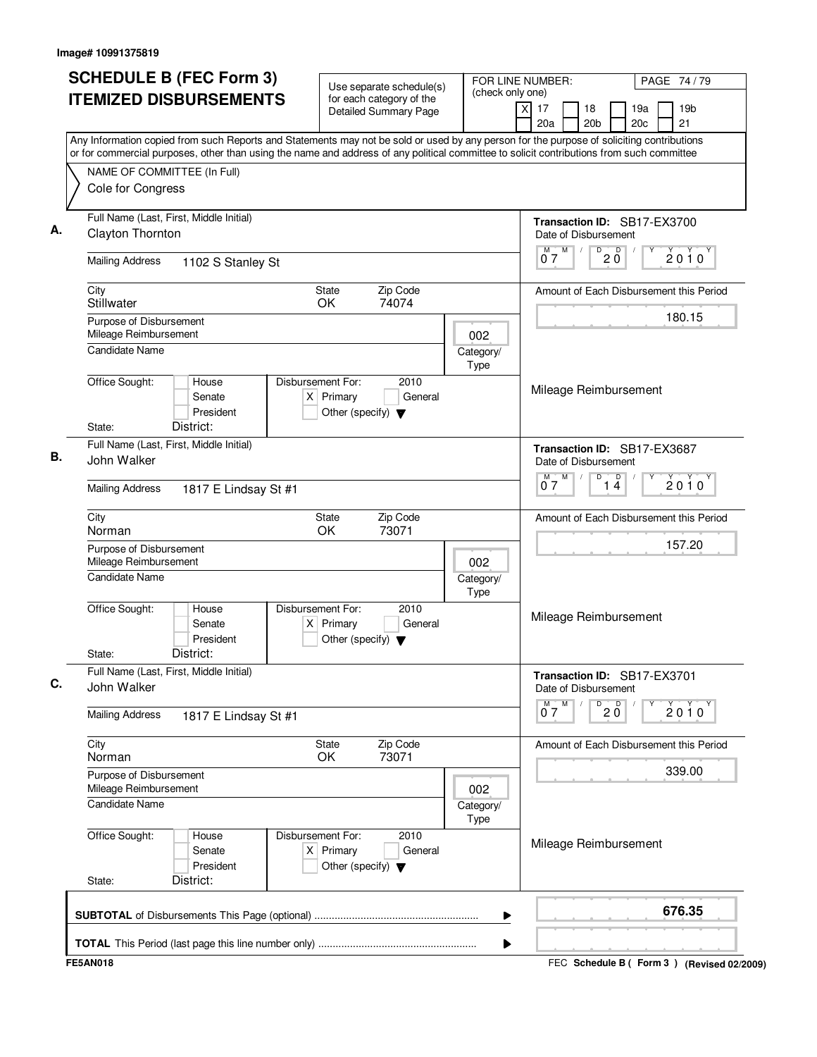Image# 10991375819

# SCHEDULE B (FEC Form 3) ITEMIZED DISBURSEMENTS

Use separate schedule(s) for each category of the Detailed Summary Page

FOR LINE NUMBER: (check only one)
[X] 17 [ ] 18 [ ] 19a [ ] 19b [ ] 20a [ ] 20b [ ] 20c [ ] 21

PAGE 74 / 79

Any Information copied from such Reports and Statements may not be sold or used by any person for the purpose of soliciting contributions or for commercial purposes, other than using the name and address of any political committee to solicit contributions from such committee

NAME OF COMMITTEE (In Full)
Cole for Congress

---

**A.**

Full Name (Last, First, Middle Initial): Clayton Thornton

Mailing Address: 1102 S Stanley St

City: Stillwater | State: OK | Zip Code: 74074

Purpose of Disbursement: Mileage Reimbursement

Category/Type: 002

Candidate Name:

Office Sought: [ ] House [ ] Senate [ ] President
State: District:

Disbursement For: 2010 [X] Primary [ ] General [ ] Other (specify)

Transaction ID: SB17-EX3700
Date of Disbursement: 07/20/2010

Amount of Each Disbursement this Period: 180.15

Mileage Reimbursement

---

**B.**

Full Name (Last, First, Middle Initial): John Walker

Mailing Address: 1817 E Lindsay St #1

City: Norman | State: OK | Zip Code: 73071

Purpose of Disbursement: Mileage Reimbursement

Category/Type: 002

Candidate Name:

Office Sought: [ ] House [ ] Senate [ ] President
State: District:

Disbursement For: 2010 [X] Primary [ ] General [ ] Other (specify)

Transaction ID: SB17-EX3687
Date of Disbursement: 07/14/2010

Amount of Each Disbursement this Period: 157.20

Mileage Reimbursement

---

**C.**

Full Name (Last, First, Middle Initial): John Walker

Mailing Address: 1817 E Lindsay St #1

City: Norman | State: OK | Zip Code: 73071

Purpose of Disbursement: Mileage Reimbursement

Category/Type: 002

Candidate Name:

Office Sought: [ ] House [ ] Senate [ ] President
State: District:

Disbursement For: 2010 [X] Primary [ ] General [ ] Other (specify)

Transaction ID: SB17-EX3701
Date of Disbursement: 07/20/2010

Amount of Each Disbursement this Period: 339.00

Mileage Reimbursement

---

**SUBTOTAL** of Disbursements This Page (optional): **676.35**

**TOTAL** This Period (last page this line number only):

FE5AN018 — FEC Schedule B ( Form 3 ) (Revised 02/2009)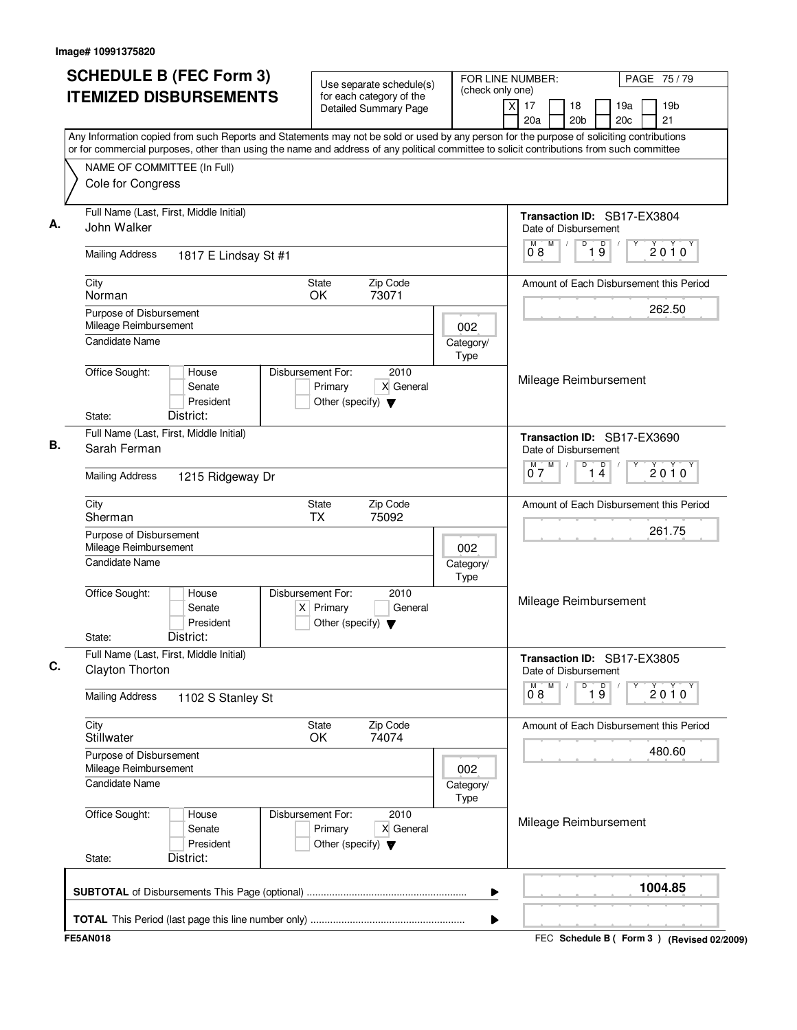Image# 10991375820

# SCHEDULE B (FEC Form 3) ITEMIZED DISBURSEMENTS

Use separate schedule(s) for each category of the Detailed Summary Page

FOR LINE NUMBER: (check only one)

[X] 17 [ ] 18 [ ] 19a [ ] 19b [ ] 20a [ ] 20b [ ] 20c [ ] 21

Any Information copied from such Reports and Statements may not be sold or used by any person for the purpose of soliciting contributions or for commercial purposes, other than using the name and address of any political committee to solicit contributions from such committee

NAME OF COMMITTEE (In Full)
Cole for Congress

## A.

Full Name (Last, First, Middle Initial): John Walker

Transaction ID: SB17-EX3804

Date of Disbursement: 08 / 19 / 2010

Mailing Address: 1817 E Lindsay St #1

City: Norman | State: OK | Zip Code: 73071

Amount of Each Disbursement this Period: 262.50

Purpose of Disbursement: Mileage Reimbursement

Category/Type: 002

Candidate Name:

Office Sought: [ ] House [ ] Senate [ ] President

State: District:

Disbursement For: 2010 [ ] Primary [X] General [ ] Other (specify)

Mileage Reimbursement

## B.

Full Name (Last, First, Middle Initial): Sarah Ferman

Transaction ID: SB17-EX3690

Date of Disbursement: 07 / 14 / 2010

Mailing Address: 1215 Ridgeway Dr

City: Sherman | State: TX | Zip Code: 75092

Amount of Each Disbursement this Period: 261.75

Purpose of Disbursement: Mileage Reimbursement

Category/Type: 002

Candidate Name:

Office Sought: [ ] House [ ] Senate [ ] President

State: District:

Disbursement For: 2010 [X] Primary [ ] General [ ] Other (specify)

Mileage Reimbursement

## C.

Full Name (Last, First, Middle Initial): Clayton Thorton

Transaction ID: SB17-EX3805

Date of Disbursement: 08 / 19 / 2010

Mailing Address: 1102 S Stanley St

City: Stillwater | State: OK | Zip Code: 74074

Amount of Each Disbursement this Period: 480.60

Purpose of Disbursement: Mileage Reimbursement

Category/Type: 002

Candidate Name:

Office Sought: [ ] House [ ] Senate [ ] President

State: District:

Disbursement For: 2010 [ ] Primary [X] General [ ] Other (specify)

Mileage Reimbursement

**SUBTOTAL** of Disbursements This Page (optional): 1004.85

**TOTAL** This Period (last page this line number only):

FE5AN018 | FEC **Schedule B ( Form 3 )** (Revised 02/2009)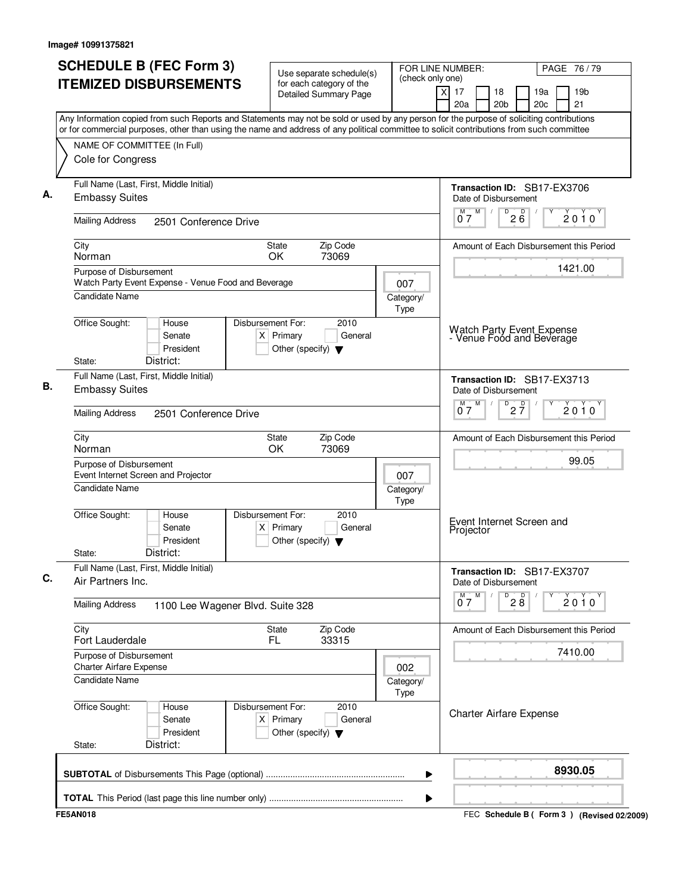Image# 10991375821

# SCHEDULE B (FEC Form 3) ITEMIZED DISBURSEMENTS

Use separate schedule(s) for each category of the Detailed Summary Page

FOR LINE NUMBER: (check only one)

[X] 17 [ ] 18 [ ] 19a [ ] 19b [ ] 20a [ ] 20b [ ] 20c [ ] 21

PAGE 76 / 79

Any Information copied from such Reports and Statements may not be sold or used by any person for the purpose of soliciting contributions or for commercial purposes, other than using the name and address of any political committee to solicit contributions from such committee

NAME OF COMMITTEE (In Full)
Cole for Congress

---

**A.** Full Name (Last, First, Middle Initial): Embassy Suites

Mailing Address: 2501 Conference Drive

City: Norman | State: OK | Zip Code: 73069

Purpose of Disbursement: Watch Party Event Expense - Venue Food and Beverage

Category/Type: 007

Candidate Name:

Office Sought: [ ] House [ ] Senate [ ] President

State: District:

Disbursement For: 2010 [X] Primary [ ] General [ ] Other (specify)

Transaction ID: SB17-EX3706

Date of Disbursement: 07/26/2010

Amount of Each Disbursement this Period: 1421.00

Watch Party Event Expense - Venue Food and Beverage

---

**B.** Full Name (Last, First, Middle Initial): Embassy Suites

Mailing Address: 2501 Conference Drive

City: Norman | State: OK | Zip Code: 73069

Purpose of Disbursement: Event Internet Screen and Projector

Category/Type: 007

Candidate Name:

Office Sought: [ ] House [ ] Senate [ ] President

State: District:

Disbursement For: 2010 [X] Primary [ ] General [ ] Other (specify)

Transaction ID: SB17-EX3713

Date of Disbursement: 07/27/2010

Amount of Each Disbursement this Period: 99.05

Event Internet Screen and Projector

---

**C.** Full Name (Last, First, Middle Initial): Air Partners Inc.

Mailing Address: 1100 Lee Wagener Blvd. Suite 328

City: Fort Lauderdale | State: FL | Zip Code: 33315

Purpose of Disbursement: Charter Airfare Expense

Category/Type: 002

Candidate Name:

Office Sought: [ ] House [ ] Senate [ ] President

State: District:

Disbursement For: 2010 [X] Primary [ ] General [ ] Other (specify)

Transaction ID: SB17-EX3707

Date of Disbursement: 07/28/2010

Amount of Each Disbursement this Period: 7410.00

Charter Airfare Expense

---

**SUBTOTAL** of Disbursements This Page (optional): **8930.05**

**TOTAL** This Period (last page this line number only):

FE5AN018 — FEC Schedule B ( Form 3 ) (Revised 02/2009)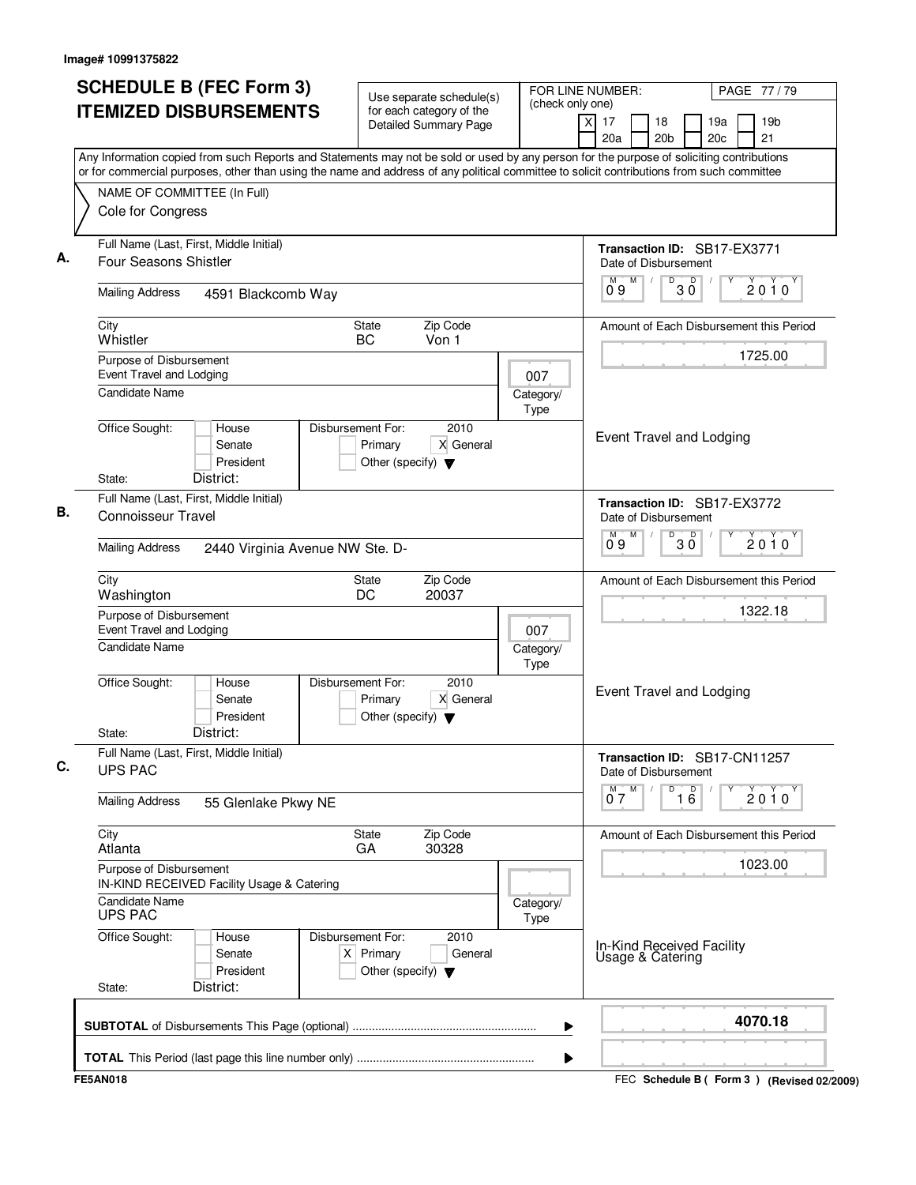Image# 10991375822

# SCHEDULE B (FEC Form 3) ITEMIZED DISBURSEMENTS

Use separate schedule(s) for each category of the Detailed Summary Page

FOR LINE NUMBER: (check only one)
[X] 17 [ ] 18 [ ] 19a [ ] 19b [ ] 20a [ ] 20b [ ] 20c [ ] 21

PAGE 77 / 79

Any Information copied from such Reports and Statements may not be sold or used by any person for the purpose of soliciting contributions or for commercial purposes, other than using the name and address of any political committee to solicit contributions from such committee

NAME OF COMMITTEE (In Full)
Cole for Congress

---

**A.**

Full Name (Last, First, Middle Initial): Four Seasons Shistler

Mailing Address: 4591 Blackcomb Way

City: Whistler | State: BC | Zip Code: Von 1

Purpose of Disbursement: Event Travel and Lodging

Category/Type: 007

Candidate Name:

Office Sought: [ ] House [ ] Senate [ ] President

State: District:

Disbursement For: 2010 [ ] Primary [X] General [ ] Other (specify)

Transaction ID: SB17-EX3771

Date of Disbursement: 09/30/2010

Amount of Each Disbursement this Period: 1725.00

Event Travel and Lodging

---

**B.**

Full Name (Last, First, Middle Initial): Connoisseur Travel

Mailing Address: 2440 Virginia Avenue NW Ste. D-

City: Washington | State: DC | Zip Code: 20037

Purpose of Disbursement: Event Travel and Lodging

Category/Type: 007

Candidate Name:

Office Sought: [ ] House [ ] Senate [ ] President

State: District:

Disbursement For: 2010 [ ] Primary [X] General [ ] Other (specify)

Transaction ID: SB17-EX3772

Date of Disbursement: 09/30/2010

Amount of Each Disbursement this Period: 1322.18

Event Travel and Lodging

---

**C.**

Full Name (Last, First, Middle Initial): UPS PAC

Mailing Address: 55 Glenlake Pkwy NE

City: Atlanta | State: GA | Zip Code: 30328

Purpose of Disbursement: IN-KIND RECEIVED Facility Usage & Catering

Category/Type:

Candidate Name: UPS PAC

Office Sought: [ ] House [ ] Senate [ ] President

State: District:

Disbursement For: 2010 [X] Primary [ ] General [ ] Other (specify)

Transaction ID: SB17-CN11257

Date of Disbursement: 07/16/2010

Amount of Each Disbursement this Period: 1023.00

In-Kind Received Facility Usage & Catering

---

**SUBTOTAL** of Disbursements This Page (optional): 4070.18

**TOTAL** This Period (last page this line number only):

FE5AN018

FEC **Schedule B ( Form 3 )** (Revised 02/2009)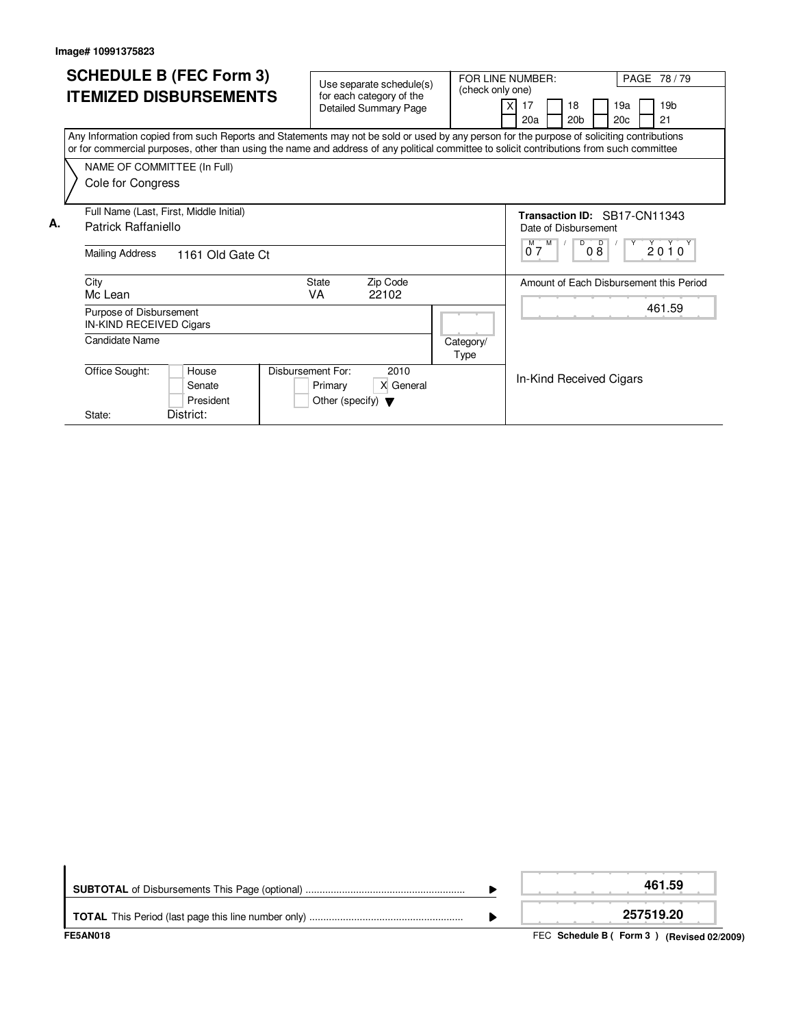Image# 10991375823

# SCHEDULE B (FEC Form 3) ITEMIZED DISBURSEMENTS

Use separate schedule(s) for each category of the Detailed Summary Page

FOR LINE NUMBER: (check only one)

- [X] 17
- [ ] 18
- [ ] 19a
- [ ] 19b
- [ ] 20a
- [ ] 20b
- [ ] 20c
- [ ] 21

PAGE 78 / 79

Any Information copied from such Reports and Statements may not be sold or used by any person for the purpose of soliciting contributions or for commercial purposes, other than using the name and address of any political committee to solicit contributions from such committee

NAME OF COMMITTEE (In Full)
Cole for Congress

**A.**

| Field | Value |
|---|---|
| Full Name (Last, First, Middle Initial) | Patrick Raffaniello |
| Mailing Address | 1161 Old Gate Ct |
| City | Mc Lean |
| State | VA |
| Zip Code | 22102 |
| Purpose of Disbursement | IN-KIND RECEIVED Cigars |
| Candidate Name | |
| Category/Type | |
| Office Sought | [ ] House [ ] Senate [ ] President |
| State | |
| District | |
| Disbursement For: 2010 | [ ] Primary [X] General [ ] Other (specify) |
| Transaction ID | SB17-CN11343 |
| Date of Disbursement | 07 / 08 / 2010 |
| Amount of Each Disbursement this Period | 461.59 |
| Memo | In-Kind Received Cigars |

| | |
|---|---|
| **SUBTOTAL** of Disbursements This Page (optional) | **461.59** |
| **TOTAL** This Period (last page this line number only) | **257519.20** |

FE5AN018

FEC **Schedule B ( Form 3 ) (Revised 02/2009)**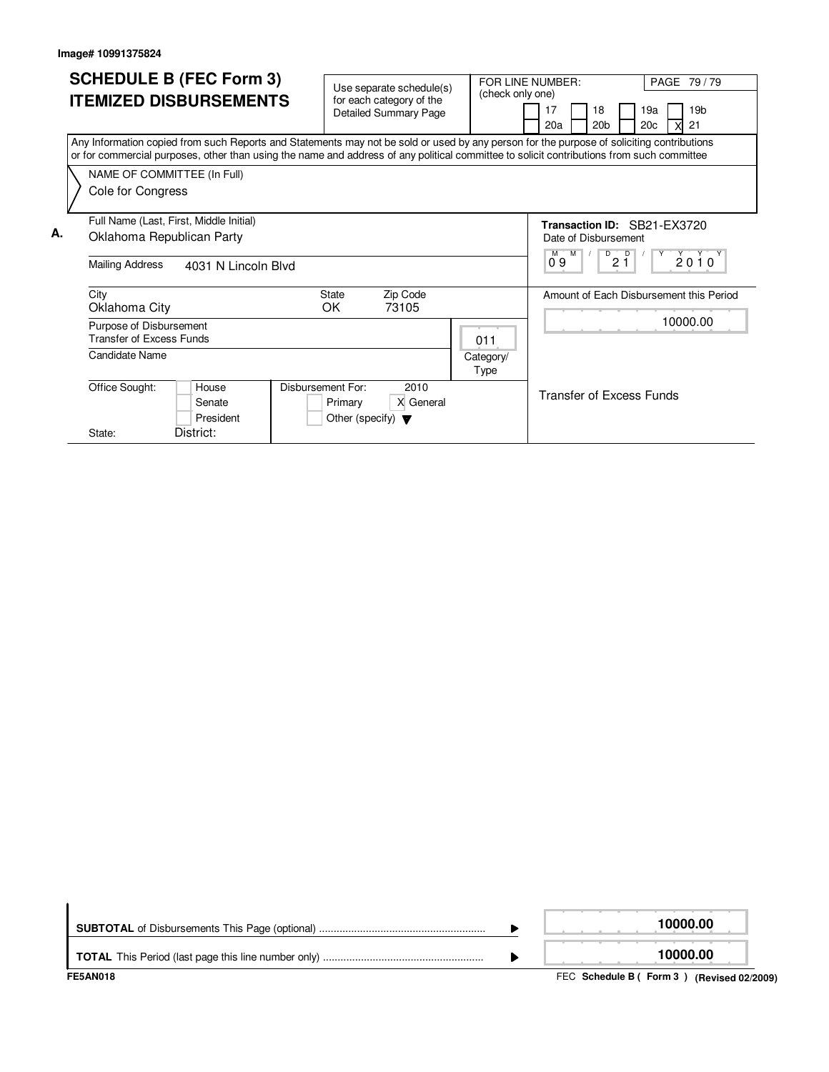Image# 10991375824

# SCHEDULE B (FEC Form 3)
# ITEMIZED DISBURSEMENTS

Use separate schedule(s) for each category of the Detailed Summary Page

FOR LINE NUMBER: (check only one)

17 | 18 | 19a | 19b | 20a | 20b | 20c | X 21

PAGE 79 / 79

Any Information copied from such Reports and Statements may not be sold or used by any person for the purpose of soliciting contributions or for commercial purposes, other than using the name and address of any political committee to solicit contributions from such committee

NAME OF COMMITTEE (In Full)
Cole for Congress

**A.**

Full Name (Last, First, Middle Initial)
Oklahoma Republican Party

Mailing Address: 4031 N Lincoln Blvd

City: Oklahoma City
State: OK
Zip Code: 73105

Purpose of Disbursement
Transfer of Excess Funds

Category/Type: 011

Candidate Name

Office Sought: House / Senate / President
State: District:

Disbursement For: 2010
Primary | X General | Other (specify)

**Transaction ID:** SB21-EX3720

Date of Disbursement: 09 / 21 / 2010

Amount of Each Disbursement this Period: 10000.00

Transfer of Excess Funds

| | |
|---|---|
| **SUBTOTAL** of Disbursements This Page (optional) | 10000.00 |
| **TOTAL** This Period (last page this line number only) | 10000.00 |

FE5AN018

FEC **Schedule B ( Form 3 )** **(Revised 02/2009)**